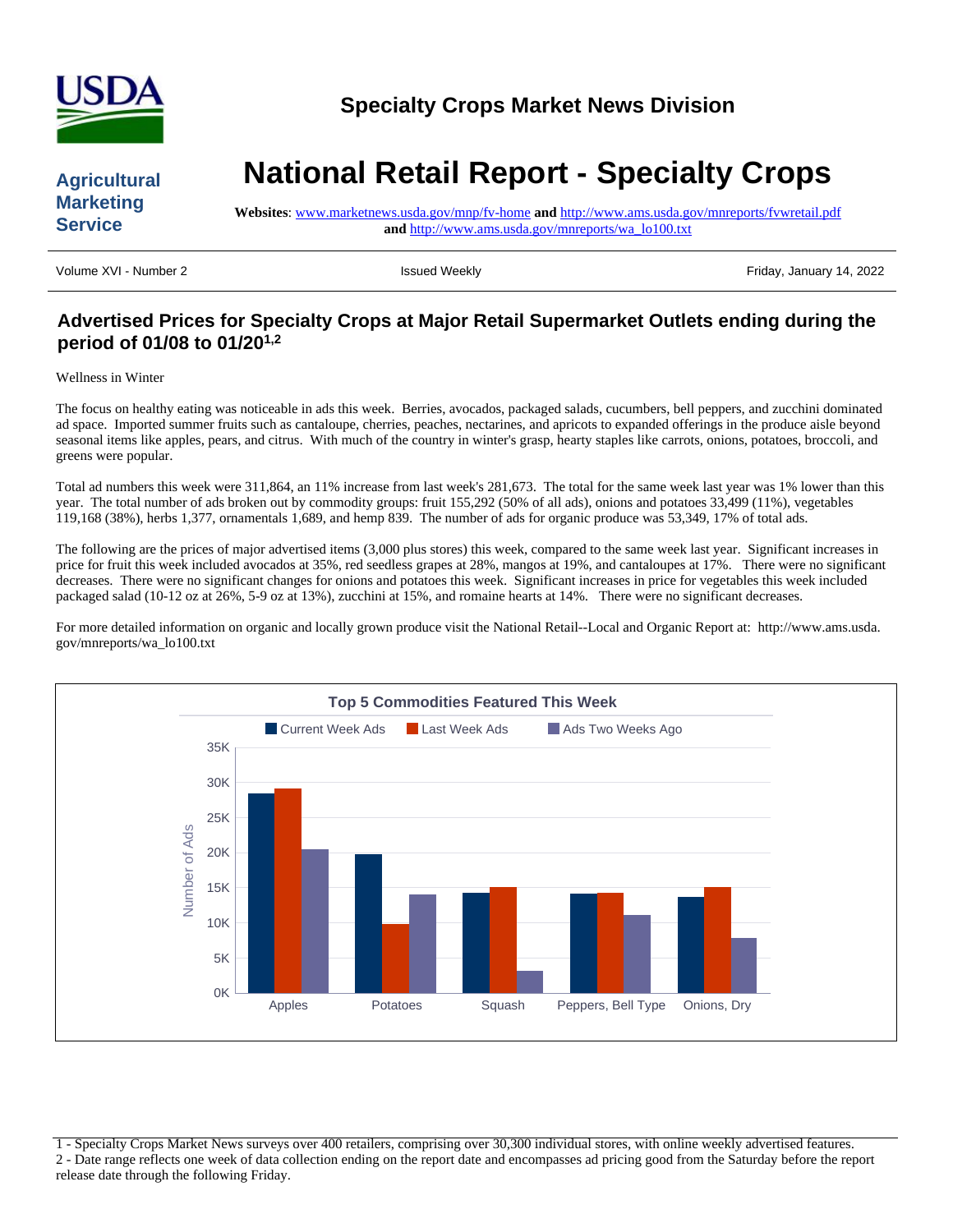# Specialty Crops Market News Division

**Agricultural Marketing Service**

# National Retail Report - Specialty Crops

**Websites**: www.marketnews.usda.gov/mnp/fv-home **and** http://www.ams.usda.gov/mnreports/fvwretail.pdf **and** http://www.ams.usda.gov/mnreports/wa_lo100.txt

Volume XVI - Number 2 | Issued Weekly | Friday, January 14, 2022

## Advertised Prices for Specialty Crops at Major Retail Supermarket Outlets ending during the period of 01/08 to 01/20[1,2]

Wellness in Winter

The focus on healthy eating was noticeable in ads this week. Berries, avocados, packaged salads, cucumbers, bell peppers, and zucchini dominated ad space. Imported summer fruits such as cantaloupe, cherries, peaches, nectarines, and apricots to expanded offerings in the produce aisle beyond seasonal items like apples, pears, and citrus. With much of the country in winter's grasp, hearty staples like carrots, onions, potatoes, broccoli, and greens were popular.

Total ad numbers this week were 311,864, an 11% increase from last week's 281,673. The total for the same week last year was 1% lower than this year. The total number of ads broken out by commodity groups: fruit 155,292 (50% of all ads), onions and potatoes 33,499 (11%), vegetables 119,168 (38%), herbs 1,377, ornamentals 1,689, and hemp 839. The number of ads for organic produce was 53,349, 17% of total ads.

The following are the prices of major advertised items (3,000 plus stores) this week, compared to the same week last year. Significant increases in price for fruit this week included avocados at 35%, red seedless grapes at 28%, mangos at 19%, and cantaloupes at 17%. There were no significant decreases. There were no significant changes for onions and potatoes this week. Significant increases in price for vegetables this week included packaged salad (10-12 oz at 26%, 5-9 oz at 13%), zucchini at 15%, and romaine hearts at 14%. There were no significant decreases.

For more detailed information on organic and locally grown produce visit the National Retail--Local and Organic Report at: http://www.ams.usda.gov/mnreports/wa_lo100.txt

**Top 5 Commodities Featured This Week**

| Commodity | Current Week Ads | Last Week Ads | Ads Two Weeks Ago |
|---|---|---|---|
| Apples | ~28.5K | ~29K | ~20.5K |
| Potatoes | ~19.8K | ~9.8K | ~14K |
| Squash | ~14.2K | ~15K | ~3.2K |
| Peppers, Bell Type | ~14.1K | ~14.2K | ~11.1K |
| Onions, Dry | ~13.7K | ~15K | ~7.8K |

1 - Specialty Crops Market News surveys over 400 retailers, comprising over 30,300 individual stores, with online weekly advertised features.
2 - Date range reflects one week of data collection ending on the report date and encompasses ad pricing good from the Saturday before the report release date through the following Friday.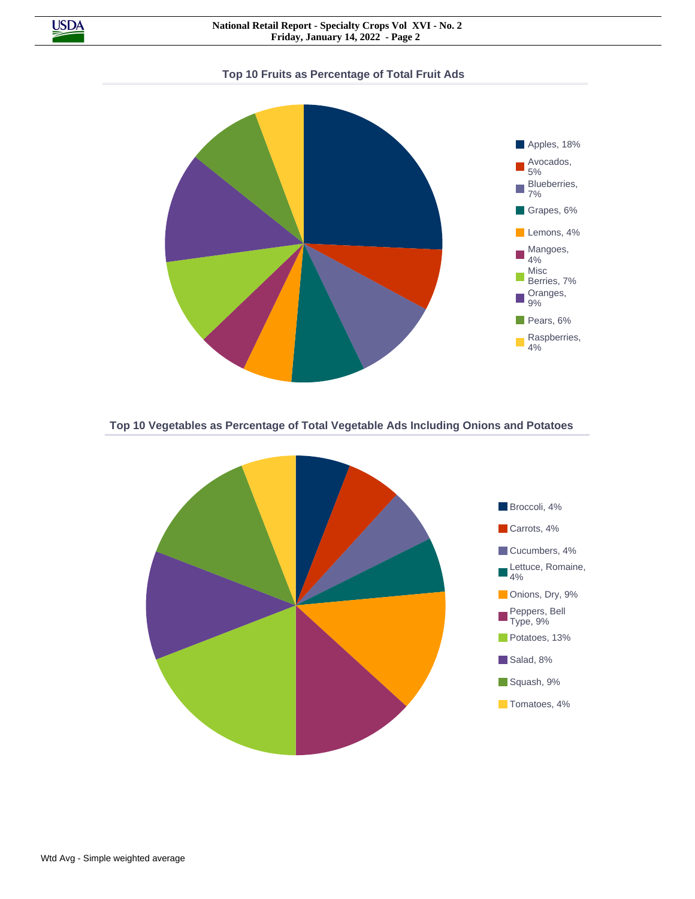## Top 10 Fruits as Percentage of Total Fruit Ads

- Apples, 18%
- Avocados, 5%
- Blueberries, 7%
- Grapes, 6%
- Lemons, 4%
- Mangoes, 4%
- Misc Berries, 7%
- Oranges, 9%
- Pears, 6%
- Raspberries, 4%

## Top 10 Vegetables as Percentage of Total Vegetable Ads Including Onions and Potatoes

- Broccoli, 4%
- Carrots, 4%
- Cucumbers, 4%
- Lettuce, Romaine, 4%
- Onions, Dry, 9%
- Peppers, Bell Type, 9%
- Potatoes, 13%
- Salad, 8%
- Squash, 9%
- Tomatoes, 4%

Wtd Avg - Simple weighted average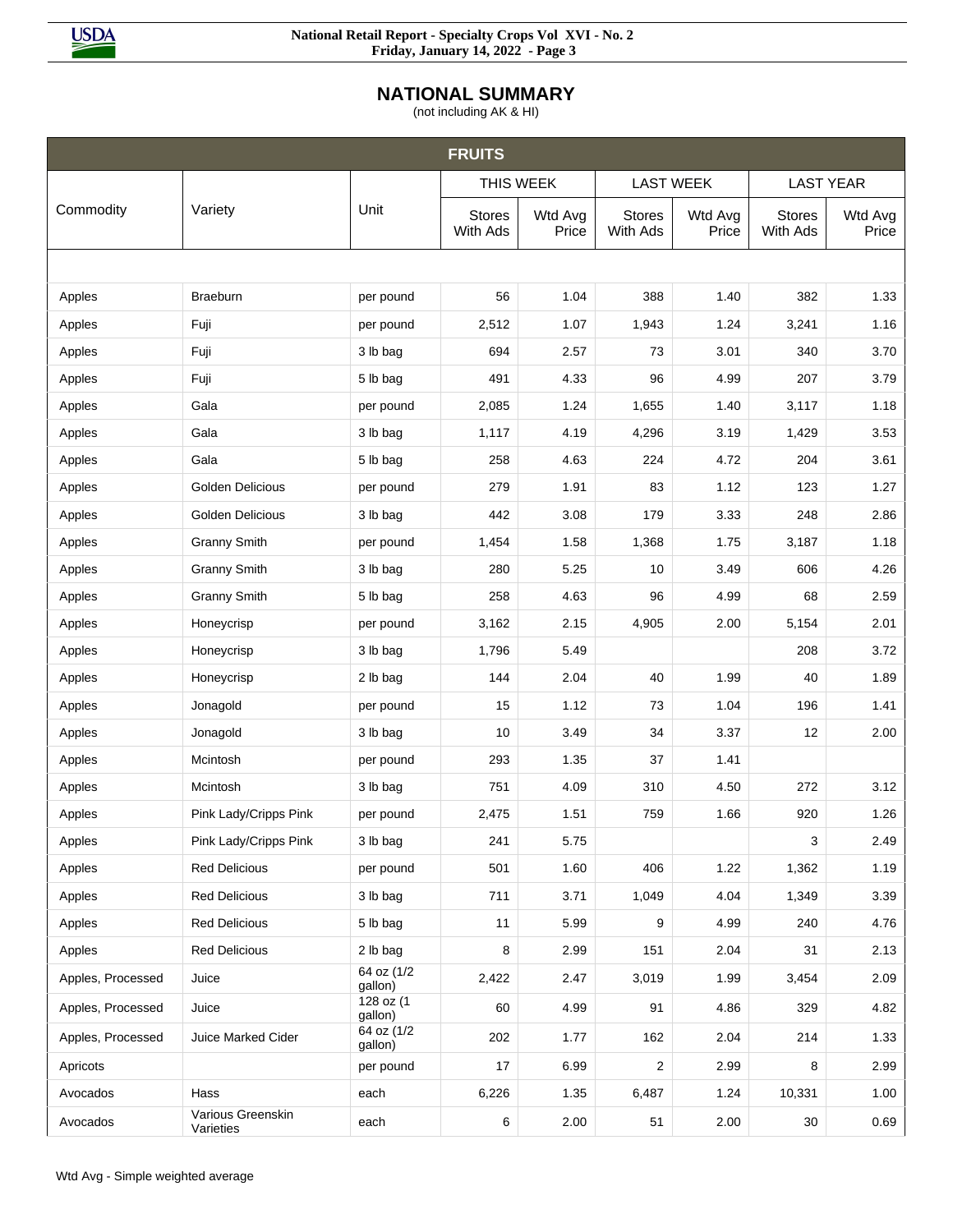# NATIONAL SUMMARY

(not including AK & HI)

| FRUITS | | | | | | | | |
|---|---|---|---|---|---|---|---|---|
| | | | THIS WEEK | | LAST WEEK | | LAST YEAR | |
| Commodity | Variety | Unit | Stores With Ads | Wtd Avg Price | Stores With Ads | Wtd Avg Price | Stores With Ads | Wtd Avg Price |
| Apples | Braeburn | per pound | 56 | 1.04 | 388 | 1.40 | 382 | 1.33 |
| Apples | Fuji | per pound | 2,512 | 1.07 | 1,943 | 1.24 | 3,241 | 1.16 |
| Apples | Fuji | 3 lb bag | 694 | 2.57 | 73 | 3.01 | 340 | 3.70 |
| Apples | Fuji | 5 lb bag | 491 | 4.33 | 96 | 4.99 | 207 | 3.79 |
| Apples | Gala | per pound | 2,085 | 1.24 | 1,655 | 1.40 | 3,117 | 1.18 |
| Apples | Gala | 3 lb bag | 1,117 | 4.19 | 4,296 | 3.19 | 1,429 | 3.53 |
| Apples | Gala | 5 lb bag | 258 | 4.63 | 224 | 4.72 | 204 | 3.61 |
| Apples | Golden Delicious | per pound | 279 | 1.91 | 83 | 1.12 | 123 | 1.27 |
| Apples | Golden Delicious | 3 lb bag | 442 | 3.08 | 179 | 3.33 | 248 | 2.86 |
| Apples | Granny Smith | per pound | 1,454 | 1.58 | 1,368 | 1.75 | 3,187 | 1.18 |
| Apples | Granny Smith | 3 lb bag | 280 | 5.25 | 10 | 3.49 | 606 | 4.26 |
| Apples | Granny Smith | 5 lb bag | 258 | 4.63 | 96 | 4.99 | 68 | 2.59 |
| Apples | Honeycrisp | per pound | 3,162 | 2.15 | 4,905 | 2.00 | 5,154 | 2.01 |
| Apples | Honeycrisp | 3 lb bag | 1,796 | 5.49 | | | 208 | 3.72 |
| Apples | Honeycrisp | 2 lb bag | 144 | 2.04 | 40 | 1.99 | 40 | 1.89 |
| Apples | Jonagold | per pound | 15 | 1.12 | 73 | 1.04 | 196 | 1.41 |
| Apples | Jonagold | 3 lb bag | 10 | 3.49 | 34 | 3.37 | 12 | 2.00 |
| Apples | Mcintosh | per pound | 293 | 1.35 | 37 | 1.41 | | |
| Apples | Mcintosh | 3 lb bag | 751 | 4.09 | 310 | 4.50 | 272 | 3.12 |
| Apples | Pink Lady/Cripps Pink | per pound | 2,475 | 1.51 | 759 | 1.66 | 920 | 1.26 |
| Apples | Pink Lady/Cripps Pink | 3 lb bag | 241 | 5.75 | | | 3 | 2.49 |
| Apples | Red Delicious | per pound | 501 | 1.60 | 406 | 1.22 | 1,362 | 1.19 |
| Apples | Red Delicious | 3 lb bag | 711 | 3.71 | 1,049 | 4.04 | 1,349 | 3.39 |
| Apples | Red Delicious | 5 lb bag | 11 | 5.99 | 9 | 4.99 | 240 | 4.76 |
| Apples | Red Delicious | 2 lb bag | 8 | 2.99 | 151 | 2.04 | 31 | 2.13 |
| Apples, Processed | Juice | 64 oz (1/2 gallon) | 2,422 | 2.47 | 3,019 | 1.99 | 3,454 | 2.09 |
| Apples, Processed | Juice | 128 oz (1 gallon) | 60 | 4.99 | 91 | 4.86 | 329 | 4.82 |
| Apples, Processed | Juice Marked Cider | 64 oz (1/2 gallon) | 202 | 1.77 | 162 | 2.04 | 214 | 1.33 |
| Apricots | | per pound | 17 | 6.99 | 2 | 2.99 | 8 | 2.99 |
| Avocados | Hass | each | 6,226 | 1.35 | 6,487 | 1.24 | 10,331 | 1.00 |
| Avocados | Various Greenskin Varieties | each | 6 | 2.00 | 51 | 2.00 | 30 | 0.69 |

Wtd Avg - Simple weighted average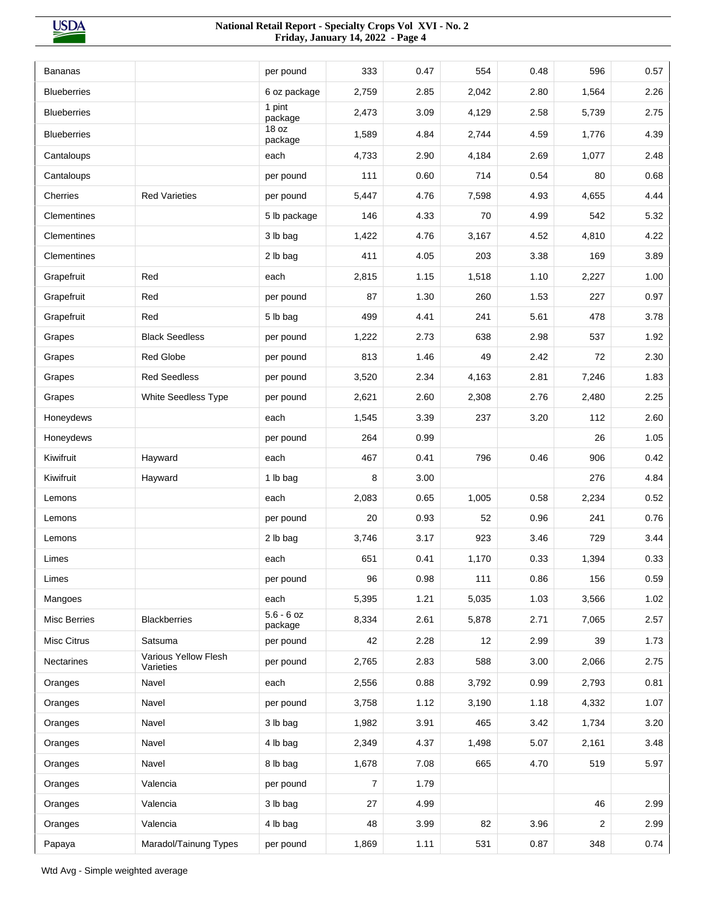| | | | | | | | | |
|---|---|---|---|---|---|---|---|---|
| Bananas | | per pound | 333 | 0.47 | 554 | 0.48 | 596 | 0.57 |
| Blueberries | | 6 oz package | 2,759 | 2.85 | 2,042 | 2.80 | 1,564 | 2.26 |
| Blueberries | | 1 pint package | 2,473 | 3.09 | 4,129 | 2.58 | 5,739 | 2.75 |
| Blueberries | | 18 oz package | 1,589 | 4.84 | 2,744 | 4.59 | 1,776 | 4.39 |
| Cantaloups | | each | 4,733 | 2.90 | 4,184 | 2.69 | 1,077 | 2.48 |
| Cantaloups | | per pound | 111 | 0.60 | 714 | 0.54 | 80 | 0.68 |
| Cherries | Red Varieties | per pound | 5,447 | 4.76 | 7,598 | 4.93 | 4,655 | 4.44 |
| Clementines | | 5 lb package | 146 | 4.33 | 70 | 4.99 | 542 | 5.32 |
| Clementines | | 3 lb bag | 1,422 | 4.76 | 3,167 | 4.52 | 4,810 | 4.22 |
| Clementines | | 2 lb bag | 411 | 4.05 | 203 | 3.38 | 169 | 3.89 |
| Grapefruit | Red | each | 2,815 | 1.15 | 1,518 | 1.10 | 2,227 | 1.00 |
| Grapefruit | Red | per pound | 87 | 1.30 | 260 | 1.53 | 227 | 0.97 |
| Grapefruit | Red | 5 lb bag | 499 | 4.41 | 241 | 5.61 | 478 | 3.78 |
| Grapes | Black Seedless | per pound | 1,222 | 2.73 | 638 | 2.98 | 537 | 1.92 |
| Grapes | Red Globe | per pound | 813 | 1.46 | 49 | 2.42 | 72 | 2.30 |
| Grapes | Red Seedless | per pound | 3,520 | 2.34 | 4,163 | 2.81 | 7,246 | 1.83 |
| Grapes | White Seedless Type | per pound | 2,621 | 2.60 | 2,308 | 2.76 | 2,480 | 2.25 |
| Honeydews | | each | 1,545 | 3.39 | 237 | 3.20 | 112 | 2.60 |
| Honeydews | | per pound | 264 | 0.99 | | | 26 | 1.05 |
| Kiwifruit | Hayward | each | 467 | 0.41 | 796 | 0.46 | 906 | 0.42 |
| Kiwifruit | Hayward | 1 lb bag | 8 | 3.00 | | | 276 | 4.84 |
| Lemons | | each | 2,083 | 0.65 | 1,005 | 0.58 | 2,234 | 0.52 |
| Lemons | | per pound | 20 | 0.93 | 52 | 0.96 | 241 | 0.76 |
| Lemons | | 2 lb bag | 3,746 | 3.17 | 923 | 3.46 | 729 | 3.44 |
| Limes | | each | 651 | 0.41 | 1,170 | 0.33 | 1,394 | 0.33 |
| Limes | | per pound | 96 | 0.98 | 111 | 0.86 | 156 | 0.59 |
| Mangoes | | each | 5,395 | 1.21 | 5,035 | 1.03 | 3,566 | 1.02 |
| Misc Berries | Blackberries | 5.6 - 6 oz package | 8,334 | 2.61 | 5,878 | 2.71 | 7,065 | 2.57 |
| Misc Citrus | Satsuma | per pound | 42 | 2.28 | 12 | 2.99 | 39 | 1.73 |
| Nectarines | Various Yellow Flesh Varieties | per pound | 2,765 | 2.83 | 588 | 3.00 | 2,066 | 2.75 |
| Oranges | Navel | each | 2,556 | 0.88 | 3,792 | 0.99 | 2,793 | 0.81 |
| Oranges | Navel | per pound | 3,758 | 1.12 | 3,190 | 1.18 | 4,332 | 1.07 |
| Oranges | Navel | 3 lb bag | 1,982 | 3.91 | 465 | 3.42 | 1,734 | 3.20 |
| Oranges | Navel | 4 lb bag | 2,349 | 4.37 | 1,498 | 5.07 | 2,161 | 3.48 |
| Oranges | Navel | 8 lb bag | 1,678 | 7.08 | 665 | 4.70 | 519 | 5.97 |
| Oranges | Valencia | per pound | 7 | 1.79 | | | | |
| Oranges | Valencia | 3 lb bag | 27 | 4.99 | | | 46 | 2.99 |
| Oranges | Valencia | 4 lb bag | 48 | 3.99 | 82 | 3.96 | 2 | 2.99 |
| Papaya | Maradol/Tainung Types | per pound | 1,869 | 1.11 | 531 | 0.87 | 348 | 0.74 |

Wtd Avg - Simple weighted average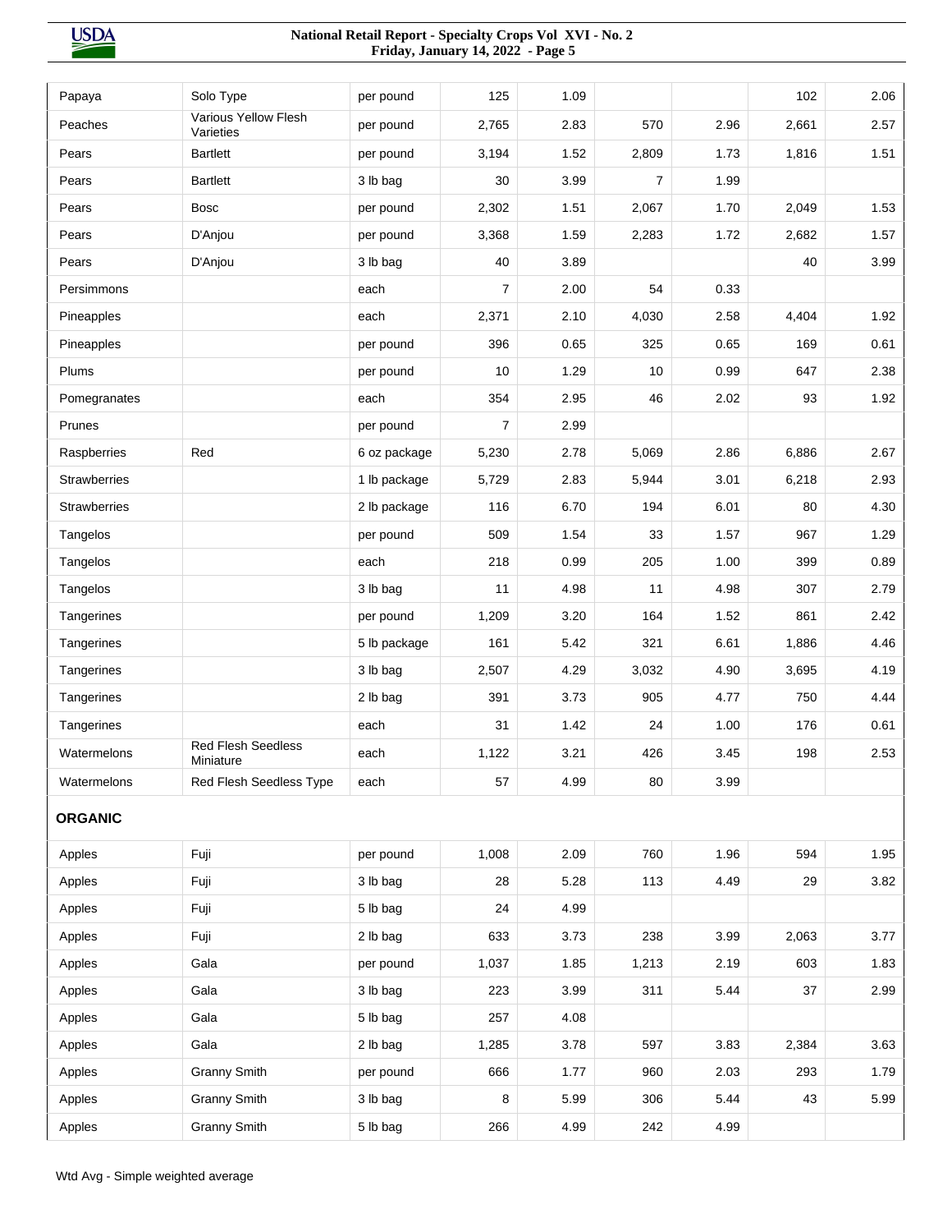| | | | | | | | | |
|---|---|---|---|---|---|---|---|---|
| Papaya | Solo Type | per pound | 125 | 1.09 | | | 102 | 2.06 |
| Peaches | Various Yellow Flesh Varieties | per pound | 2,765 | 2.83 | 570 | 2.96 | 2,661 | 2.57 |
| Pears | Bartlett | per pound | 3,194 | 1.52 | 2,809 | 1.73 | 1,816 | 1.51 |
| Pears | Bartlett | 3 lb bag | 30 | 3.99 | 7 | 1.99 | | |
| Pears | Bosc | per pound | 2,302 | 1.51 | 2,067 | 1.70 | 2,049 | 1.53 |
| Pears | D'Anjou | per pound | 3,368 | 1.59 | 2,283 | 1.72 | 2,682 | 1.57 |
| Pears | D'Anjou | 3 lb bag | 40 | 3.89 | | | 40 | 3.99 |
| Persimmons | | each | 7 | 2.00 | 54 | 0.33 | | |
| Pineapples | | each | 2,371 | 2.10 | 4,030 | 2.58 | 4,404 | 1.92 |
| Pineapples | | per pound | 396 | 0.65 | 325 | 0.65 | 169 | 0.61 |
| Plums | | per pound | 10 | 1.29 | 10 | 0.99 | 647 | 2.38 |
| Pomegranates | | each | 354 | 2.95 | 46 | 2.02 | 93 | 1.92 |
| Prunes | | per pound | 7 | 2.99 | | | | |
| Raspberries | Red | 6 oz package | 5,230 | 2.78 | 5,069 | 2.86 | 6,886 | 2.67 |
| Strawberries | | 1 lb package | 5,729 | 2.83 | 5,944 | 3.01 | 6,218 | 2.93 |
| Strawberries | | 2 lb package | 116 | 6.70 | 194 | 6.01 | 80 | 4.30 |
| Tangelos | | per pound | 509 | 1.54 | 33 | 1.57 | 967 | 1.29 |
| Tangelos | | each | 218 | 0.99 | 205 | 1.00 | 399 | 0.89 |
| Tangelos | | 3 lb bag | 11 | 4.98 | 11 | 4.98 | 307 | 2.79 |
| Tangerines | | per pound | 1,209 | 3.20 | 164 | 1.52 | 861 | 2.42 |
| Tangerines | | 5 lb package | 161 | 5.42 | 321 | 6.61 | 1,886 | 4.46 |
| Tangerines | | 3 lb bag | 2,507 | 4.29 | 3,032 | 4.90 | 3,695 | 4.19 |
| Tangerines | | 2 lb bag | 391 | 3.73 | 905 | 4.77 | 750 | 4.44 |
| Tangerines | | each | 31 | 1.42 | 24 | 1.00 | 176 | 0.61 |
| Watermelons | Red Flesh Seedless Miniature | each | 1,122 | 3.21 | 426 | 3.45 | 198 | 2.53 |
| Watermelons | Red Flesh Seedless Type | each | 57 | 4.99 | 80 | 3.99 | | |
| **ORGANIC** | | | | | | | | |
| Apples | Fuji | per pound | 1,008 | 2.09 | 760 | 1.96 | 594 | 1.95 |
| Apples | Fuji | 3 lb bag | 28 | 5.28 | 113 | 4.49 | 29 | 3.82 |
| Apples | Fuji | 5 lb bag | 24 | 4.99 | | | | |
| Apples | Fuji | 2 lb bag | 633 | 3.73 | 238 | 3.99 | 2,063 | 3.77 |
| Apples | Gala | per pound | 1,037 | 1.85 | 1,213 | 2.19 | 603 | 1.83 |
| Apples | Gala | 3 lb bag | 223 | 3.99 | 311 | 5.44 | 37 | 2.99 |
| Apples | Gala | 5 lb bag | 257 | 4.08 | | | | |
| Apples | Gala | 2 lb bag | 1,285 | 3.78 | 597 | 3.83 | 2,384 | 3.63 |
| Apples | Granny Smith | per pound | 666 | 1.77 | 960 | 2.03 | 293 | 1.79 |
| Apples | Granny Smith | 3 lb bag | 8 | 5.99 | 306 | 5.44 | 43 | 5.99 |
| Apples | Granny Smith | 5 lb bag | 266 | 4.99 | 242 | 4.99 | | |

Wtd Avg - Simple weighted average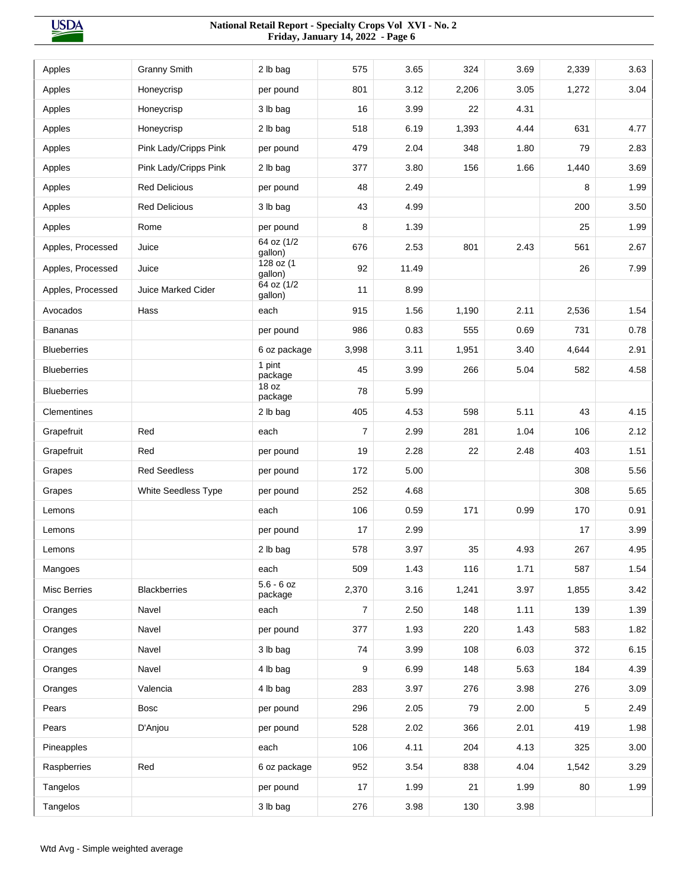| | | | | | | | | |
|---|---|---|---|---|---|---|---|---|
| Apples | Granny Smith | 2 lb bag | 575 | 3.65 | 324 | 3.69 | 2,339 | 3.63 |
| Apples | Honeycrisp | per pound | 801 | 3.12 | 2,206 | 3.05 | 1,272 | 3.04 |
| Apples | Honeycrisp | 3 lb bag | 16 | 3.99 | 22 | 4.31 | | |
| Apples | Honeycrisp | 2 lb bag | 518 | 6.19 | 1,393 | 4.44 | 631 | 4.77 |
| Apples | Pink Lady/Cripps Pink | per pound | 479 | 2.04 | 348 | 1.80 | 79 | 2.83 |
| Apples | Pink Lady/Cripps Pink | 2 lb bag | 377 | 3.80 | 156 | 1.66 | 1,440 | 3.69 |
| Apples | Red Delicious | per pound | 48 | 2.49 | | | 8 | 1.99 |
| Apples | Red Delicious | 3 lb bag | 43 | 4.99 | | | 200 | 3.50 |
| Apples | Rome | per pound | 8 | 1.39 | | | 25 | 1.99 |
| Apples, Processed | Juice | 64 oz (1/2 gallon) | 676 | 2.53 | 801 | 2.43 | 561 | 2.67 |
| Apples, Processed | Juice | 128 oz (1 gallon) | 92 | 11.49 | | | 26 | 7.99 |
| Apples, Processed | Juice Marked Cider | 64 oz (1/2 gallon) | 11 | 8.99 | | | | |
| Avocados | Hass | each | 915 | 1.56 | 1,190 | 2.11 | 2,536 | 1.54 |
| Bananas | | per pound | 986 | 0.83 | 555 | 0.69 | 731 | 0.78 |
| Blueberries | | 6 oz package | 3,998 | 3.11 | 1,951 | 3.40 | 4,644 | 2.91 |
| Blueberries | | 1 pint package | 45 | 3.99 | 266 | 5.04 | 582 | 4.58 |
| Blueberries | | 18 oz package | 78 | 5.99 | | | | |
| Clementines | | 2 lb bag | 405 | 4.53 | 598 | 5.11 | 43 | 4.15 |
| Grapefruit | Red | each | 7 | 2.99 | 281 | 1.04 | 106 | 2.12 |
| Grapefruit | Red | per pound | 19 | 2.28 | 22 | 2.48 | 403 | 1.51 |
| Grapes | Red Seedless | per pound | 172 | 5.00 | | | 308 | 5.56 |
| Grapes | White Seedless Type | per pound | 252 | 4.68 | | | 308 | 5.65 |
| Lemons | | each | 106 | 0.59 | 171 | 0.99 | 170 | 0.91 |
| Lemons | | per pound | 17 | 2.99 | | | 17 | 3.99 |
| Lemons | | 2 lb bag | 578 | 3.97 | 35 | 4.93 | 267 | 4.95 |
| Mangoes | | each | 509 | 1.43 | 116 | 1.71 | 587 | 1.54 |
| Misc Berries | Blackberries | 5.6 - 6 oz package | 2,370 | 3.16 | 1,241 | 3.97 | 1,855 | 3.42 |
| Oranges | Navel | each | 7 | 2.50 | 148 | 1.11 | 139 | 1.39 |
| Oranges | Navel | per pound | 377 | 1.93 | 220 | 1.43 | 583 | 1.82 |
| Oranges | Navel | 3 lb bag | 74 | 3.99 | 108 | 6.03 | 372 | 6.15 |
| Oranges | Navel | 4 lb bag | 9 | 6.99 | 148 | 5.63 | 184 | 4.39 |
| Oranges | Valencia | 4 lb bag | 283 | 3.97 | 276 | 3.98 | 276 | 3.09 |
| Pears | Bosc | per pound | 296 | 2.05 | 79 | 2.00 | 5 | 2.49 |
| Pears | D'Anjou | per pound | 528 | 2.02 | 366 | 2.01 | 419 | 1.98 |
| Pineapples | | each | 106 | 4.11 | 204 | 4.13 | 325 | 3.00 |
| Raspberries | Red | 6 oz package | 952 | 3.54 | 838 | 4.04 | 1,542 | 3.29 |
| Tangelos | | per pound | 17 | 1.99 | 21 | 1.99 | 80 | 1.99 |
| Tangelos | | 3 lb bag | 276 | 3.98 | 130 | 3.98 | | |

Wtd Avg - Simple weighted average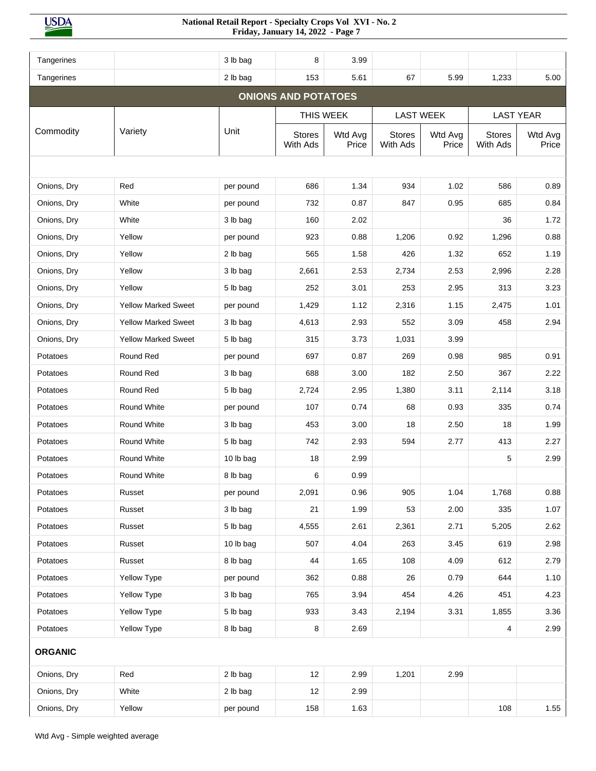| | | | | | | | | |
|---|---|---|---|---|---|---|---|---|
| Tangerines | | 3 lb bag | 8 | 3.99 | | | | |
| Tangerines | | 2 lb bag | 153 | 5.61 | 67 | 5.99 | 1,233 | 5.00 |

## ONIONS AND POTATOES

| Commodity | Variety | Unit | THIS WEEK | | LAST WEEK | | LAST YEAR | |
|---|---|---|---|---|---|---|---|---|
| | | | Stores With Ads | Wtd Avg Price | Stores With Ads | Wtd Avg Price | Stores With Ads | Wtd Avg Price |
| Onions, Dry | Red | per pound | 686 | 1.34 | 934 | 1.02 | 586 | 0.89 |
| Onions, Dry | White | per pound | 732 | 0.87 | 847 | 0.95 | 685 | 0.84 |
| Onions, Dry | White | 3 lb bag | 160 | 2.02 | | | 36 | 1.72 |
| Onions, Dry | Yellow | per pound | 923 | 0.88 | 1,206 | 0.92 | 1,296 | 0.88 |
| Onions, Dry | Yellow | 2 lb bag | 565 | 1.58 | 426 | 1.32 | 652 | 1.19 |
| Onions, Dry | Yellow | 3 lb bag | 2,661 | 2.53 | 2,734 | 2.53 | 2,996 | 2.28 |
| Onions, Dry | Yellow | 5 lb bag | 252 | 3.01 | 253 | 2.95 | 313 | 3.23 |
| Onions, Dry | Yellow Marked Sweet | per pound | 1,429 | 1.12 | 2,316 | 1.15 | 2,475 | 1.01 |
| Onions, Dry | Yellow Marked Sweet | 3 lb bag | 4,613 | 2.93 | 552 | 3.09 | 458 | 2.94 |
| Onions, Dry | Yellow Marked Sweet | 5 lb bag | 315 | 3.73 | 1,031 | 3.99 | | |
| Potatoes | Round Red | per pound | 697 | 0.87 | 269 | 0.98 | 985 | 0.91 |
| Potatoes | Round Red | 3 lb bag | 688 | 3.00 | 182 | 2.50 | 367 | 2.22 |
| Potatoes | Round Red | 5 lb bag | 2,724 | 2.95 | 1,380 | 3.11 | 2,114 | 3.18 |
| Potatoes | Round White | per pound | 107 | 0.74 | 68 | 0.93 | 335 | 0.74 |
| Potatoes | Round White | 3 lb bag | 453 | 3.00 | 18 | 2.50 | 18 | 1.99 |
| Potatoes | Round White | 5 lb bag | 742 | 2.93 | 594 | 2.77 | 413 | 2.27 |
| Potatoes | Round White | 10 lb bag | 18 | 2.99 | | | 5 | 2.99 |
| Potatoes | Round White | 8 lb bag | 6 | 0.99 | | | | |
| Potatoes | Russet | per pound | 2,091 | 0.96 | 905 | 1.04 | 1,768 | 0.88 |
| Potatoes | Russet | 3 lb bag | 21 | 1.99 | 53 | 2.00 | 335 | 1.07 |
| Potatoes | Russet | 5 lb bag | 4,555 | 2.61 | 2,361 | 2.71 | 5,205 | 2.62 |
| Potatoes | Russet | 10 lb bag | 507 | 4.04 | 263 | 3.45 | 619 | 2.98 |
| Potatoes | Russet | 8 lb bag | 44 | 1.65 | 108 | 4.09 | 612 | 2.79 |
| Potatoes | Yellow Type | per pound | 362 | 0.88 | 26 | 0.79 | 644 | 1.10 |
| Potatoes | Yellow Type | 3 lb bag | 765 | 3.94 | 454 | 4.26 | 451 | 4.23 |
| Potatoes | Yellow Type | 5 lb bag | 933 | 3.43 | 2,194 | 3.31 | 1,855 | 3.36 |
| Potatoes | Yellow Type | 8 lb bag | 8 | 2.69 | | | 4 | 2.99 |
| **ORGANIC** | | | | | | | | |
| Onions, Dry | Red | 2 lb bag | 12 | 2.99 | 1,201 | 2.99 | | |
| Onions, Dry | White | 2 lb bag | 12 | 2.99 | | | | |
| Onions, Dry | Yellow | per pound | 158 | 1.63 | | | 108 | 1.55 |

Wtd Avg - Simple weighted average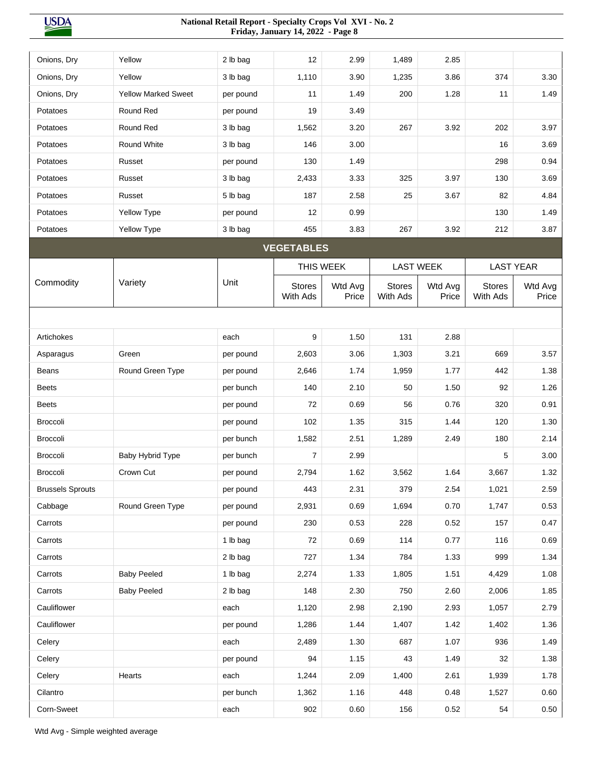| Commodity | Variety | Unit | THIS WEEK Stores With Ads | THIS WEEK Wtd Avg Price | LAST WEEK Stores With Ads | LAST WEEK Wtd Avg Price | LAST YEAR Stores With Ads | LAST YEAR Wtd Avg Price |
|---|---|---|---|---|---|---|---|---|
| Onions, Dry | Yellow | 2 lb bag | 12 | 2.99 | 1,489 | 2.85 | | |
| Onions, Dry | Yellow | 3 lb bag | 1,110 | 3.90 | 1,235 | 3.86 | 374 | 3.30 |
| Onions, Dry | Yellow Marked Sweet | per pound | 11 | 1.49 | 200 | 1.28 | 11 | 1.49 |
| Potatoes | Round Red | per pound | 19 | 3.49 | | | | |
| Potatoes | Round Red | 3 lb bag | 1,562 | 3.20 | 267 | 3.92 | 202 | 3.97 |
| Potatoes | Round White | 3 lb bag | 146 | 3.00 | | | 16 | 3.69 |
| Potatoes | Russet | per pound | 130 | 1.49 | | | 298 | 0.94 |
| Potatoes | Russet | 3 lb bag | 2,433 | 3.33 | 325 | 3.97 | 130 | 3.69 |
| Potatoes | Russet | 5 lb bag | 187 | 2.58 | 25 | 3.67 | 82 | 4.84 |
| Potatoes | Yellow Type | per pound | 12 | 0.99 | | | 130 | 1.49 |
| Potatoes | Yellow Type | 3 lb bag | 455 | 3.83 | 267 | 3.92 | 212 | 3.87 |

## VEGETABLES

| Commodity | Variety | Unit | THIS WEEK | | LAST WEEK | | LAST YEAR | |
|---|---|---|---|---|---|---|---|---|
| | | | Stores With Ads | Wtd Avg Price | Stores With Ads | Wtd Avg Price | Stores With Ads | Wtd Avg Price |
| Artichokes | | each | 9 | 1.50 | 131 | 2.88 | | |
| Asparagus | Green | per pound | 2,603 | 3.06 | 1,303 | 3.21 | 669 | 3.57 |
| Beans | Round Green Type | per pound | 2,646 | 1.74 | 1,959 | 1.77 | 442 | 1.38 |
| Beets | | per bunch | 140 | 2.10 | 50 | 1.50 | 92 | 1.26 |
| Beets | | per pound | 72 | 0.69 | 56 | 0.76 | 320 | 0.91 |
| Broccoli | | per pound | 102 | 1.35 | 315 | 1.44 | 120 | 1.30 |
| Broccoli | | per bunch | 1,582 | 2.51 | 1,289 | 2.49 | 180 | 2.14 |
| Broccoli | Baby Hybrid Type | per bunch | 7 | 2.99 | | | 5 | 3.00 |
| Broccoli | Crown Cut | per pound | 2,794 | 1.62 | 3,562 | 1.64 | 3,667 | 1.32 |
| Brussels Sprouts | | per pound | 443 | 2.31 | 379 | 2.54 | 1,021 | 2.59 |
| Cabbage | Round Green Type | per pound | 2,931 | 0.69 | 1,694 | 0.70 | 1,747 | 0.53 |
| Carrots | | per pound | 230 | 0.53 | 228 | 0.52 | 157 | 0.47 |
| Carrots | | 1 lb bag | 72 | 0.69 | 114 | 0.77 | 116 | 0.69 |
| Carrots | | 2 lb bag | 727 | 1.34 | 784 | 1.33 | 999 | 1.34 |
| Carrots | Baby Peeled | 1 lb bag | 2,274 | 1.33 | 1,805 | 1.51 | 4,429 | 1.08 |
| Carrots | Baby Peeled | 2 lb bag | 148 | 2.30 | 750 | 2.60 | 2,006 | 1.85 |
| Cauliflower | | each | 1,120 | 2.98 | 2,190 | 2.93 | 1,057 | 2.79 |
| Cauliflower | | per pound | 1,286 | 1.44 | 1,407 | 1.42 | 1,402 | 1.36 |
| Celery | | each | 2,489 | 1.30 | 687 | 1.07 | 936 | 1.49 |
| Celery | | per pound | 94 | 1.15 | 43 | 1.49 | 32 | 1.38 |
| Celery | Hearts | each | 1,244 | 2.09 | 1,400 | 2.61 | 1,939 | 1.78 |
| Cilantro | | per bunch | 1,362 | 1.16 | 448 | 0.48 | 1,527 | 0.60 |
| Corn-Sweet | | each | 902 | 0.60 | 156 | 0.52 | 54 | 0.50 |

Wtd Avg - Simple weighted average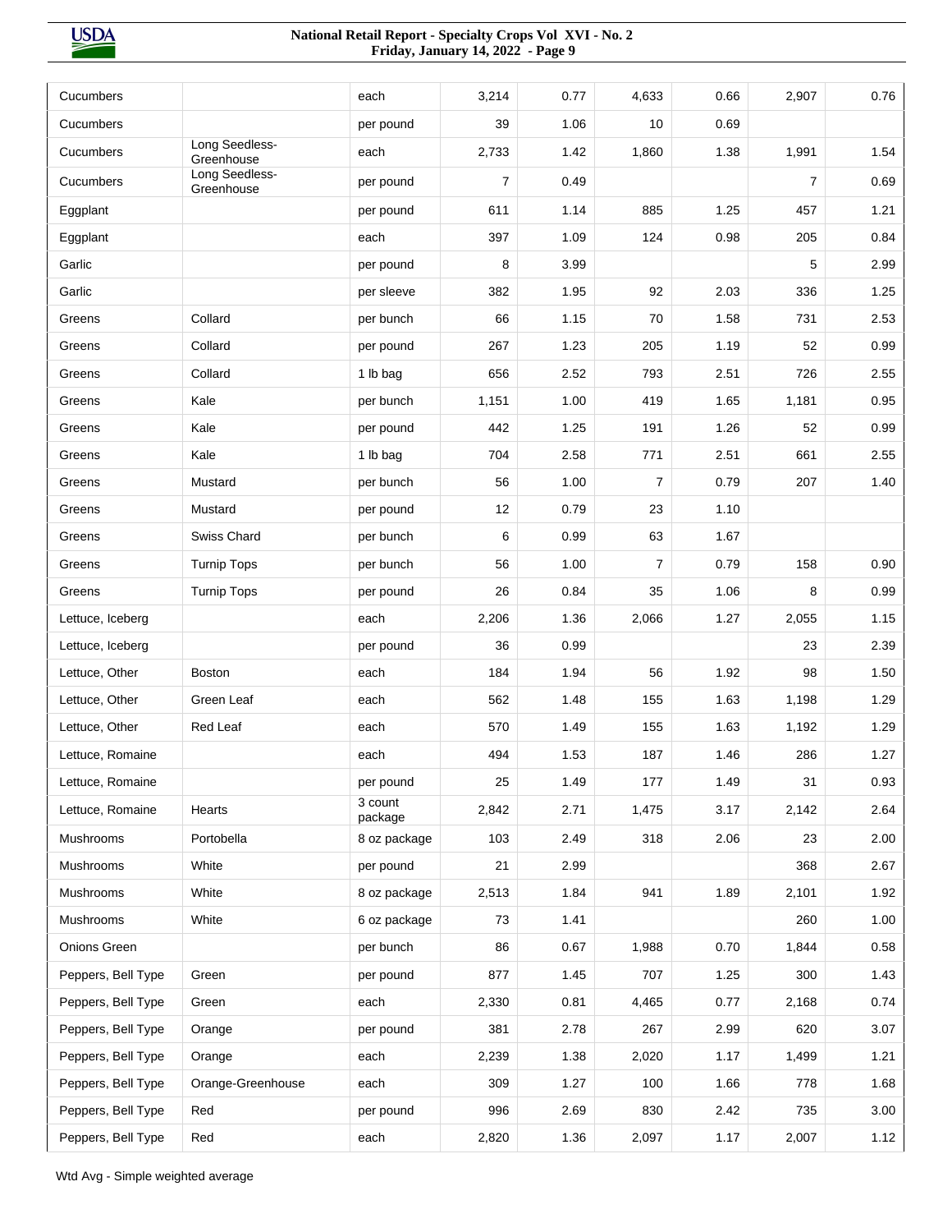| | | | | | | | | |
|---|---|---|---|---|---|---|---|---|
| Cucumbers | | each | 3,214 | 0.77 | 4,633 | 0.66 | 2,907 | 0.76 |
| Cucumbers | | per pound | 39 | 1.06 | 10 | 0.69 | | |
| Cucumbers | Long Seedless-Greenhouse | each | 2,733 | 1.42 | 1,860 | 1.38 | 1,991 | 1.54 |
| Cucumbers | Long Seedless-Greenhouse | per pound | 7 | 0.49 | | | 7 | 0.69 |
| Eggplant | | per pound | 611 | 1.14 | 885 | 1.25 | 457 | 1.21 |
| Eggplant | | each | 397 | 1.09 | 124 | 0.98 | 205 | 0.84 |
| Garlic | | per pound | 8 | 3.99 | | | 5 | 2.99 |
| Garlic | | per sleeve | 382 | 1.95 | 92 | 2.03 | 336 | 1.25 |
| Greens | Collard | per bunch | 66 | 1.15 | 70 | 1.58 | 731 | 2.53 |
| Greens | Collard | per pound | 267 | 1.23 | 205 | 1.19 | 52 | 0.99 |
| Greens | Collard | 1 lb bag | 656 | 2.52 | 793 | 2.51 | 726 | 2.55 |
| Greens | Kale | per bunch | 1,151 | 1.00 | 419 | 1.65 | 1,181 | 0.95 |
| Greens | Kale | per pound | 442 | 1.25 | 191 | 1.26 | 52 | 0.99 |
| Greens | Kale | 1 lb bag | 704 | 2.58 | 771 | 2.51 | 661 | 2.55 |
| Greens | Mustard | per bunch | 56 | 1.00 | 7 | 0.79 | 207 | 1.40 |
| Greens | Mustard | per pound | 12 | 0.79 | 23 | 1.10 | | |
| Greens | Swiss Chard | per bunch | 6 | 0.99 | 63 | 1.67 | | |
| Greens | Turnip Tops | per bunch | 56 | 1.00 | 7 | 0.79 | 158 | 0.90 |
| Greens | Turnip Tops | per pound | 26 | 0.84 | 35 | 1.06 | 8 | 0.99 |
| Lettuce, Iceberg | | each | 2,206 | 1.36 | 2,066 | 1.27 | 2,055 | 1.15 |
| Lettuce, Iceberg | | per pound | 36 | 0.99 | | | 23 | 2.39 |
| Lettuce, Other | Boston | each | 184 | 1.94 | 56 | 1.92 | 98 | 1.50 |
| Lettuce, Other | Green Leaf | each | 562 | 1.48 | 155 | 1.63 | 1,198 | 1.29 |
| Lettuce, Other | Red Leaf | each | 570 | 1.49 | 155 | 1.63 | 1,192 | 1.29 |
| Lettuce, Romaine | | each | 494 | 1.53 | 187 | 1.46 | 286 | 1.27 |
| Lettuce, Romaine | | per pound | 25 | 1.49 | 177 | 1.49 | 31 | 0.93 |
| Lettuce, Romaine | Hearts | 3 count package | 2,842 | 2.71 | 1,475 | 3.17 | 2,142 | 2.64 |
| Mushrooms | Portobella | 8 oz package | 103 | 2.49 | 318 | 2.06 | 23 | 2.00 |
| Mushrooms | White | per pound | 21 | 2.99 | | | 368 | 2.67 |
| Mushrooms | White | 8 oz package | 2,513 | 1.84 | 941 | 1.89 | 2,101 | 1.92 |
| Mushrooms | White | 6 oz package | 73 | 1.41 | | | 260 | 1.00 |
| Onions Green | | per bunch | 86 | 0.67 | 1,988 | 0.70 | 1,844 | 0.58 |
| Peppers, Bell Type | Green | per pound | 877 | 1.45 | 707 | 1.25 | 300 | 1.43 |
| Peppers, Bell Type | Green | each | 2,330 | 0.81 | 4,465 | 0.77 | 2,168 | 0.74 |
| Peppers, Bell Type | Orange | per pound | 381 | 2.78 | 267 | 2.99 | 620 | 3.07 |
| Peppers, Bell Type | Orange | each | 2,239 | 1.38 | 2,020 | 1.17 | 1,499 | 1.21 |
| Peppers, Bell Type | Orange-Greenhouse | each | 309 | 1.27 | 100 | 1.66 | 778 | 1.68 |
| Peppers, Bell Type | Red | per pound | 996 | 2.69 | 830 | 2.42 | 735 | 3.00 |
| Peppers, Bell Type | Red | each | 2,820 | 1.36 | 2,097 | 1.17 | 2,007 | 1.12 |

Wtd Avg - Simple weighted average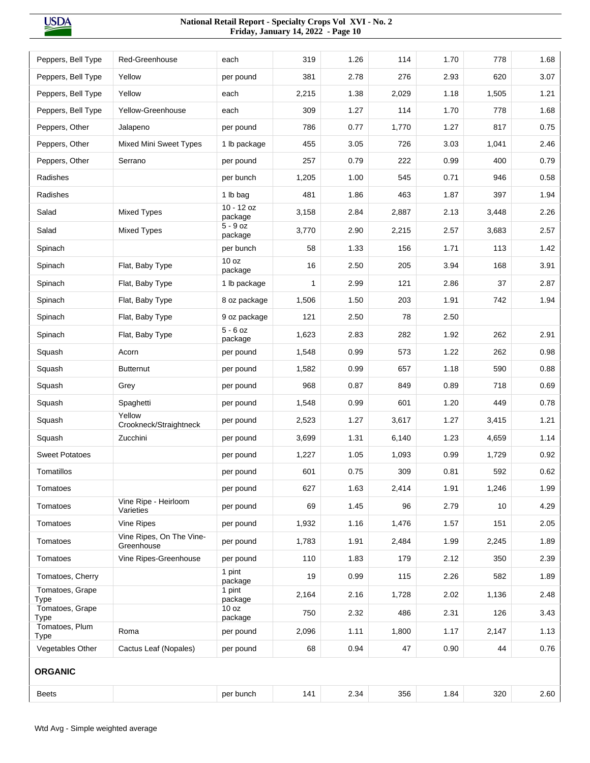| | | | | | | | | |
|---|---|---|---|---|---|---|---|---|
| Peppers, Bell Type | Red-Greenhouse | each | 319 | 1.26 | 114 | 1.70 | 778 | 1.68 |
| Peppers, Bell Type | Yellow | per pound | 381 | 2.78 | 276 | 2.93 | 620 | 3.07 |
| Peppers, Bell Type | Yellow | each | 2,215 | 1.38 | 2,029 | 1.18 | 1,505 | 1.21 |
| Peppers, Bell Type | Yellow-Greenhouse | each | 309 | 1.27 | 114 | 1.70 | 778 | 1.68 |
| Peppers, Other | Jalapeno | per pound | 786 | 0.77 | 1,770 | 1.27 | 817 | 0.75 |
| Peppers, Other | Mixed Mini Sweet Types | 1 lb package | 455 | 3.05 | 726 | 3.03 | 1,041 | 2.46 |
| Peppers, Other | Serrano | per pound | 257 | 0.79 | 222 | 0.99 | 400 | 0.79 |
| Radishes | | per bunch | 1,205 | 1.00 | 545 | 0.71 | 946 | 0.58 |
| Radishes | | 1 lb bag | 481 | 1.86 | 463 | 1.87 | 397 | 1.94 |
| Salad | Mixed Types | 10 - 12 oz package | 3,158 | 2.84 | 2,887 | 2.13 | 3,448 | 2.26 |
| Salad | Mixed Types | 5 - 9 oz package | 3,770 | 2.90 | 2,215 | 2.57 | 3,683 | 2.57 |
| Spinach | | per bunch | 58 | 1.33 | 156 | 1.71 | 113 | 1.42 |
| Spinach | Flat, Baby Type | 10 oz package | 16 | 2.50 | 205 | 3.94 | 168 | 3.91 |
| Spinach | Flat, Baby Type | 1 lb package | 1 | 2.99 | 121 | 2.86 | 37 | 2.87 |
| Spinach | Flat, Baby Type | 8 oz package | 1,506 | 1.50 | 203 | 1.91 | 742 | 1.94 |
| Spinach | Flat, Baby Type | 9 oz package | 121 | 2.50 | 78 | 2.50 | | |
| Spinach | Flat, Baby Type | 5 - 6 oz package | 1,623 | 2.83 | 282 | 1.92 | 262 | 2.91 |
| Squash | Acorn | per pound | 1,548 | 0.99 | 573 | 1.22 | 262 | 0.98 |
| Squash | Butternut | per pound | 1,582 | 0.99 | 657 | 1.18 | 590 | 0.88 |
| Squash | Grey | per pound | 968 | 0.87 | 849 | 0.89 | 718 | 0.69 |
| Squash | Spaghetti | per pound | 1,548 | 0.99 | 601 | 1.20 | 449 | 0.78 |
| Squash | Yellow Crookneck/Straightneck | per pound | 2,523 | 1.27 | 3,617 | 1.27 | 3,415 | 1.21 |
| Squash | Zucchini | per pound | 3,699 | 1.31 | 6,140 | 1.23 | 4,659 | 1.14 |
| Sweet Potatoes | | per pound | 1,227 | 1.05 | 1,093 | 0.99 | 1,729 | 0.92 |
| Tomatillos | | per pound | 601 | 0.75 | 309 | 0.81 | 592 | 0.62 |
| Tomatoes | | per pound | 627 | 1.63 | 2,414 | 1.91 | 1,246 | 1.99 |
| Tomatoes | Vine Ripe - Heirloom Varieties | per pound | 69 | 1.45 | 96 | 2.79 | 10 | 4.29 |
| Tomatoes | Vine Ripes | per pound | 1,932 | 1.16 | 1,476 | 1.57 | 151 | 2.05 |
| Tomatoes | Vine Ripes, On The Vine-Greenhouse | per pound | 1,783 | 1.91 | 2,484 | 1.99 | 2,245 | 1.89 |
| Tomatoes | Vine Ripes-Greenhouse | per pound | 110 | 1.83 | 179 | 2.12 | 350 | 2.39 |
| Tomatoes, Cherry | | 1 pint package | 19 | 0.99 | 115 | 2.26 | 582 | 1.89 |
| Tomatoes, Grape Type | | 1 pint package | 2,164 | 2.16 | 1,728 | 2.02 | 1,136 | 2.48 |
| Tomatoes, Grape Type | | 10 oz package | 750 | 2.32 | 486 | 2.31 | 126 | 3.43 |
| Tomatoes, Plum Type | Roma | per pound | 2,096 | 1.11 | 1,800 | 1.17 | 2,147 | 1.13 |
| Vegetables Other | Cactus Leaf (Nopales) | per pound | 68 | 0.94 | 47 | 0.90 | 44 | 0.76 |
| **ORGANIC** | | | | | | | | |
| Beets | | per bunch | 141 | 2.34 | 356 | 1.84 | 320 | 2.60 |

Wtd Avg - Simple weighted average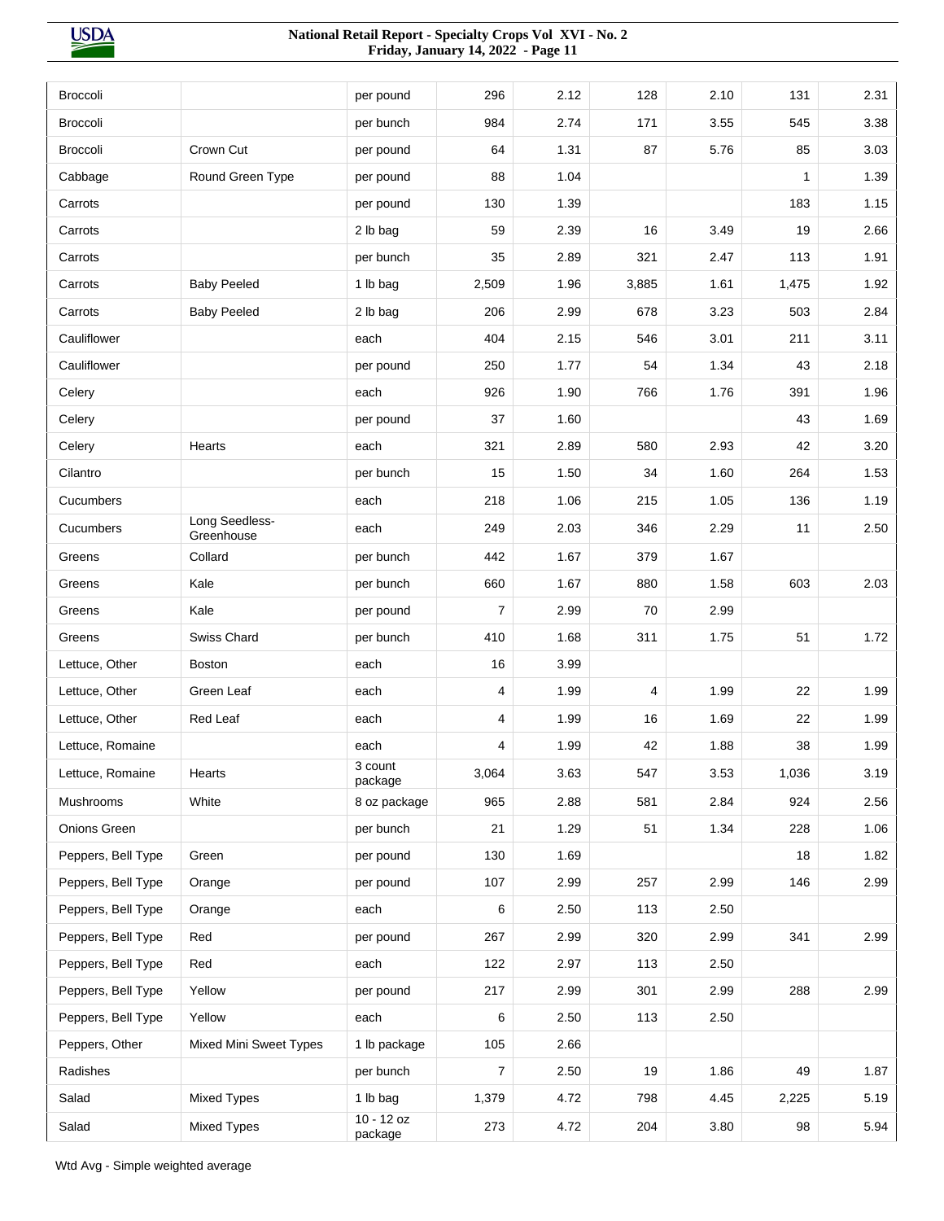| | | | | | | | | |
|---|---|---|---|---|---|---|---|---|
| Broccoli | | per pound | 296 | 2.12 | 128 | 2.10 | 131 | 2.31 |
| Broccoli | | per bunch | 984 | 2.74 | 171 | 3.55 | 545 | 3.38 |
| Broccoli | Crown Cut | per pound | 64 | 1.31 | 87 | 5.76 | 85 | 3.03 |
| Cabbage | Round Green Type | per pound | 88 | 1.04 | | | 1 | 1.39 |
| Carrots | | per pound | 130 | 1.39 | | | 183 | 1.15 |
| Carrots | | 2 lb bag | 59 | 2.39 | 16 | 3.49 | 19 | 2.66 |
| Carrots | | per bunch | 35 | 2.89 | 321 | 2.47 | 113 | 1.91 |
| Carrots | Baby Peeled | 1 lb bag | 2,509 | 1.96 | 3,885 | 1.61 | 1,475 | 1.92 |
| Carrots | Baby Peeled | 2 lb bag | 206 | 2.99 | 678 | 3.23 | 503 | 2.84 |
| Cauliflower | | each | 404 | 2.15 | 546 | 3.01 | 211 | 3.11 |
| Cauliflower | | per pound | 250 | 1.77 | 54 | 1.34 | 43 | 2.18 |
| Celery | | each | 926 | 1.90 | 766 | 1.76 | 391 | 1.96 |
| Celery | | per pound | 37 | 1.60 | | | 43 | 1.69 |
| Celery | Hearts | each | 321 | 2.89 | 580 | 2.93 | 42 | 3.20 |
| Cilantro | | per bunch | 15 | 1.50 | 34 | 1.60 | 264 | 1.53 |
| Cucumbers | | each | 218 | 1.06 | 215 | 1.05 | 136 | 1.19 |
| Cucumbers | Long Seedless-Greenhouse | each | 249 | 2.03 | 346 | 2.29 | 11 | 2.50 |
| Greens | Collard | per bunch | 442 | 1.67 | 379 | 1.67 | | |
| Greens | Kale | per bunch | 660 | 1.67 | 880 | 1.58 | 603 | 2.03 |
| Greens | Kale | per pound | 7 | 2.99 | 70 | 2.99 | | |
| Greens | Swiss Chard | per bunch | 410 | 1.68 | 311 | 1.75 | 51 | 1.72 |
| Lettuce, Other | Boston | each | 16 | 3.99 | | | | |
| Lettuce, Other | Green Leaf | each | 4 | 1.99 | 4 | 1.99 | 22 | 1.99 |
| Lettuce, Other | Red Leaf | each | 4 | 1.99 | 16 | 1.69 | 22 | 1.99 |
| Lettuce, Romaine | | each | 4 | 1.99 | 42 | 1.88 | 38 | 1.99 |
| Lettuce, Romaine | Hearts | 3 count package | 3,064 | 3.63 | 547 | 3.53 | 1,036 | 3.19 |
| Mushrooms | White | 8 oz package | 965 | 2.88 | 581 | 2.84 | 924 | 2.56 |
| Onions Green | | per bunch | 21 | 1.29 | 51 | 1.34 | 228 | 1.06 |
| Peppers, Bell Type | Green | per pound | 130 | 1.69 | | | 18 | 1.82 |
| Peppers, Bell Type | Orange | per pound | 107 | 2.99 | 257 | 2.99 | 146 | 2.99 |
| Peppers, Bell Type | Orange | each | 6 | 2.50 | 113 | 2.50 | | |
| Peppers, Bell Type | Red | per pound | 267 | 2.99 | 320 | 2.99 | 341 | 2.99 |
| Peppers, Bell Type | Red | each | 122 | 2.97 | 113 | 2.50 | | |
| Peppers, Bell Type | Yellow | per pound | 217 | 2.99 | 301 | 2.99 | 288 | 2.99 |
| Peppers, Bell Type | Yellow | each | 6 | 2.50 | 113 | 2.50 | | |
| Peppers, Other | Mixed Mini Sweet Types | 1 lb package | 105 | 2.66 | | | | |
| Radishes | | per bunch | 7 | 2.50 | 19 | 1.86 | 49 | 1.87 |
| Salad | Mixed Types | 1 lb bag | 1,379 | 4.72 | 798 | 4.45 | 2,225 | 5.19 |
| Salad | Mixed Types | 10 - 12 oz package | 273 | 4.72 | 204 | 3.80 | 98 | 5.94 |

Wtd Avg - Simple weighted average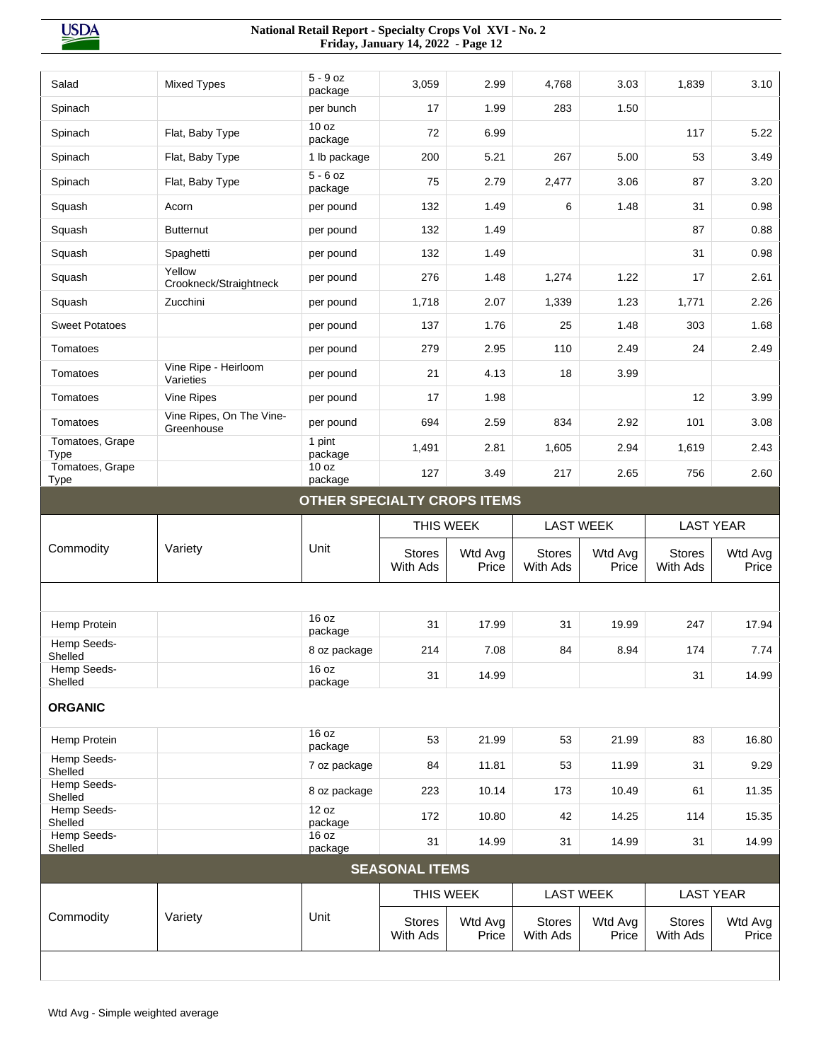| Commodity | Variety | Unit | THIS WEEK Stores With Ads | THIS WEEK Wtd Avg Price | LAST WEEK Stores With Ads | LAST WEEK Wtd Avg Price | LAST YEAR Stores With Ads | LAST YEAR Wtd Avg Price |
|---|---|---|---|---|---|---|---|---|
| Salad | Mixed Types | 5 - 9 oz package | 3,059 | 2.99 | 4,768 | 3.03 | 1,839 | 3.10 |
| Spinach | | per bunch | 17 | 1.99 | 283 | 1.50 | | |
| Spinach | Flat, Baby Type | 10 oz package | 72 | 6.99 | | | 117 | 5.22 |
| Spinach | Flat, Baby Type | 1 lb package | 200 | 5.21 | 267 | 5.00 | 53 | 3.49 |
| Spinach | Flat, Baby Type | 5 - 6 oz package | 75 | 2.79 | 2,477 | 3.06 | 87 | 3.20 |
| Squash | Acorn | per pound | 132 | 1.49 | 6 | 1.48 | 31 | 0.98 |
| Squash | Butternut | per pound | 132 | 1.49 | | | 87 | 0.88 |
| Squash | Spaghetti | per pound | 132 | 1.49 | | | 31 | 0.98 |
| Squash | Yellow Crookneck/Straightneck | per pound | 276 | 1.48 | 1,274 | 1.22 | 17 | 2.61 |
| Squash | Zucchini | per pound | 1,718 | 2.07 | 1,339 | 1.23 | 1,771 | 2.26 |
| Sweet Potatoes | | per pound | 137 | 1.76 | 25 | 1.48 | 303 | 1.68 |
| Tomatoes | | per pound | 279 | 2.95 | 110 | 2.49 | 24 | 2.49 |
| Tomatoes | Vine Ripe - Heirloom Varieties | per pound | 21 | 4.13 | 18 | 3.99 | | |
| Tomatoes | Vine Ripes | per pound | 17 | 1.98 | | | 12 | 3.99 |
| Tomatoes | Vine Ripes, On The Vine- Greenhouse | per pound | 694 | 2.59 | 834 | 2.92 | 101 | 3.08 |
| Tomatoes, Grape Type | | 1 pint package | 1,491 | 2.81 | 1,605 | 2.94 | 1,619 | 2.43 |
| Tomatoes, Grape Type | | 10 oz package | 127 | 3.49 | 217 | 2.65 | 756 | 2.60 |

## OTHER SPECIALTY CROPS ITEMS

| Commodity | Variety | Unit | THIS WEEK Stores With Ads | THIS WEEK Wtd Avg Price | LAST WEEK Stores With Ads | LAST WEEK Wtd Avg Price | LAST YEAR Stores With Ads | LAST YEAR Wtd Avg Price |
|---|---|---|---|---|---|---|---|---|
| Hemp Protein | | 16 oz package | 31 | 17.99 | 31 | 19.99 | 247 | 17.94 |
| Hemp Seeds-Shelled | | 8 oz package | 214 | 7.08 | 84 | 8.94 | 174 | 7.74 |
| Hemp Seeds-Shelled | | 16 oz package | 31 | 14.99 | | | 31 | 14.99 |
| **ORGANIC** | | | | | | | | |
| Hemp Protein | | 16 oz package | 53 | 21.99 | 53 | 21.99 | 83 | 16.80 |
| Hemp Seeds-Shelled | | 7 oz package | 84 | 11.81 | 53 | 11.99 | 31 | 9.29 |
| Hemp Seeds-Shelled | | 8 oz package | 223 | 10.14 | 173 | 10.49 | 61 | 11.35 |
| Hemp Seeds-Shelled | | 12 oz package | 172 | 10.80 | 42 | 14.25 | 114 | 15.35 |
| Hemp Seeds-Shelled | | 16 oz package | 31 | 14.99 | 31 | 14.99 | 31 | 14.99 |

## SEASONAL ITEMS

| Commodity | Variety | Unit | THIS WEEK Stores With Ads | THIS WEEK Wtd Avg Price | LAST WEEK Stores With Ads | LAST WEEK Wtd Avg Price | LAST YEAR Stores With Ads | LAST YEAR Wtd Avg Price |
|---|---|---|---|---|---|---|---|---|

Wtd Avg - Simple weighted average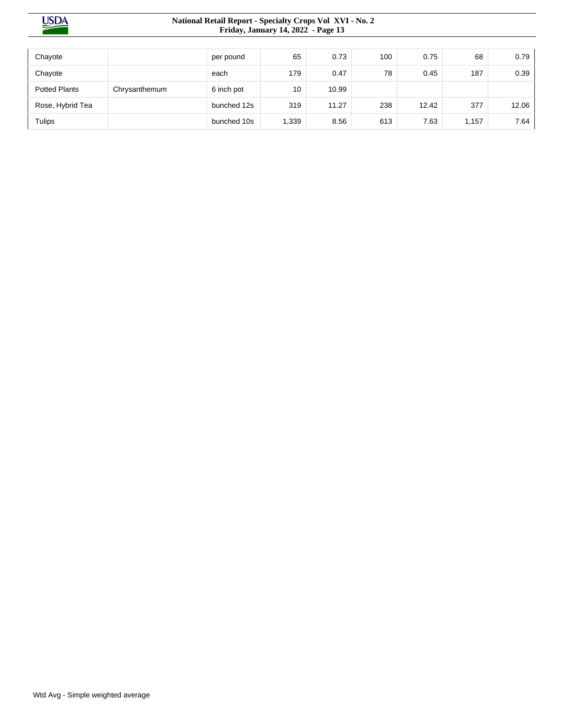| | | | | | | | | |
|---|---|---|---|---|---|---|---|---|
| Chayote | | per pound | 65 | 0.73 | 100 | 0.75 | 68 | 0.79 |
| Chayote | | each | 179 | 0.47 | 78 | 0.45 | 187 | 0.39 |
| Potted Plants | Chrysanthemum | 6 inch pot | 10 | 10.99 | | | | |
| Rose, Hybrid Tea | | bunched 12s | 319 | 11.27 | 238 | 12.42 | 377 | 12.06 |
| Tulips | | bunched 10s | 1,339 | 8.56 | 613 | 7.63 | 1,157 | 7.64 |

Wtd Avg - Simple weighted average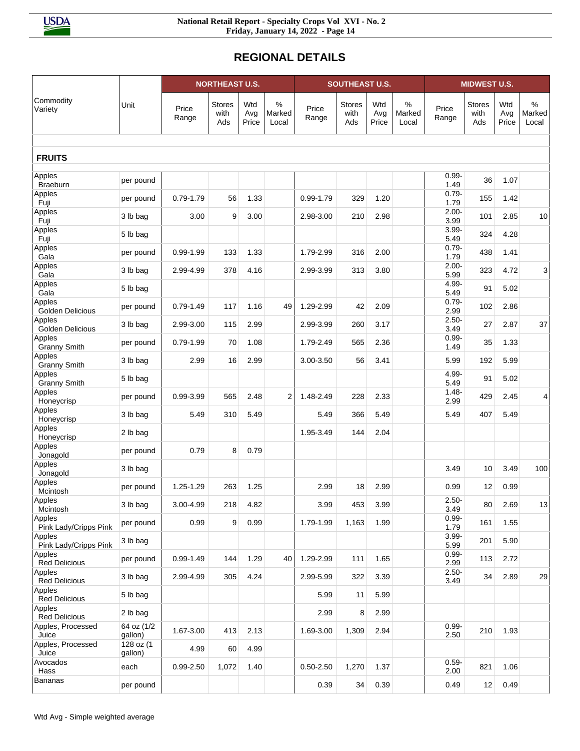## REGIONAL DETAILS

| Commodity Variety | Unit | NORTHEAST U.S. | | | | SOUTHEAST U.S. | | | | MIDWEST U.S. | | | |
|---|---|---|---|---|---|---|---|---|---|---|---|---|---|
| | | Price Range | Stores with Ads | Wtd Avg Price | % Marked Local | Price Range | Stores with Ads | Wtd Avg Price | % Marked Local | Price Range | Stores with Ads | Wtd Avg Price | % Marked Local |
| **FRUITS** | | | | | | | | | | | | | |
| Apples Braeburn | per pound | | | | | | | | | 0.99-1.49 | 36 | 1.07 | |
| Apples Fuji | per pound | 0.79-1.79 | 56 | 1.33 | | 0.99-1.79 | 329 | 1.20 | | 0.79-1.79 | 155 | 1.42 | |
| Apples Fuji | 3 lb bag | 3.00 | 9 | 3.00 | | 2.98-3.00 | 210 | 2.98 | | 2.00-3.99 | 101 | 2.85 | 10 |
| Apples Fuji | 5 lb bag | | | | | | | | | 3.99-5.49 | 324 | 4.28 | |
| Apples Gala | per pound | 0.99-1.99 | 133 | 1.33 | | 1.79-2.99 | 316 | 2.00 | | 0.79-1.79 | 438 | 1.41 | |
| Apples Gala | 3 lb bag | 2.99-4.99 | 378 | 4.16 | | 2.99-3.99 | 313 | 3.80 | | 2.00-5.99 | 323 | 4.72 | 3 |
| Apples Gala | 5 lb bag | | | | | | | | | 4.99-5.49 | 91 | 5.02 | |
| Apples Golden Delicious | per pound | 0.79-1.49 | 117 | 1.16 | 49 | 1.29-2.99 | 42 | 2.09 | | 0.79-2.99 | 102 | 2.86 | |
| Apples Golden Delicious | 3 lb bag | 2.99-3.00 | 115 | 2.99 | | 2.99-3.99 | 260 | 3.17 | | 2.50-3.49 | 27 | 2.87 | 37 |
| Apples Granny Smith | per pound | 0.79-1.99 | 70 | 1.08 | | 1.79-2.49 | 565 | 2.36 | | 0.99-1.49 | 35 | 1.33 | |
| Apples Granny Smith | 3 lb bag | 2.99 | 16 | 2.99 | | 3.00-3.50 | 56 | 3.41 | | 5.99 | 192 | 5.99 | |
| Apples Granny Smith | 5 lb bag | | | | | | | | | 4.99-5.49 | 91 | 5.02 | |
| Apples Honeycrisp | per pound | 0.99-3.99 | 565 | 2.48 | 2 | 1.48-2.49 | 228 | 2.33 | | 1.48-2.99 | 429 | 2.45 | 4 |
| Apples Honeycrisp | 3 lb bag | 5.49 | 310 | 5.49 | | 5.49 | 366 | 5.49 | | 5.49 | 407 | 5.49 | |
| Apples Honeycrisp | 2 lb bag | | | | | 1.95-3.49 | 144 | 2.04 | | | | | |
| Apples Jonagold | per pound | 0.79 | 8 | 0.79 | | | | | | | | | |
| Apples Jonagold | 3 lb bag | | | | | | | | | 3.49 | 10 | 3.49 | 100 |
| Apples Mcintosh | per pound | 1.25-1.29 | 263 | 1.25 | | 2.99 | 18 | 2.99 | | 0.99 | 12 | 0.99 | |
| Apples Mcintosh | 3 lb bag | 3.00-4.99 | 218 | 4.82 | | 3.99 | 453 | 3.99 | | 2.50-3.49 | 80 | 2.69 | 13 |
| Apples Pink Lady/Cripps Pink | per pound | 0.99 | 9 | 0.99 | | 1.79-1.99 | 1,163 | 1.99 | | 0.99-1.79 | 161 | 1.55 | |
| Apples Pink Lady/Cripps Pink | 3 lb bag | | | | | | | | | 3.99-5.99 | 201 | 5.90 | |
| Apples Red Delicious | per pound | 0.99-1.49 | 144 | 1.29 | 40 | 1.29-2.99 | 111 | 1.65 | | 0.99-2.99 | 113 | 2.72 | |
| Apples Red Delicious | 3 lb bag | 2.99-4.99 | 305 | 4.24 | | 2.99-5.99 | 322 | 3.39 | | 2.50-3.49 | 34 | 2.89 | 29 |
| Apples Red Delicious | 5 lb bag | | | | | 5.99 | 11 | 5.99 | | | | | |
| Apples Red Delicious | 2 lb bag | | | | | 2.99 | 8 | 2.99 | | | | | |
| Apples, Processed Juice | 64 oz (1/2 gallon) | 1.67-3.00 | 413 | 2.13 | | 1.69-3.00 | 1,309 | 2.94 | | 0.99-2.50 | 210 | 1.93 | |
| Apples, Processed Juice | 128 oz (1 gallon) | 4.99 | 60 | 4.99 | | | | | | | | | |
| Avocados Hass | each | 0.99-2.50 | 1,072 | 1.40 | | 0.50-2.50 | 1,270 | 1.37 | | 0.59-2.00 | 821 | 1.06 | |
| Bananas | per pound | | | | | 0.39 | 34 | 0.39 | | 0.49 | 12 | 0.49 | |

Wtd Avg - Simple weighted average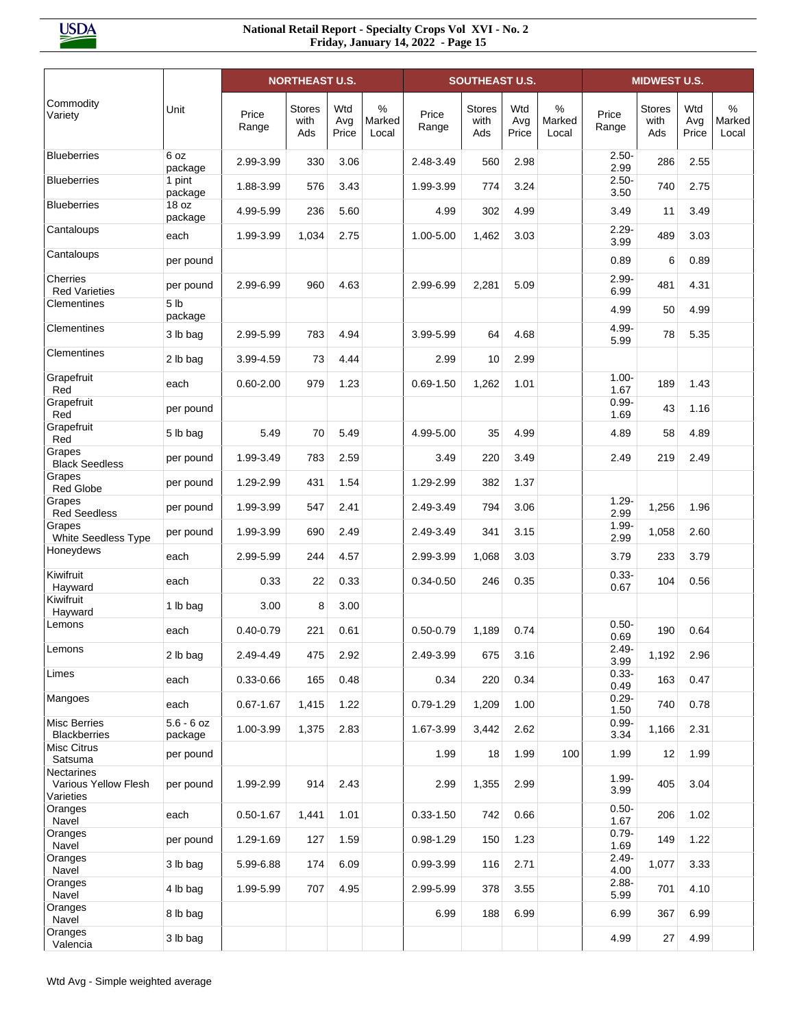| Commodity Variety | Unit | NORTHEAST U.S. | | | | SOUTHEAST U.S. | | | | MIDWEST U.S. | | | |
|---|---|---|---|---|---|---|---|---|---|---|---|---|---|
| | | Price Range | Stores with Ads | Wtd Avg Price | % Marked Local | Price Range | Stores with Ads | Wtd Avg Price | % Marked Local | Price Range | Stores with Ads | Wtd Avg Price | % Marked Local |
| Blueberries | 6 oz package | 2.99-3.99 | 330 | 3.06 | | 2.48-3.49 | 560 | 2.98 | | 2.50-2.99 | 286 | 2.55 | |
| Blueberries | 1 pint package | 1.88-3.99 | 576 | 3.43 | | 1.99-3.99 | 774 | 3.24 | | 2.50-3.50 | 740 | 2.75 | |
| Blueberries | 18 oz package | 4.99-5.99 | 236 | 5.60 | | 4.99 | 302 | 4.99 | | 3.49 | 11 | 3.49 | |
| Cantaloups | each | 1.99-3.99 | 1,034 | 2.75 | | 1.00-5.00 | 1,462 | 3.03 | | 2.29-3.99 | 489 | 3.03 | |
| Cantaloups | per pound | | | | | | | | | 0.89 | 6 | 0.89 | |
| Cherries Red Varieties | per pound | 2.99-6.99 | 960 | 4.63 | | 2.99-6.99 | 2,281 | 5.09 | | 2.99-6.99 | 481 | 4.31 | |
| Clementines | 5 lb package | | | | | | | | | 4.99 | 50 | 4.99 | |
| Clementines | 3 lb bag | 2.99-5.99 | 783 | 4.94 | | 3.99-5.99 | 64 | 4.68 | | 4.99-5.99 | 78 | 5.35 | |
| Clementines | 2 lb bag | 3.99-4.59 | 73 | 4.44 | | 2.99 | 10 | 2.99 | | | | | |
| Grapefruit Red | each | 0.60-2.00 | 979 | 1.23 | | 0.69-1.50 | 1,262 | 1.01 | | 1.00-1.67 | 189 | 1.43 | |
| Grapefruit Red | per pound | | | | | | | | | 0.99-1.69 | 43 | 1.16 | |
| Grapefruit Red | 5 lb bag | 5.49 | 70 | 5.49 | | 4.99-5.00 | 35 | 4.99 | | 4.89 | 58 | 4.89 | |
| Grapes Black Seedless | per pound | 1.99-3.49 | 783 | 2.59 | | 3.49 | 220 | 3.49 | | 2.49 | 219 | 2.49 | |
| Grapes Red Globe | per pound | 1.29-2.99 | 431 | 1.54 | | 1.29-2.99 | 382 | 1.37 | | | | | |
| Grapes Red Seedless | per pound | 1.99-3.99 | 547 | 2.41 | | 2.49-3.49 | 794 | 3.06 | | 1.29-2.99 | 1,256 | 1.96 | |
| Grapes White Seedless Type | per pound | 1.99-3.99 | 690 | 2.49 | | 2.49-3.49 | 341 | 3.15 | | 1.99-2.99 | 1,058 | 2.60 | |
| Honeydews | each | 2.99-5.99 | 244 | 4.57 | | 2.99-3.99 | 1,068 | 3.03 | | 3.79 | 233 | 3.79 | |
| Kiwifruit Hayward | each | 0.33 | 22 | 0.33 | | 0.34-0.50 | 246 | 0.35 | | 0.33-0.67 | 104 | 0.56 | |
| Kiwifruit Hayward | 1 lb bag | 3.00 | 8 | 3.00 | | | | | | | | | |
| Lemons | each | 0.40-0.79 | 221 | 0.61 | | 0.50-0.79 | 1,189 | 0.74 | | 0.50-0.69 | 190 | 0.64 | |
| Lemons | 2 lb bag | 2.49-4.49 | 475 | 2.92 | | 2.49-3.99 | 675 | 3.16 | | 2.49-3.99 | 1,192 | 2.96 | |
| Limes | each | 0.33-0.66 | 165 | 0.48 | | 0.34 | 220 | 0.34 | | 0.33-0.49 | 163 | 0.47 | |
| Mangoes | each | 0.67-1.67 | 1,415 | 1.22 | | 0.79-1.29 | 1,209 | 1.00 | | 0.29-1.50 | 740 | 0.78 | |
| Misc Berries Blackberries | 5.6 - 6 oz package | 1.00-3.99 | 1,375 | 2.83 | | 1.67-3.99 | 3,442 | 2.62 | | 0.99-3.34 | 1,166 | 2.31 | |
| Misc Citrus Satsuma | per pound | | | | | 1.99 | 18 | 1.99 | 100 | 1.99 | 12 | 1.99 | |
| Nectarines Various Yellow Flesh Varieties | per pound | 1.99-2.99 | 914 | 2.43 | | 2.99 | 1,355 | 2.99 | | 1.99-3.99 | 405 | 3.04 | |
| Oranges Navel | each | 0.50-1.67 | 1,441 | 1.01 | | 0.33-1.50 | 742 | 0.66 | | 0.50-1.67 | 206 | 1.02 | |
| Oranges Navel | per pound | 1.29-1.69 | 127 | 1.59 | | 0.98-1.29 | 150 | 1.23 | | 0.79-1.69 | 149 | 1.22 | |
| Oranges Navel | 3 lb bag | 5.99-6.88 | 174 | 6.09 | | 0.99-3.99 | 116 | 2.71 | | 2.49-4.00 | 1,077 | 3.33 | |
| Oranges Navel | 4 lb bag | 1.99-5.99 | 707 | 4.95 | | 2.99-5.99 | 378 | 3.55 | | 2.88-5.99 | 701 | 4.10 | |
| Oranges Navel | 8 lb bag | | | | | 6.99 | 188 | 6.99 | | 6.99 | 367 | 6.99 | |
| Oranges Valencia | 3 lb bag | | | | | | | | | 4.99 | 27 | 4.99 | |

Wtd Avg - Simple weighted average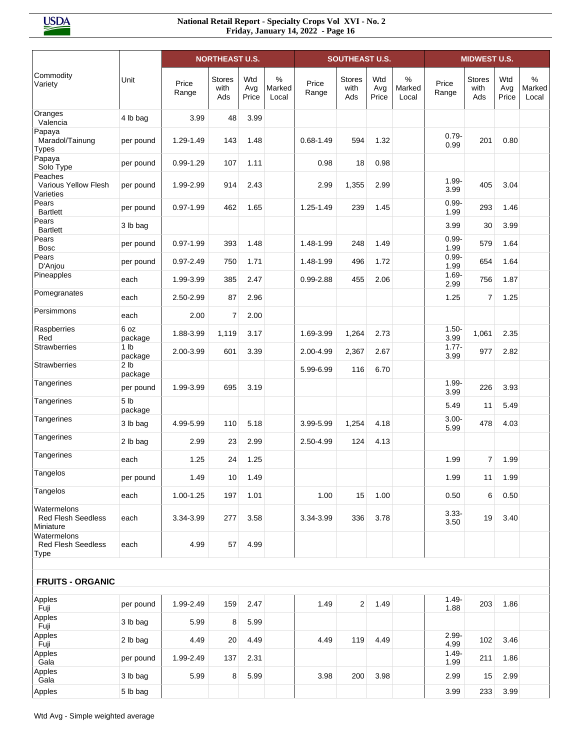| Commodity Variety | Unit | NORTHEAST U.S. | | | | SOUTHEAST U.S. | | | | MIDWEST U.S. | | | |
|---|---|---|---|---|---|---|---|---|---|---|---|---|---|
| | | Price Range | Stores with Ads | Wtd Avg Price | % Marked Local | Price Range | Stores with Ads | Wtd Avg Price | % Marked Local | Price Range | Stores with Ads | Wtd Avg Price | % Marked Local |
| Oranges Valencia | 4 lb bag | 3.99 | 48 | 3.99 | | | | | | | | | |
| Papaya Maradol/Tainung Types | per pound | 1.29-1.49 | 143 | 1.48 | | 0.68-1.49 | 594 | 1.32 | | 0.79-0.99 | 201 | 0.80 | |
| Papaya Solo Type | per pound | 0.99-1.29 | 107 | 1.11 | | 0.98 | 18 | 0.98 | | | | | |
| Peaches Various Yellow Flesh Varieties | per pound | 1.99-2.99 | 914 | 2.43 | | 2.99 | 1,355 | 2.99 | | 1.99-3.99 | 405 | 3.04 | |
| Pears Bartlett | per pound | 0.97-1.99 | 462 | 1.65 | | 1.25-1.49 | 239 | 1.45 | | 0.99-1.99 | 293 | 1.46 | |
| Pears Bartlett | 3 lb bag | | | | | | | | | 3.99 | 30 | 3.99 | |
| Pears Bosc | per pound | 0.97-1.99 | 393 | 1.48 | | 1.48-1.99 | 248 | 1.49 | | 0.99-1.99 | 579 | 1.64 | |
| Pears D'Anjou | per pound | 0.97-2.49 | 750 | 1.71 | | 1.48-1.99 | 496 | 1.72 | | 0.99-1.99 | 654 | 1.64 | |
| Pineapples | each | 1.99-3.99 | 385 | 2.47 | | 0.99-2.88 | 455 | 2.06 | | 1.69-2.99 | 756 | 1.87 | |
| Pomegranates | each | 2.50-2.99 | 87 | 2.96 | | | | | | 1.25 | 7 | 1.25 | |
| Persimmons | each | 2.00 | 7 | 2.00 | | | | | | | | | |
| Raspberries Red | 6 oz package | 1.88-3.99 | 1,119 | 3.17 | | 1.69-3.99 | 1,264 | 2.73 | | 1.50-3.99 | 1,061 | 2.35 | |
| Strawberries | 1 lb package | 2.00-3.99 | 601 | 3.39 | | 2.00-4.99 | 2,367 | 2.67 | | 1.77-3.99 | 977 | 2.82 | |
| Strawberries | 2 lb package | | | | | 5.99-6.99 | 116 | 6.70 | | | | | |
| Tangerines | per pound | 1.99-3.99 | 695 | 3.19 | | | | | | 1.99-3.99 | 226 | 3.93 | |
| Tangerines | 5 lb package | | | | | | | | | 5.49 | 11 | 5.49 | |
| Tangerines | 3 lb bag | 4.99-5.99 | 110 | 5.18 | | 3.99-5.99 | 1,254 | 4.18 | | 3.00-5.99 | 478 | 4.03 | |
| Tangerines | 2 lb bag | 2.99 | 23 | 2.99 | | 2.50-4.99 | 124 | 4.13 | | | | | |
| Tangerines | each | 1.25 | 24 | 1.25 | | | | | | 1.99 | 7 | 1.99 | |
| Tangelos | per pound | 1.49 | 10 | 1.49 | | | | | | 1.99 | 11 | 1.99 | |
| Tangelos | each | 1.00-1.25 | 197 | 1.01 | | 1.00 | 15 | 1.00 | | 0.50 | 6 | 0.50 | |
| Watermelons Red Flesh Seedless Miniature | each | 3.34-3.99 | 277 | 3.58 | | 3.34-3.99 | 336 | 3.78 | | 3.33-3.50 | 19 | 3.40 | |
| Watermelons Red Flesh Seedless Type | each | 4.99 | 57 | 4.99 | | | | | | | | | |
| **FRUITS - ORGANIC** | | | | | | | | | | | | | |
| Apples Fuji | per pound | 1.99-2.49 | 159 | 2.47 | | 1.49 | 2 | 1.49 | | 1.49-1.88 | 203 | 1.86 | |
| Apples Fuji | 3 lb bag | 5.99 | 8 | 5.99 | | | | | | | | | |
| Apples Fuji | 2 lb bag | 4.49 | 20 | 4.49 | | 4.49 | 119 | 4.49 | | 2.99-4.99 | 102 | 3.46 | |
| Apples Gala | per pound | 1.99-2.49 | 137 | 2.31 | | | | | | 1.49-1.99 | 211 | 1.86 | |
| Apples Gala | 3 lb bag | 5.99 | 8 | 5.99 | | 3.98 | 200 | 3.98 | | 2.99 | 15 | 2.99 | |
| Apples | 5 lb bag | | | | | | | | | 3.99 | 233 | 3.99 | |

Wtd Avg - Simple weighted average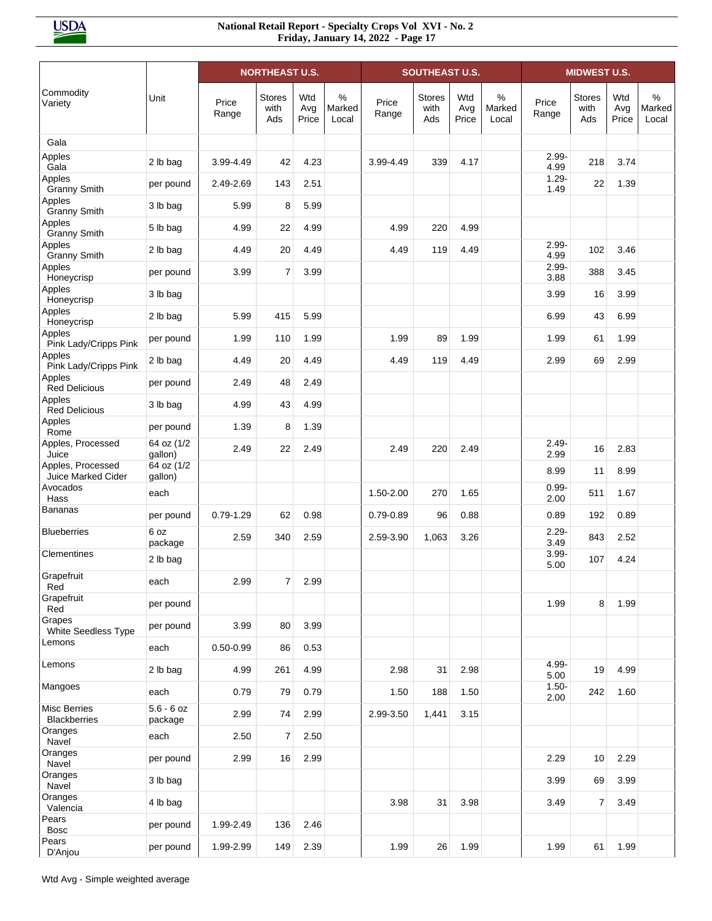| Commodity Variety | Unit | NORTHEAST U.S. | | | | SOUTHEAST U.S. | | | | MIDWEST U.S. | | | |
|---|---|---|---|---|---|---|---|---|---|---|---|---|---|
| | | Price Range | Stores with Ads | Wtd Avg Price | % Marked Local | Price Range | Stores with Ads | Wtd Avg Price | % Marked Local | Price Range | Stores with Ads | Wtd Avg Price | % Marked Local |
| Gala | | | | | | | | | | | | | |
| Apples Gala | 2 lb bag | 3.99-4.49 | 42 | 4.23 | | 3.99-4.49 | 339 | 4.17 | | 2.99-4.99 | 218 | 3.74 | |
| Apples Granny Smith | per pound | 2.49-2.69 | 143 | 2.51 | | | | | | 1.29-1.49 | 22 | 1.39 | |
| Apples Granny Smith | 3 lb bag | 5.99 | 8 | 5.99 | | | | | | | | | |
| Apples Granny Smith | 5 lb bag | 4.99 | 22 | 4.99 | | 4.99 | 220 | 4.99 | | | | | |
| Apples Granny Smith | 2 lb bag | 4.49 | 20 | 4.49 | | 4.49 | 119 | 4.49 | | 2.99-4.99 | 102 | 3.46 | |
| Apples Honeycrisp | per pound | 3.99 | 7 | 3.99 | | | | | | 2.99-3.88 | 388 | 3.45 | |
| Apples Honeycrisp | 3 lb bag | | | | | | | | | 3.99 | 16 | 3.99 | |
| Apples Honeycrisp | 2 lb bag | 5.99 | 415 | 5.99 | | | | | | 6.99 | 43 | 6.99 | |
| Apples Pink Lady/Cripps Pink | per pound | 1.99 | 110 | 1.99 | | 1.99 | 89 | 1.99 | | 1.99 | 61 | 1.99 | |
| Apples Pink Lady/Cripps Pink | 2 lb bag | 4.49 | 20 | 4.49 | | 4.49 | 119 | 4.49 | | 2.99 | 69 | 2.99 | |
| Apples Red Delicious | per pound | 2.49 | 48 | 2.49 | | | | | | | | | |
| Apples Red Delicious | 3 lb bag | 4.99 | 43 | 4.99 | | | | | | | | | |
| Apples Rome | per pound | 1.39 | 8 | 1.39 | | | | | | | | | |
| Apples, Processed Juice | 64 oz (1/2 gallon) | 2.49 | 22 | 2.49 | | 2.49 | 220 | 2.49 | | 2.49-2.99 | 16 | 2.83 | |
| Apples, Processed Juice Marked Cider | 64 oz (1/2 gallon) | | | | | | | | | 8.99 | 11 | 8.99 | |
| Avocados Hass | each | | | | | 1.50-2.00 | 270 | 1.65 | | 0.99-2.00 | 511 | 1.67 | |
| Bananas | per pound | 0.79-1.29 | 62 | 0.98 | | 0.79-0.89 | 96 | 0.88 | | 0.89 | 192 | 0.89 | |
| Blueberries | 6 oz package | 2.59 | 340 | 2.59 | | 2.59-3.90 | 1,063 | 3.26 | | 2.29-3.49 | 843 | 2.52 | |
| Clementines | 2 lb bag | | | | | | | | | 3.99-5.00 | 107 | 4.24 | |
| Grapefruit Red | each | 2.99 | 7 | 2.99 | | | | | | | | | |
| Grapefruit Red | per pound | | | | | | | | | 1.99 | 8 | 1.99 | |
| Grapes White Seedless Type | per pound | 3.99 | 80 | 3.99 | | | | | | | | | |
| Lemons | each | 0.50-0.99 | 86 | 0.53 | | | | | | | | | |
| Lemons | 2 lb bag | 4.99 | 261 | 4.99 | | 2.98 | 31 | 2.98 | | 4.99-5.00 | 19 | 4.99 | |
| Mangoes | each | 0.79 | 79 | 0.79 | | 1.50 | 188 | 1.50 | | 1.50-2.00 | 242 | 1.60 | |
| Misc Berries Blackberries | 5.6 - 6 oz package | 2.99 | 74 | 2.99 | | 2.99-3.50 | 1,441 | 3.15 | | | | | |
| Oranges Navel | each | 2.50 | 7 | 2.50 | | | | | | | | | |
| Oranges Navel | per pound | 2.99 | 16 | 2.99 | | | | | | 2.29 | 10 | 2.29 | |
| Oranges Navel | 3 lb bag | | | | | | | | | 3.99 | 69 | 3.99 | |
| Oranges Valencia | 4 lb bag | | | | | 3.98 | 31 | 3.98 | | 3.49 | 7 | 3.49 | |
| Pears Bosc | per pound | 1.99-2.49 | 136 | 2.46 | | | | | | | | | |
| Pears D'Anjou | per pound | 1.99-2.99 | 149 | 2.39 | | 1.99 | 26 | 1.99 | | 1.99 | 61 | 1.99 | |

Wtd Avg - Simple weighted average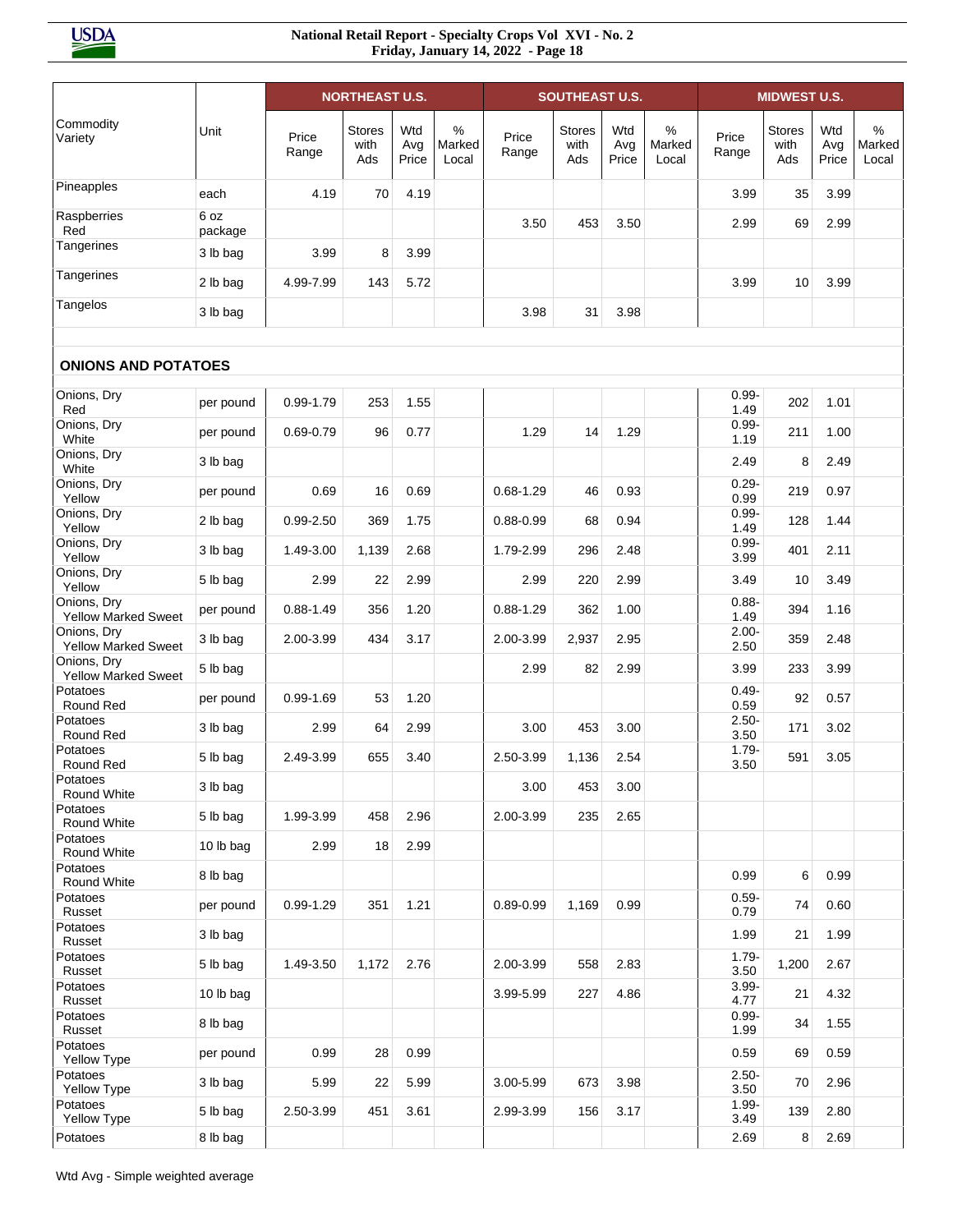| Commodity Variety | Unit | NORTHEAST U.S. | | | | SOUTHEAST U.S. | | | | MIDWEST U.S. | | | |
|---|---|---|---|---|---|---|---|---|---|---|---|---|---|
| | | Price Range | Stores with Ads | Wtd Avg Price | % Marked Local | Price Range | Stores with Ads | Wtd Avg Price | % Marked Local | Price Range | Stores with Ads | Wtd Avg Price | % Marked Local |
| Pineapples | each | 4.19 | 70 | 4.19 | | | | | | 3.99 | 35 | 3.99 | |
| Raspberries Red | 6 oz package | | | | | 3.50 | 453 | 3.50 | | 2.99 | 69 | 2.99 | |
| Tangerines | 3 lb bag | 3.99 | 8 | 3.99 | | | | | | | | | |
| Tangerines | 2 lb bag | 4.99-7.99 | 143 | 5.72 | | | | | | 3.99 | 10 | 3.99 | |
| Tangelos | 3 lb bag | | | | | 3.98 | 31 | 3.98 | | | | | |
| **ONIONS AND POTATOES** | | | | | | | | | | | | | |
| Onions, Dry Red | per pound | 0.99-1.79 | 253 | 1.55 | | | | | | 0.99-1.49 | 202 | 1.01 | |
| Onions, Dry White | per pound | 0.69-0.79 | 96 | 0.77 | | 1.29 | 14 | 1.29 | | 0.99-1.19 | 211 | 1.00 | |
| Onions, Dry White | 3 lb bag | | | | | | | | | 2.49 | 8 | 2.49 | |
| Onions, Dry Yellow | per pound | 0.69 | 16 | 0.69 | | 0.68-1.29 | 46 | 0.93 | | 0.29-0.99 | 219 | 0.97 | |
| Onions, Dry Yellow | 2 lb bag | 0.99-2.50 | 369 | 1.75 | | 0.88-0.99 | 68 | 0.94 | | 0.99-1.49 | 128 | 1.44 | |
| Onions, Dry Yellow | 3 lb bag | 1.49-3.00 | 1,139 | 2.68 | | 1.79-2.99 | 296 | 2.48 | | 0.99-3.99 | 401 | 2.11 | |
| Onions, Dry Yellow | 5 lb bag | 2.99 | 22 | 2.99 | | 2.99 | 220 | 2.99 | | 3.49 | 10 | 3.49 | |
| Onions, Dry Yellow Marked Sweet | per pound | 0.88-1.49 | 356 | 1.20 | | 0.88-1.29 | 362 | 1.00 | | 0.88-1.49 | 394 | 1.16 | |
| Onions, Dry Yellow Marked Sweet | 3 lb bag | 2.00-3.99 | 434 | 3.17 | | 2.00-3.99 | 2,937 | 2.95 | | 2.00-2.50 | 359 | 2.48 | |
| Onions, Dry Yellow Marked Sweet | 5 lb bag | | | | | 2.99 | 82 | 2.99 | | 3.99 | 233 | 3.99 | |
| Potatoes Round Red | per pound | 0.99-1.69 | 53 | 1.20 | | | | | | 0.49-0.59 | 92 | 0.57 | |
| Potatoes Round Red | 3 lb bag | 2.99 | 64 | 2.99 | | 3.00 | 453 | 3.00 | | 2.50-3.50 | 171 | 3.02 | |
| Potatoes Round Red | 5 lb bag | 2.49-3.99 | 655 | 3.40 | | 2.50-3.99 | 1,136 | 2.54 | | 1.79-3.50 | 591 | 3.05 | |
| Potatoes Round White | 3 lb bag | | | | | 3.00 | 453 | 3.00 | | | | | |
| Potatoes Round White | 5 lb bag | 1.99-3.99 | 458 | 2.96 | | 2.00-3.99 | 235 | 2.65 | | | | | |
| Potatoes Round White | 10 lb bag | 2.99 | 18 | 2.99 | | | | | | | | | |
| Potatoes Round White | 8 lb bag | | | | | | | | | 0.99 | 6 | 0.99 | |
| Potatoes Russet | per pound | 0.99-1.29 | 351 | 1.21 | | 0.89-0.99 | 1,169 | 0.99 | | 0.59-0.79 | 74 | 0.60 | |
| Potatoes Russet | 3 lb bag | | | | | | | | | 1.99 | 21 | 1.99 | |
| Potatoes Russet | 5 lb bag | 1.49-3.50 | 1,172 | 2.76 | | 2.00-3.99 | 558 | 2.83 | | 1.79-3.50 | 1,200 | 2.67 | |
| Potatoes Russet | 10 lb bag | | | | | 3.99-5.99 | 227 | 4.86 | | 3.99-4.77 | 21 | 4.32 | |
| Potatoes Russet | 8 lb bag | | | | | | | | | 0.99-1.99 | 34 | 1.55 | |
| Potatoes Yellow Type | per pound | 0.99 | 28 | 0.99 | | | | | | 0.59 | 69 | 0.59 | |
| Potatoes Yellow Type | 3 lb bag | 5.99 | 22 | 5.99 | | 3.00-5.99 | 673 | 3.98 | | 2.50-3.50 | 70 | 2.96 | |
| Potatoes Yellow Type | 5 lb bag | 2.50-3.99 | 451 | 3.61 | | 2.99-3.99 | 156 | 3.17 | | 1.99-3.49 | 139 | 2.80 | |
| Potatoes | 8 lb bag | | | | | | | | | 2.69 | 8 | 2.69 | |

Wtd Avg - Simple weighted average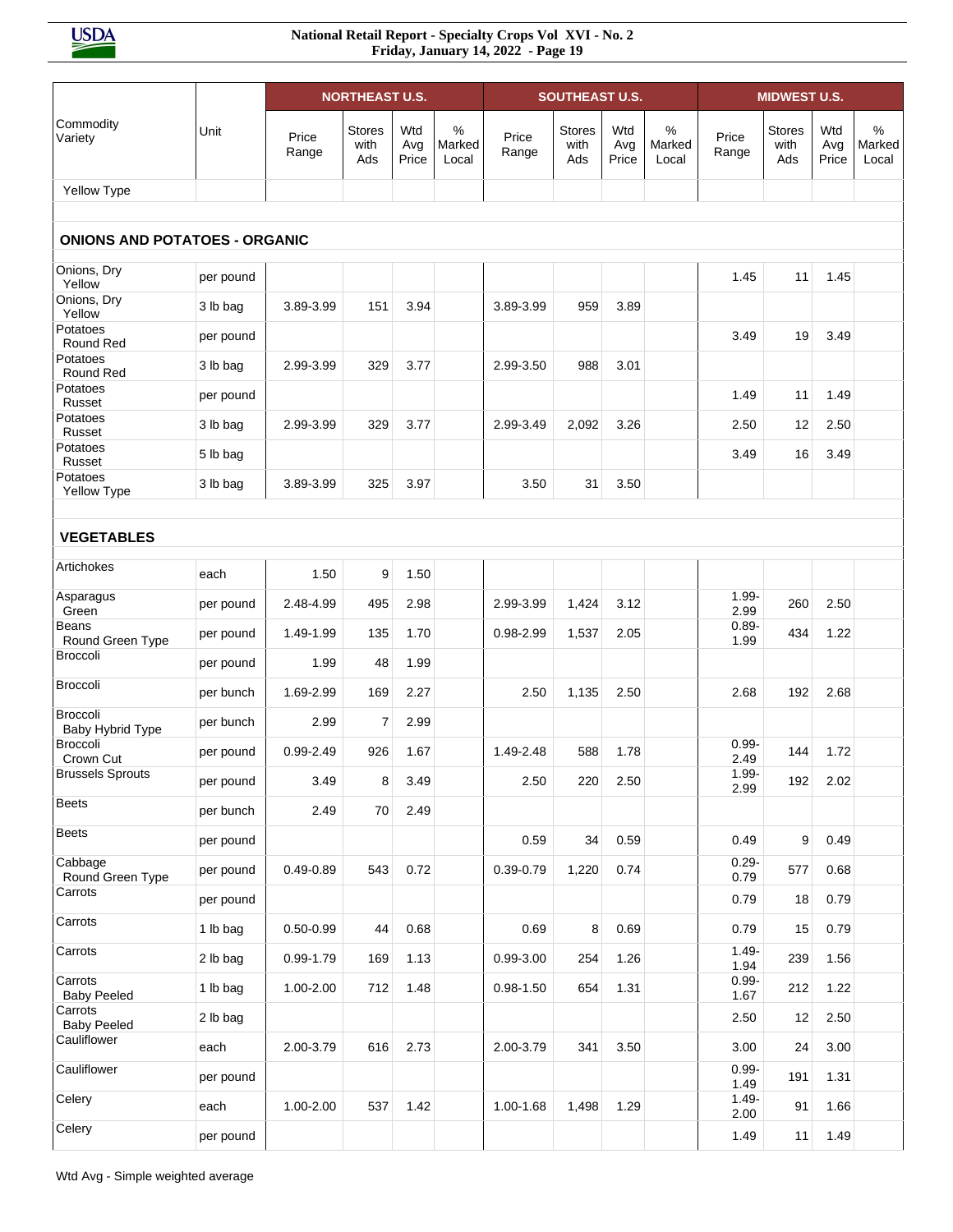| Commodity Variety | Unit | NORTHEAST U.S. | | | | SOUTHEAST U.S. | | | | MIDWEST U.S. | | | |
|---|---|---|---|---|---|---|---|---|---|---|---|---|---|
| | | Price Range | Stores with Ads | Wtd Avg Price | % Marked Local | Price Range | Stores with Ads | Wtd Avg Price | % Marked Local | Price Range | Stores with Ads | Wtd Avg Price | % Marked Local |
| Yellow Type | | | | | | | | | | | | | |
| **ONIONS AND POTATOES - ORGANIC** | | | | | | | | | | | | | |
| Onions, Dry Yellow | per pound | | | | | | | | | 1.45 | 11 | 1.45 | |
| Onions, Dry Yellow | 3 lb bag | 3.89-3.99 | 151 | 3.94 | | 3.89-3.99 | 959 | 3.89 | | | | | |
| Potatoes Round Red | per pound | | | | | | | | | 3.49 | 19 | 3.49 | |
| Potatoes Round Red | 3 lb bag | 2.99-3.99 | 329 | 3.77 | | 2.99-3.50 | 988 | 3.01 | | | | | |
| Potatoes Russet | per pound | | | | | | | | | 1.49 | 11 | 1.49 | |
| Potatoes Russet | 3 lb bag | 2.99-3.99 | 329 | 3.77 | | 2.99-3.49 | 2,092 | 3.26 | | 2.50 | 12 | 2.50 | |
| Potatoes Russet | 5 lb bag | | | | | | | | | 3.49 | 16 | 3.49 | |
| Potatoes Yellow Type | 3 lb bag | 3.89-3.99 | 325 | 3.97 | | 3.50 | 31 | 3.50 | | | | | |
| **VEGETABLES** | | | | | | | | | | | | | |
| Artichokes | each | 1.50 | 9 | 1.50 | | | | | | | | | |
| Asparagus Green | per pound | 2.48-4.99 | 495 | 2.98 | | 2.99-3.99 | 1,424 | 3.12 | | 1.99-2.99 | 260 | 2.50 | |
| Beans Round Green Type | per pound | 1.49-1.99 | 135 | 1.70 | | 0.98-2.99 | 1,537 | 2.05 | | 0.89-1.99 | 434 | 1.22 | |
| Broccoli | per pound | 1.99 | 48 | 1.99 | | | | | | | | | |
| Broccoli | per bunch | 1.69-2.99 | 169 | 2.27 | | 2.50 | 1,135 | 2.50 | | 2.68 | 192 | 2.68 | |
| Broccoli Baby Hybrid Type | per bunch | 2.99 | 7 | 2.99 | | | | | | | | | |
| Broccoli Crown Cut | per pound | 0.99-2.49 | 926 | 1.67 | | 1.49-2.48 | 588 | 1.78 | | 0.99-2.49 | 144 | 1.72 | |
| Brussels Sprouts | per pound | 3.49 | 8 | 3.49 | | 2.50 | 220 | 2.50 | | 1.99-2.99 | 192 | 2.02 | |
| Beets | per bunch | 2.49 | 70 | 2.49 | | | | | | | | | |
| Beets | per pound | | | | | 0.59 | 34 | 0.59 | | 0.49 | 9 | 0.49 | |
| Cabbage Round Green Type | per pound | 0.49-0.89 | 543 | 0.72 | | 0.39-0.79 | 1,220 | 0.74 | | 0.29-0.79 | 577 | 0.68 | |
| Carrots | per pound | | | | | | | | | 0.79 | 18 | 0.79 | |
| Carrots | 1 lb bag | 0.50-0.99 | 44 | 0.68 | | 0.69 | 8 | 0.69 | | 0.79 | 15 | 0.79 | |
| Carrots | 2 lb bag | 0.99-1.79 | 169 | 1.13 | | 0.99-3.00 | 254 | 1.26 | | 1.49-1.94 | 239 | 1.56 | |
| Carrots Baby Peeled | 1 lb bag | 1.00-2.00 | 712 | 1.48 | | 0.98-1.50 | 654 | 1.31 | | 0.99-1.67 | 212 | 1.22 | |
| Carrots Baby Peeled | 2 lb bag | | | | | | | | | 2.50 | 12 | 2.50 | |
| Cauliflower | each | 2.00-3.79 | 616 | 2.73 | | 2.00-3.79 | 341 | 3.50 | | 3.00 | 24 | 3.00 | |
| Cauliflower | per pound | | | | | | | | | 0.99-1.49 | 191 | 1.31 | |
| Celery | each | 1.00-2.00 | 537 | 1.42 | | 1.00-1.68 | 1,498 | 1.29 | | 1.49-2.00 | 91 | 1.66 | |
| Celery | per pound | | | | | | | | | 1.49 | 11 | 1.49 | |

Wtd Avg - Simple weighted average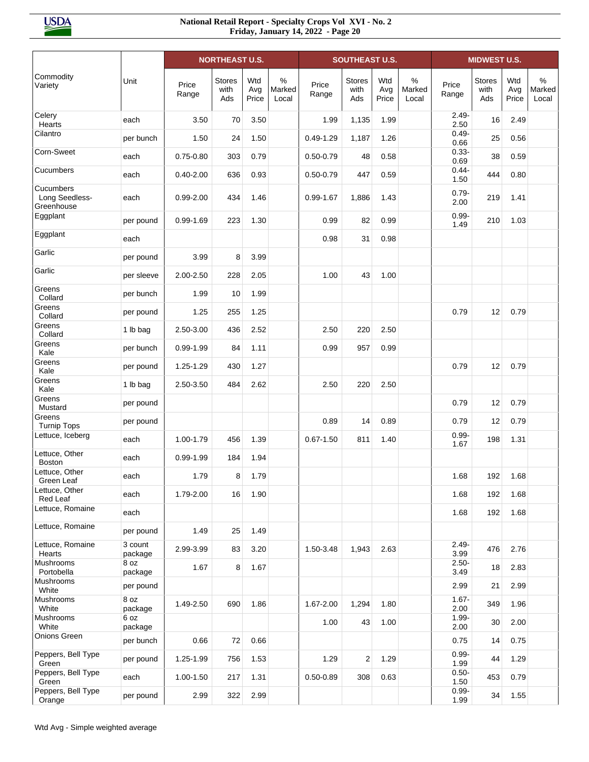| Commodity Variety | Unit | NORTHEAST U.S. | | | | SOUTHEAST U.S. | | | | MIDWEST U.S. | | | |
|---|---|---|---|---|---|---|---|---|---|---|---|---|---|
| | | Price Range | Stores with Ads | Wtd Avg Price | % Marked Local | Price Range | Stores with Ads | Wtd Avg Price | % Marked Local | Price Range | Stores with Ads | Wtd Avg Price | % Marked Local |
| Celery Hearts | each | 3.50 | 70 | 3.50 | | 1.99 | 1,135 | 1.99 | | 2.49-2.50 | 16 | 2.49 | |
| Cilantro | per bunch | 1.50 | 24 | 1.50 | | 0.49-1.29 | 1,187 | 1.26 | | 0.49-0.66 | 25 | 0.56 | |
| Corn-Sweet | each | 0.75-0.80 | 303 | 0.79 | | 0.50-0.79 | 48 | 0.58 | | 0.33-0.69 | 38 | 0.59 | |
| Cucumbers | each | 0.40-2.00 | 636 | 0.93 | | 0.50-0.79 | 447 | 0.59 | | 0.44-1.50 | 444 | 0.80 | |
| Cucumbers Long Seedless-Greenhouse | each | 0.99-2.00 | 434 | 1.46 | | 0.99-1.67 | 1,886 | 1.43 | | 0.79-2.00 | 219 | 1.41 | |
| Eggplant | per pound | 0.99-1.69 | 223 | 1.30 | | 0.99 | 82 | 0.99 | | 0.99-1.49 | 210 | 1.03 | |
| Eggplant | each | | | | | 0.98 | 31 | 0.98 | | | | | |
| Garlic | per pound | 3.99 | 8 | 3.99 | | | | | | | | | |
| Garlic | per sleeve | 2.00-2.50 | 228 | 2.05 | | 1.00 | 43 | 1.00 | | | | | |
| Greens Collard | per bunch | 1.99 | 10 | 1.99 | | | | | | | | | |
| Greens Collard | per pound | 1.25 | 255 | 1.25 | | | | | | 0.79 | 12 | 0.79 | |
| Greens Collard | 1 lb bag | 2.50-3.00 | 436 | 2.52 | | 2.50 | 220 | 2.50 | | | | | |
| Greens Kale | per bunch | 0.99-1.99 | 84 | 1.11 | | 0.99 | 957 | 0.99 | | | | | |
| Greens Kale | per pound | 1.25-1.29 | 430 | 1.27 | | | | | | 0.79 | 12 | 0.79 | |
| Greens Kale | 1 lb bag | 2.50-3.50 | 484 | 2.62 | | 2.50 | 220 | 2.50 | | | | | |
| Greens Mustard | per pound | | | | | | | | | 0.79 | 12 | 0.79 | |
| Greens Turnip Tops | per pound | | | | | 0.89 | 14 | 0.89 | | 0.79 | 12 | 0.79 | |
| Lettuce, Iceberg | each | 1.00-1.79 | 456 | 1.39 | | 0.67-1.50 | 811 | 1.40 | | 0.99-1.67 | 198 | 1.31 | |
| Lettuce, Other Boston | each | 0.99-1.99 | 184 | 1.94 | | | | | | | | | |
| Lettuce, Other Green Leaf | each | 1.79 | 8 | 1.79 | | | | | | 1.68 | 192 | 1.68 | |
| Lettuce, Other Red Leaf | each | 1.79-2.00 | 16 | 1.90 | | | | | | 1.68 | 192 | 1.68 | |
| Lettuce, Romaine | each | | | | | | | | | 1.68 | 192 | 1.68 | |
| Lettuce, Romaine | per pound | 1.49 | 25 | 1.49 | | | | | | | | | |
| Lettuce, Romaine Hearts | 3 count package | 2.99-3.99 | 83 | 3.20 | | 1.50-3.48 | 1,943 | 2.63 | | 2.49-3.99 | 476 | 2.76 | |
| Mushrooms Portobella | 8 oz package | 1.67 | 8 | 1.67 | | | | | | 2.50-3.49 | 18 | 2.83 | |
| Mushrooms White | per pound | | | | | | | | | 2.99 | 21 | 2.99 | |
| Mushrooms White | 8 oz package | 1.49-2.50 | 690 | 1.86 | | 1.67-2.00 | 1,294 | 1.80 | | 1.67-2.00 | 349 | 1.96 | |
| Mushrooms White | 6 oz package | | | | | 1.00 | 43 | 1.00 | | 1.99-2.00 | 30 | 2.00 | |
| Onions Green | per bunch | 0.66 | 72 | 0.66 | | | | | | 0.75 | 14 | 0.75 | |
| Peppers, Bell Type Green | per pound | 1.25-1.99 | 756 | 1.53 | | 1.29 | 2 | 1.29 | | 0.99-1.99 | 44 | 1.29 | |
| Peppers, Bell Type Green | each | 1.00-1.50 | 217 | 1.31 | | 0.50-0.89 | 308 | 0.63 | | 0.50-1.50 | 453 | 0.79 | |
| Peppers, Bell Type Orange | per pound | 2.99 | 322 | 2.99 | | | | | | 0.99-1.99 | 34 | 1.55 | |

Wtd Avg - Simple weighted average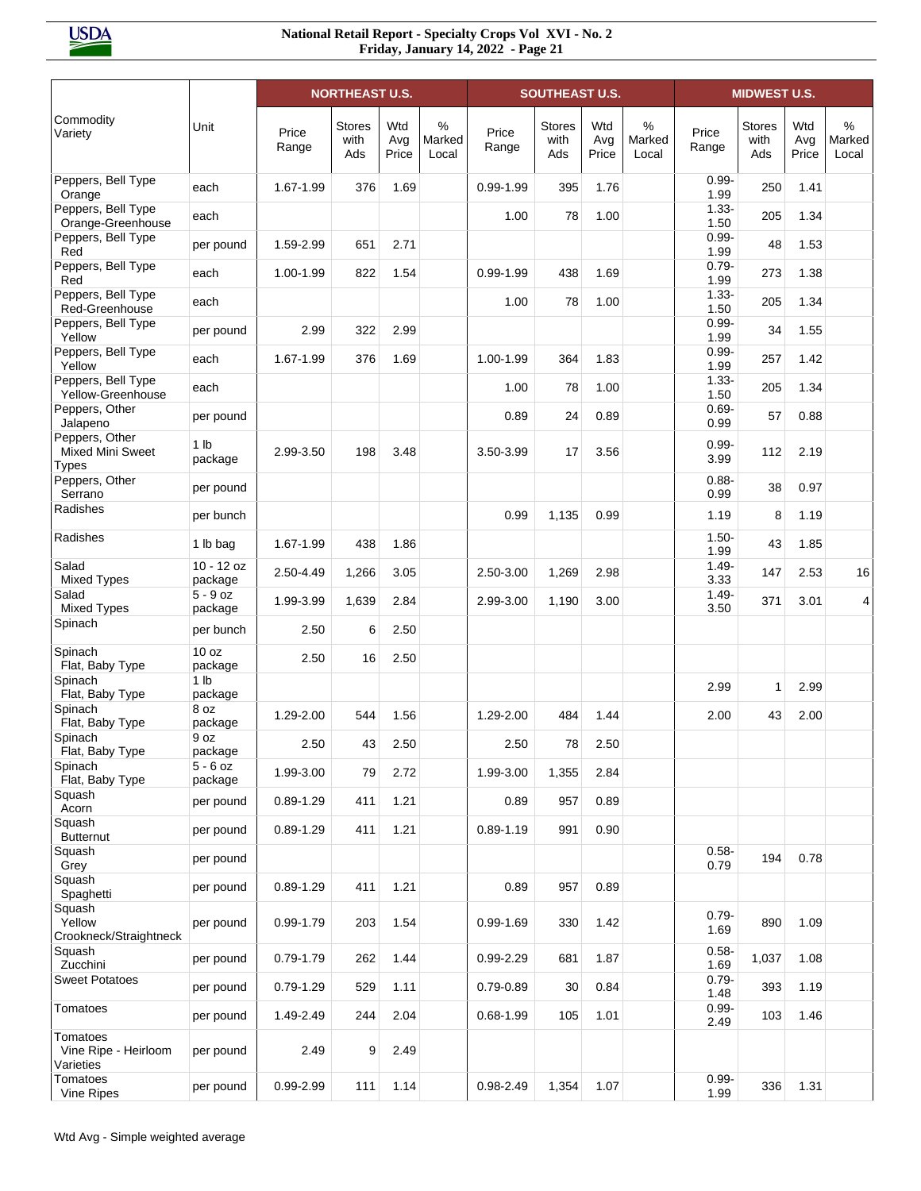| Commodity Variety | Unit | NORTHEAST U.S. | | | | SOUTHEAST U.S. | | | | MIDWEST U.S. | | | |
|---|---|---|---|---|---|---|---|---|---|---|---|---|---|
| | | Price Range | Stores with Ads | Wtd Avg Price | % Marked Local | Price Range | Stores with Ads | Wtd Avg Price | % Marked Local | Price Range | Stores with Ads | Wtd Avg Price | % Marked Local |
| Peppers, Bell Type Orange | each | 1.67-1.99 | 376 | 1.69 | | 0.99-1.99 | 395 | 1.76 | | 0.99-1.99 | 250 | 1.41 | |
| Peppers, Bell Type Orange-Greenhouse | each | | | | | 1.00 | 78 | 1.00 | | 1.33-1.50 | 205 | 1.34 | |
| Peppers, Bell Type Red | per pound | 1.59-2.99 | 651 | 2.71 | | | | | | 0.99-1.99 | 48 | 1.53 | |
| Peppers, Bell Type Red | each | 1.00-1.99 | 822 | 1.54 | | 0.99-1.99 | 438 | 1.69 | | 0.79-1.99 | 273 | 1.38 | |
| Peppers, Bell Type Red-Greenhouse | each | | | | | 1.00 | 78 | 1.00 | | 1.33-1.50 | 205 | 1.34 | |
| Peppers, Bell Type Yellow | per pound | 2.99 | 322 | 2.99 | | | | | | 0.99-1.99 | 34 | 1.55 | |
| Peppers, Bell Type Yellow | each | 1.67-1.99 | 376 | 1.69 | | 1.00-1.99 | 364 | 1.83 | | 0.99-1.99 | 257 | 1.42 | |
| Peppers, Bell Type Yellow-Greenhouse | each | | | | | 1.00 | 78 | 1.00 | | 1.33-1.50 | 205 | 1.34 | |
| Peppers, Other Jalapeno | per pound | | | | | 0.89 | 24 | 0.89 | | 0.69-0.99 | 57 | 0.88 | |
| Peppers, Other Mixed Mini Sweet Types | 1 lb package | 2.99-3.50 | 198 | 3.48 | | 3.50-3.99 | 17 | 3.56 | | 0.99-3.99 | 112 | 2.19 | |
| Peppers, Other Serrano | per pound | | | | | | | | | 0.88-0.99 | 38 | 0.97 | |
| Radishes | per bunch | | | | | 0.99 | 1,135 | 0.99 | | 1.19 | 8 | 1.19 | |
| Radishes | 1 lb bag | 1.67-1.99 | 438 | 1.86 | | | | | | 1.50-1.99 | 43 | 1.85 | |
| Salad Mixed Types | 10 - 12 oz package | 2.50-4.49 | 1,266 | 3.05 | | 2.50-3.00 | 1,269 | 2.98 | | 1.49-3.33 | 147 | 2.53 | 16 |
| Salad Mixed Types | 5 - 9 oz package | 1.99-3.99 | 1,639 | 2.84 | | 2.99-3.00 | 1,190 | 3.00 | | 1.49-3.50 | 371 | 3.01 | 4 |
| Spinach | per bunch | 2.50 | 6 | 2.50 | | | | | | | | | |
| Spinach Flat, Baby Type | 10 oz package | 2.50 | 16 | 2.50 | | | | | | | | | |
| Spinach Flat, Baby Type | 1 lb package | | | | | | | | | 2.99 | 1 | 2.99 | |
| Spinach Flat, Baby Type | 8 oz package | 1.29-2.00 | 544 | 1.56 | | 1.29-2.00 | 484 | 1.44 | | 2.00 | 43 | 2.00 | |
| Spinach Flat, Baby Type | 9 oz package | 2.50 | 43 | 2.50 | | 2.50 | 78 | 2.50 | | | | | |
| Spinach Flat, Baby Type | 5 - 6 oz package | 1.99-3.00 | 79 | 2.72 | | 1.99-3.00 | 1,355 | 2.84 | | | | | |
| Squash Acorn | per pound | 0.89-1.29 | 411 | 1.21 | | 0.89 | 957 | 0.89 | | | | | |
| Squash Butternut | per pound | 0.89-1.29 | 411 | 1.21 | | 0.89-1.19 | 991 | 0.90 | | | | | |
| Squash Grey | per pound | | | | | | | | | 0.58-0.79 | 194 | 0.78 | |
| Squash Spaghetti | per pound | 0.89-1.29 | 411 | 1.21 | | 0.89 | 957 | 0.89 | | | | | |
| Squash Yellow Crookneck/Straightneck | per pound | 0.99-1.79 | 203 | 1.54 | | 0.99-1.69 | 330 | 1.42 | | 0.79-1.69 | 890 | 1.09 | |
| Squash Zucchini | per pound | 0.79-1.79 | 262 | 1.44 | | 0.99-2.29 | 681 | 1.87 | | 0.58-1.69 | 1,037 | 1.08 | |
| Sweet Potatoes | per pound | 0.79-1.29 | 529 | 1.11 | | 0.79-0.89 | 30 | 0.84 | | 0.79-1.48 | 393 | 1.19 | |
| Tomatoes | per pound | 1.49-2.49 | 244 | 2.04 | | 0.68-1.99 | 105 | 1.01 | | 0.99-2.49 | 103 | 1.46 | |
| Tomatoes Vine Ripe - Heirloom Varieties | per pound | 2.49 | 9 | 2.49 | | | | | | | | | |
| Tomatoes Vine Ripes | per pound | 0.99-2.99 | 111 | 1.14 | | 0.98-2.49 | 1,354 | 1.07 | | 0.99-1.99 | 336 | 1.31 | |

Wtd Avg - Simple weighted average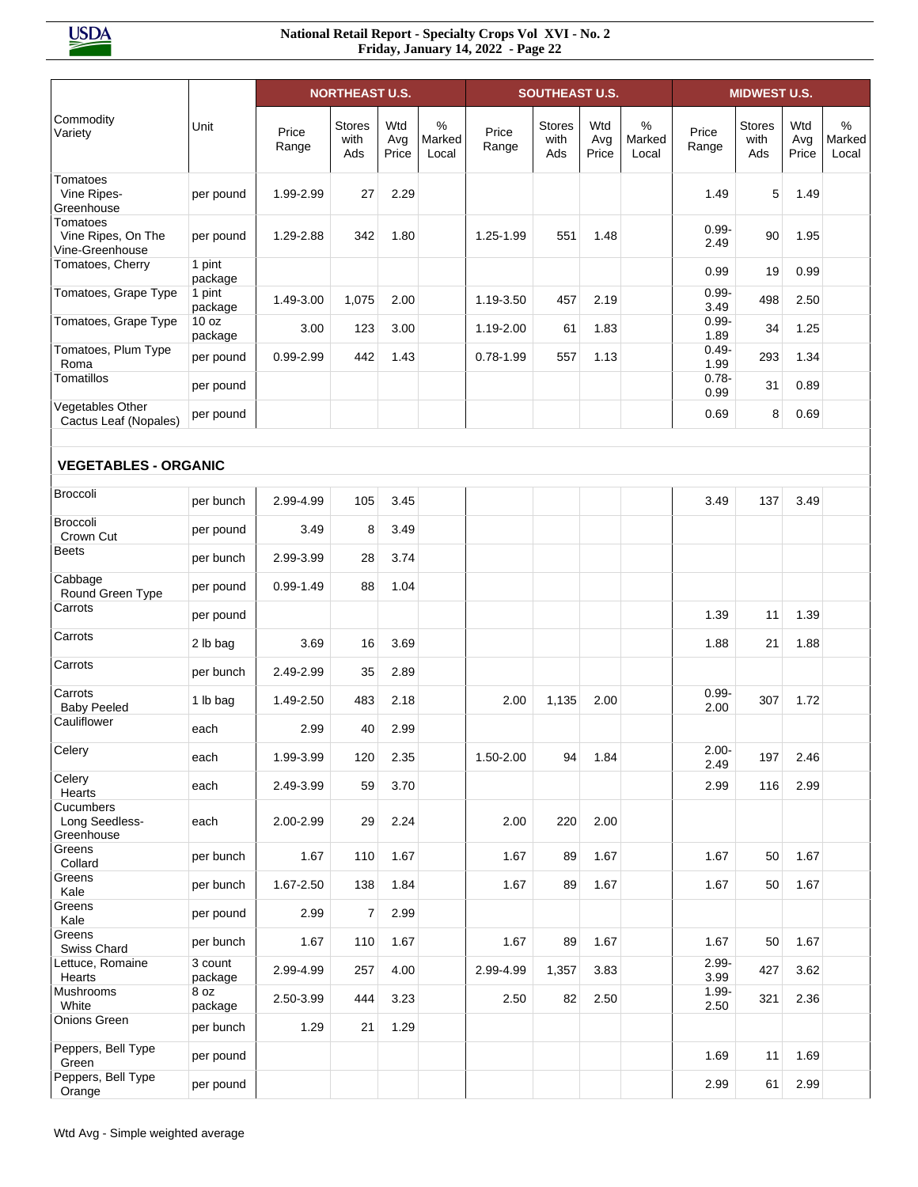| Commodity Variety | Unit | NORTHEAST U.S. | | | | SOUTHEAST U.S. | | | | MIDWEST U.S. | | | |
|---|---|---|---|---|---|---|---|---|---|---|---|---|---|
| | | Price Range | Stores with Ads | Wtd Avg Price | % Marked Local | Price Range | Stores with Ads | Wtd Avg Price | % Marked Local | Price Range | Stores with Ads | Wtd Avg Price | % Marked Local |
| Tomatoes Vine Ripes-Greenhouse | per pound | 1.99-2.99 | 27 | 2.29 | | | | | | 1.49 | 5 | 1.49 | |
| Tomatoes Vine Ripes, On The Vine-Greenhouse | per pound | 1.29-2.88 | 342 | 1.80 | | 1.25-1.99 | 551 | 1.48 | | 0.99-2.49 | 90 | 1.95 | |
| Tomatoes, Cherry | 1 pint package | | | | | | | | | 0.99 | 19 | 0.99 | |
| Tomatoes, Grape Type | 1 pint package | 1.49-3.00 | 1,075 | 2.00 | | 1.19-3.50 | 457 | 2.19 | | 0.99-3.49 | 498 | 2.50 | |
| Tomatoes, Grape Type | 10 oz package | 3.00 | 123 | 3.00 | | 1.19-2.00 | 61 | 1.83 | | 0.99-1.89 | 34 | 1.25 | |
| Tomatoes, Plum Type Roma | per pound | 0.99-2.99 | 442 | 1.43 | | 0.78-1.99 | 557 | 1.13 | | 0.49-1.99 | 293 | 1.34 | |
| Tomatillos | per pound | | | | | | | | | 0.78-0.99 | 31 | 0.89 | |
| Vegetables Other Cactus Leaf (Nopales) | per pound | | | | | | | | | 0.69 | 8 | 0.69 | |
| **VEGETABLES - ORGANIC** | | | | | | | | | | | | | |
| Broccoli | per bunch | 2.99-4.99 | 105 | 3.45 | | | | | | 3.49 | 137 | 3.49 | |
| Broccoli Crown Cut | per pound | 3.49 | 8 | 3.49 | | | | | | | | | |
| Beets | per bunch | 2.99-3.99 | 28 | 3.74 | | | | | | | | | |
| Cabbage Round Green Type | per pound | 0.99-1.49 | 88 | 1.04 | | | | | | | | | |
| Carrots | per pound | | | | | | | | | 1.39 | 11 | 1.39 | |
| Carrots | 2 lb bag | 3.69 | 16 | 3.69 | | | | | | 1.88 | 21 | 1.88 | |
| Carrots | per bunch | 2.49-2.99 | 35 | 2.89 | | | | | | | | | |
| Carrots Baby Peeled | 1 lb bag | 1.49-2.50 | 483 | 2.18 | | 2.00 | 1,135 | 2.00 | | 0.99-2.00 | 307 | 1.72 | |
| Cauliflower | each | 2.99 | 40 | 2.99 | | | | | | | | | |
| Celery | each | 1.99-3.99 | 120 | 2.35 | | 1.50-2.00 | 94 | 1.84 | | 2.00-2.49 | 197 | 2.46 | |
| Celery Hearts | each | 2.49-3.99 | 59 | 3.70 | | | | | | 2.99 | 116 | 2.99 | |
| Cucumbers Long Seedless-Greenhouse | each | 2.00-2.99 | 29 | 2.24 | | 2.00 | 220 | 2.00 | | | | | |
| Greens Collard | per bunch | 1.67 | 110 | 1.67 | | 1.67 | 89 | 1.67 | | 1.67 | 50 | 1.67 | |
| Greens Kale | per bunch | 1.67-2.50 | 138 | 1.84 | | 1.67 | 89 | 1.67 | | 1.67 | 50 | 1.67 | |
| Greens Kale | per pound | 2.99 | 7 | 2.99 | | | | | | | | | |
| Greens Swiss Chard | per bunch | 1.67 | 110 | 1.67 | | 1.67 | 89 | 1.67 | | 1.67 | 50 | 1.67 | |
| Lettuce, Romaine Hearts | 3 count package | 2.99-4.99 | 257 | 4.00 | | 2.99-4.99 | 1,357 | 3.83 | | 2.99-3.99 | 427 | 3.62 | |
| Mushrooms White | 8 oz package | 2.50-3.99 | 444 | 3.23 | | 2.50 | 82 | 2.50 | | 1.99-2.50 | 321 | 2.36 | |
| Onions Green | per bunch | 1.29 | 21 | 1.29 | | | | | | | | | |
| Peppers, Bell Type Green | per pound | | | | | | | | | 1.69 | 11 | 1.69 | |
| Peppers, Bell Type Orange | per pound | | | | | | | | | 2.99 | 61 | 2.99 | |

Wtd Avg - Simple weighted average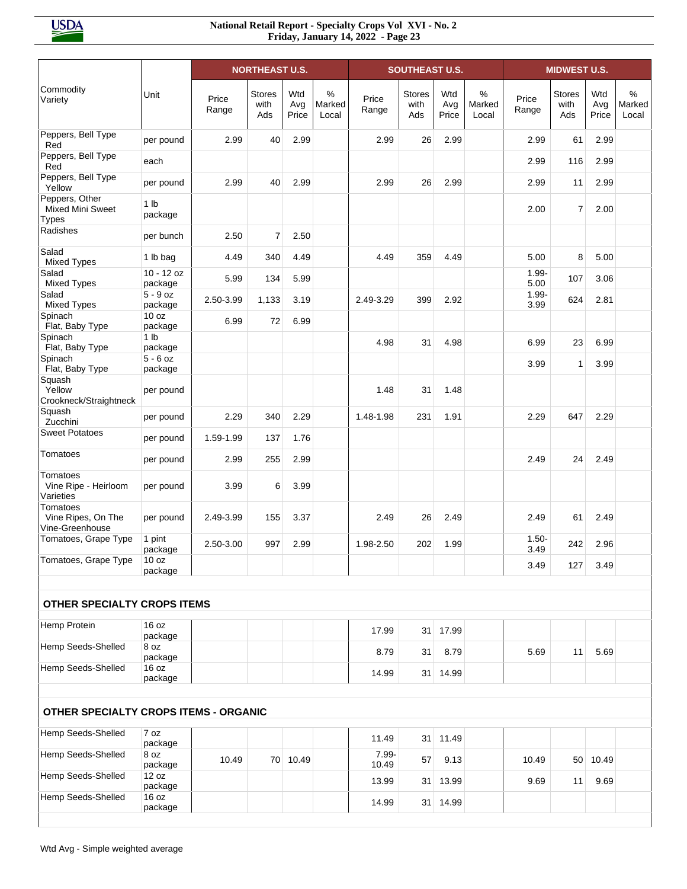| Commodity Variety | Unit | NORTHEAST U.S. | | | | SOUTHEAST U.S. | | | | MIDWEST U.S. | | | |
|---|---|---|---|---|---|---|---|---|---|---|---|---|---|
| | | Price Range | Stores with Ads | Wtd Avg Price | % Marked Local | Price Range | Stores with Ads | Wtd Avg Price | % Marked Local | Price Range | Stores with Ads | Wtd Avg Price | % Marked Local |
| Peppers, Bell Type Red | per pound | 2.99 | 40 | 2.99 | | 2.99 | 26 | 2.99 | | 2.99 | 61 | 2.99 | |
| Peppers, Bell Type Red | each | | | | | | | | | 2.99 | 116 | 2.99 | |
| Peppers, Bell Type Yellow | per pound | 2.99 | 40 | 2.99 | | 2.99 | 26 | 2.99 | | 2.99 | 11 | 2.99 | |
| Peppers, Other Mixed Mini Sweet Types | 1 lb package | | | | | | | | | 2.00 | 7 | 2.00 | |
| Radishes | per bunch | 2.50 | 7 | 2.50 | | | | | | | | | |
| Salad Mixed Types | 1 lb bag | 4.49 | 340 | 4.49 | | 4.49 | 359 | 4.49 | | 5.00 | 8 | 5.00 | |
| Salad Mixed Types | 10 - 12 oz package | 5.99 | 134 | 5.99 | | | | | | 1.99-5.00 | 107 | 3.06 | |
| Salad Mixed Types | 5 - 9 oz package | 2.50-3.99 | 1,133 | 3.19 | | 2.49-3.29 | 399 | 2.92 | | 1.99-3.99 | 624 | 2.81 | |
| Spinach Flat, Baby Type | 10 oz package | 6.99 | 72 | 6.99 | | | | | | | | | |
| Spinach Flat, Baby Type | 1 lb package | | | | | 4.98 | 31 | 4.98 | | 6.99 | 23 | 6.99 | |
| Spinach Flat, Baby Type | 5 - 6 oz package | | | | | | | | | 3.99 | 1 | 3.99 | |
| Squash Yellow Crookneck/Straightneck | per pound | | | | | 1.48 | 31 | 1.48 | | | | | |
| Squash Zucchini | per pound | 2.29 | 340 | 2.29 | | 1.48-1.98 | 231 | 1.91 | | 2.29 | 647 | 2.29 | |
| Sweet Potatoes | per pound | 1.59-1.99 | 137 | 1.76 | | | | | | | | | |
| Tomatoes | per pound | 2.99 | 255 | 2.99 | | | | | | 2.49 | 24 | 2.49 | |
| Tomatoes Vine Ripe - Heirloom Varieties | per pound | 3.99 | 6 | 3.99 | | | | | | | | | |
| Tomatoes Vine Ripes, On The Vine-Greenhouse | per pound | 2.49-3.99 | 155 | 3.37 | | 2.49 | 26 | 2.49 | | 2.49 | 61 | 2.49 | |
| Tomatoes, Grape Type | 1 pint package | 2.50-3.00 | 997 | 2.99 | | 1.98-2.50 | 202 | 1.99 | | 1.50-3.49 | 242 | 2.96 | |
| Tomatoes, Grape Type | 10 oz package | | | | | | | | | 3.49 | 127 | 3.49 | |
| **OTHER SPECIALTY CROPS ITEMS** | | | | | | | | | | | | | |
| Hemp Protein | 16 oz package | | | | | 17.99 | 31 | 17.99 | | | | | |
| Hemp Seeds-Shelled | 8 oz package | | | | | 8.79 | 31 | 8.79 | | 5.69 | 11 | 5.69 | |
| Hemp Seeds-Shelled | 16 oz package | | | | | 14.99 | 31 | 14.99 | | | | | |
| **OTHER SPECIALTY CROPS ITEMS - ORGANIC** | | | | | | | | | | | | | |
| Hemp Seeds-Shelled | 7 oz package | | | | | 11.49 | 31 | 11.49 | | | | | |
| Hemp Seeds-Shelled | 8 oz package | 10.49 | 70 | 10.49 | | 7.99-10.49 | 57 | 9.13 | | 10.49 | 50 | 10.49 | |
| Hemp Seeds-Shelled | 12 oz package | | | | | 13.99 | 31 | 13.99 | | 9.69 | 11 | 9.69 | |
| Hemp Seeds-Shelled | 16 oz package | | | | | 14.99 | 31 | 14.99 | | | | | |

Wtd Avg - Simple weighted average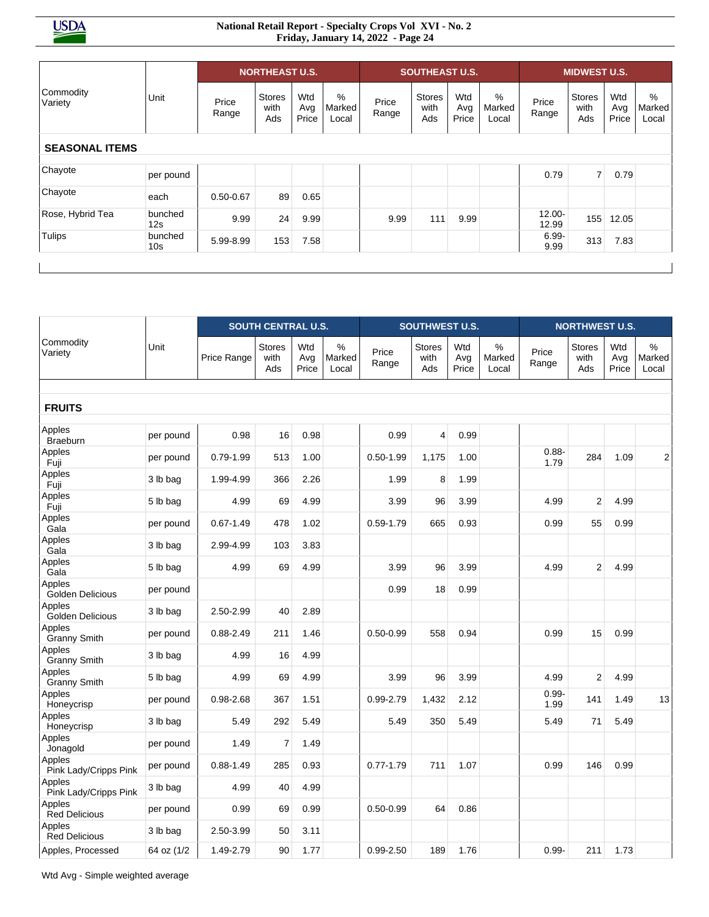| Commodity Variety | Unit | NORTHEAST U.S. | | | | SOUTHEAST U.S. | | | | MIDWEST U.S. | | | |
|---|---|---|---|---|---|---|---|---|---|---|---|---|---|
| | | Price Range | Stores with Ads | Wtd Avg Price | % Marked Local | Price Range | Stores with Ads | Wtd Avg Price | % Marked Local | Price Range | Stores with Ads | Wtd Avg Price | % Marked Local |
| **SEASONAL ITEMS** | | | | | | | | | | | | | |
| Chayote | per pound | | | | | | | | | 0.79 | 7 | 0.79 | |
| Chayote | each | 0.50-0.67 | 89 | 0.65 | | | | | | | | | |
| Rose, Hybrid Tea | bunched 12s | 9.99 | 24 | 9.99 | | 9.99 | 111 | 9.99 | | 12.00-12.99 | 155 | 12.05 | |
| Tulips | bunched 10s | 5.99-8.99 | 153 | 7.58 | | | | | | 6.99-9.99 | 313 | 7.83 | |

| Commodity Variety | Unit | SOUTH CENTRAL U.S. | | | | SOUTHWEST U.S. | | | | NORTHWEST U.S. | | | |
|---|---|---|---|---|---|---|---|---|---|---|---|---|---|
| | | Price Range | Stores with Ads | Wtd Avg Price | % Marked Local | Price Range | Stores with Ads | Wtd Avg Price | % Marked Local | Price Range | Stores with Ads | Wtd Avg Price | % Marked Local |
| **FRUITS** | | | | | | | | | | | | | |
| Apples Braeburn | per pound | 0.98 | 16 | 0.98 | | 0.99 | 4 | 0.99 | | | | | |
| Apples Fuji | per pound | 0.79-1.99 | 513 | 1.00 | | 0.50-1.99 | 1,175 | 1.00 | | 0.88-1.79 | 284 | 1.09 | 2 |
| Apples Fuji | 3 lb bag | 1.99-4.99 | 366 | 2.26 | | 1.99 | 8 | 1.99 | | | | | |
| Apples Fuji | 5 lb bag | 4.99 | 69 | 4.99 | | 3.99 | 96 | 3.99 | | 4.99 | 2 | 4.99 | |
| Apples Gala | per pound | 0.67-1.49 | 478 | 1.02 | | 0.59-1.79 | 665 | 0.93 | | 0.99 | 55 | 0.99 | |
| Apples Gala | 3 lb bag | 2.99-4.99 | 103 | 3.83 | | | | | | | | | |
| Apples Gala | 5 lb bag | 4.99 | 69 | 4.99 | | 3.99 | 96 | 3.99 | | 4.99 | 2 | 4.99 | |
| Apples Golden Delicious | per pound | | | | | 0.99 | 18 | 0.99 | | | | | |
| Apples Golden Delicious | 3 lb bag | 2.50-2.99 | 40 | 2.89 | | | | | | | | | |
| Apples Granny Smith | per pound | 0.88-2.49 | 211 | 1.46 | | 0.50-0.99 | 558 | 0.94 | | 0.99 | 15 | 0.99 | |
| Apples Granny Smith | 3 lb bag | 4.99 | 16 | 4.99 | | | | | | | | | |
| Apples Granny Smith | 5 lb bag | 4.99 | 69 | 4.99 | | 3.99 | 96 | 3.99 | | 4.99 | 2 | 4.99 | |
| Apples Honeycrisp | per pound | 0.98-2.68 | 367 | 1.51 | | 0.99-2.79 | 1,432 | 2.12 | | 0.99-1.99 | 141 | 1.49 | 13 |
| Apples Honeycrisp | 3 lb bag | 5.49 | 292 | 5.49 | | 5.49 | 350 | 5.49 | | 5.49 | 71 | 5.49 | |
| Apples Jonagold | per pound | 1.49 | 7 | 1.49 | | | | | | | | | |
| Apples Pink Lady/Cripps Pink | per pound | 0.88-1.49 | 285 | 0.93 | | 0.77-1.79 | 711 | 1.07 | | 0.99 | 146 | 0.99 | |
| Apples Pink Lady/Cripps Pink | 3 lb bag | 4.99 | 40 | 4.99 | | | | | | | | | |
| Apples Red Delicious | per pound | 0.99 | 69 | 0.99 | | 0.50-0.99 | 64 | 0.86 | | | | | |
| Apples Red Delicious | 3 lb bag | 2.50-3.99 | 50 | 3.11 | | | | | | | | | |
| Apples, Processed | 64 oz (1/2 | 1.49-2.79 | 90 | 1.77 | | 0.99-2.50 | 189 | 1.76 | | 0.99- | 211 | 1.73 | |

Wtd Avg - Simple weighted average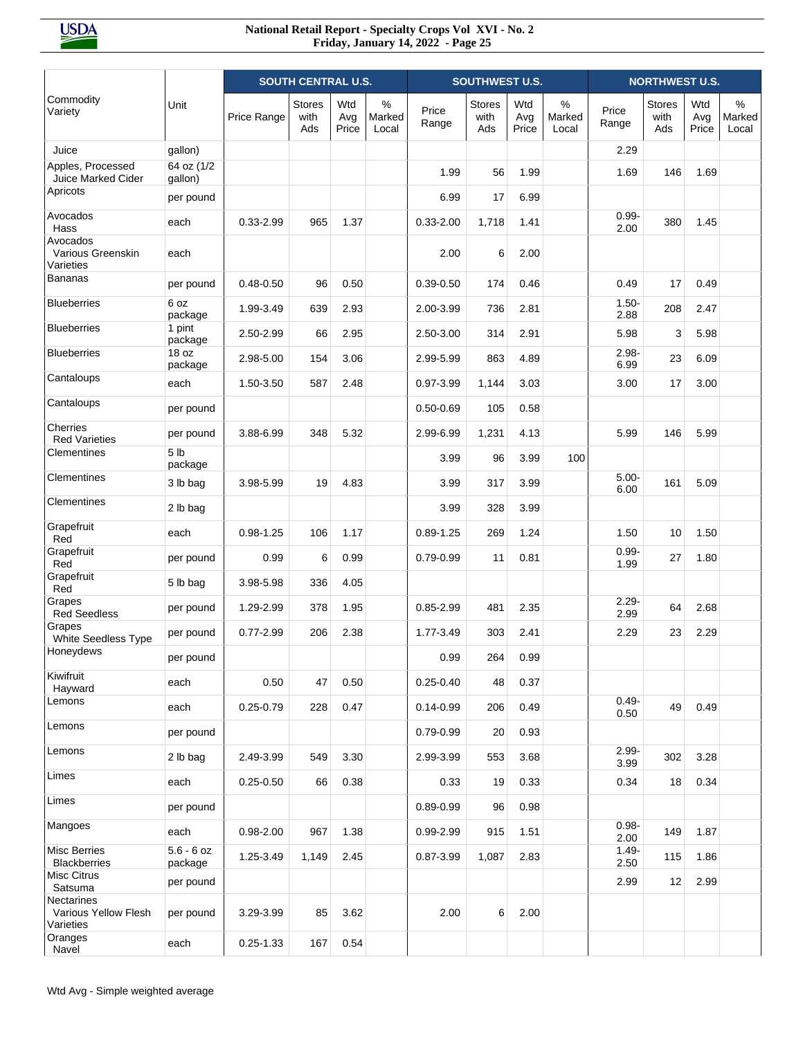| Commodity Variety | Unit | SOUTH CENTRAL U.S. | | | | SOUTHWEST U.S. | | | | NORTHWEST U.S. | | | |
|---|---|---|---|---|---|---|---|---|---|---|---|---|---|
| | | Price Range | Stores with Ads | Wtd Avg Price | % Marked Local | Price Range | Stores with Ads | Wtd Avg Price | % Marked Local | Price Range | Stores with Ads | Wtd Avg Price | % Marked Local |
| Juice | gallon) | | | | | | | | | 2.29 | | | |
| Apples, Processed Juice Marked Cider | 64 oz (1/2 gallon) | | | | | 1.99 | 56 | 1.99 | | 1.69 | 146 | 1.69 | |
| Apricots | per pound | | | | | 6.99 | 17 | 6.99 | | | | | |
| Avocados Hass | each | 0.33-2.99 | 965 | 1.37 | | 0.33-2.00 | 1,718 | 1.41 | | 0.99-2.00 | 380 | 1.45 | |
| Avocados Various Greenskin Varieties | each | | | | | 2.00 | 6 | 2.00 | | | | | |
| Bananas | per pound | 0.48-0.50 | 96 | 0.50 | | 0.39-0.50 | 174 | 0.46 | | 0.49 | 17 | 0.49 | |
| Blueberries | 6 oz package | 1.99-3.49 | 639 | 2.93 | | 2.00-3.99 | 736 | 2.81 | | 1.50-2.88 | 208 | 2.47 | |
| Blueberries | 1 pint package | 2.50-2.99 | 66 | 2.95 | | 2.50-3.00 | 314 | 2.91 | | 5.98 | 3 | 5.98 | |
| Blueberries | 18 oz package | 2.98-5.00 | 154 | 3.06 | | 2.99-5.99 | 863 | 4.89 | | 2.98-6.99 | 23 | 6.09 | |
| Cantaloups | each | 1.50-3.50 | 587 | 2.48 | | 0.97-3.99 | 1,144 | 3.03 | | 3.00 | 17 | 3.00 | |
| Cantaloups | per pound | | | | | 0.50-0.69 | 105 | 0.58 | | | | | |
| Cherries Red Varieties | per pound | 3.88-6.99 | 348 | 5.32 | | 2.99-6.99 | 1,231 | 4.13 | | 5.99 | 146 | 5.99 | |
| Clementines | 5 lb package | | | | | 3.99 | 96 | 3.99 | 100 | | | | |
| Clementines | 3 lb bag | 3.98-5.99 | 19 | 4.83 | | 3.99 | 317 | 3.99 | | 5.00-6.00 | 161 | 5.09 | |
| Clementines | 2 lb bag | | | | | 3.99 | 328 | 3.99 | | | | | |
| Grapefruit Red | each | 0.98-1.25 | 106 | 1.17 | | 0.89-1.25 | 269 | 1.24 | | 1.50 | 10 | 1.50 | |
| Grapefruit Red | per pound | 0.99 | 6 | 0.99 | | 0.79-0.99 | 11 | 0.81 | | 0.99-1.99 | 27 | 1.80 | |
| Grapefruit Red | 5 lb bag | 3.98-5.98 | 336 | 4.05 | | | | | | | | | |
| Grapes Red Seedless | per pound | 1.29-2.99 | 378 | 1.95 | | 0.85-2.99 | 481 | 2.35 | | 2.29-2.99 | 64 | 2.68 | |
| Grapes White Seedless Type | per pound | 0.77-2.99 | 206 | 2.38 | | 1.77-3.49 | 303 | 2.41 | | 2.29 | 23 | 2.29 | |
| Honeydews | per pound | | | | | 0.99 | 264 | 0.99 | | | | | |
| Kiwifruit Hayward | each | 0.50 | 47 | 0.50 | | 0.25-0.40 | 48 | 0.37 | | | | | |
| Lemons | each | 0.25-0.79 | 228 | 0.47 | | 0.14-0.99 | 206 | 0.49 | | 0.49-0.50 | 49 | 0.49 | |
| Lemons | per pound | | | | | 0.79-0.99 | 20 | 0.93 | | | | | |
| Lemons | 2 lb bag | 2.49-3.99 | 549 | 3.30 | | 2.99-3.99 | 553 | 3.68 | | 2.99-3.99 | 302 | 3.28 | |
| Limes | each | 0.25-0.50 | 66 | 0.38 | | 0.33 | 19 | 0.33 | | 0.34 | 18 | 0.34 | |
| Limes | per pound | | | | | 0.89-0.99 | 96 | 0.98 | | | | | |
| Mangoes | each | 0.98-2.00 | 967 | 1.38 | | 0.99-2.99 | 915 | 1.51 | | 0.98-2.00 | 149 | 1.87 | |
| Misc Berries Blackberries | 5.6 - 6 oz package | 1.25-3.49 | 1,149 | 2.45 | | 0.87-3.99 | 1,087 | 2.83 | | 1.49-2.50 | 115 | 1.86 | |
| Misc Citrus Satsuma | per pound | | | | | | | | | 2.99 | 12 | 2.99 | |
| Nectarines Various Yellow Flesh Varieties | per pound | 3.29-3.99 | 85 | 3.62 | | 2.00 | 6 | 2.00 | | | | | |
| Oranges Navel | each | 0.25-1.33 | 167 | 0.54 | | | | | | | | | |

Wtd Avg - Simple weighted average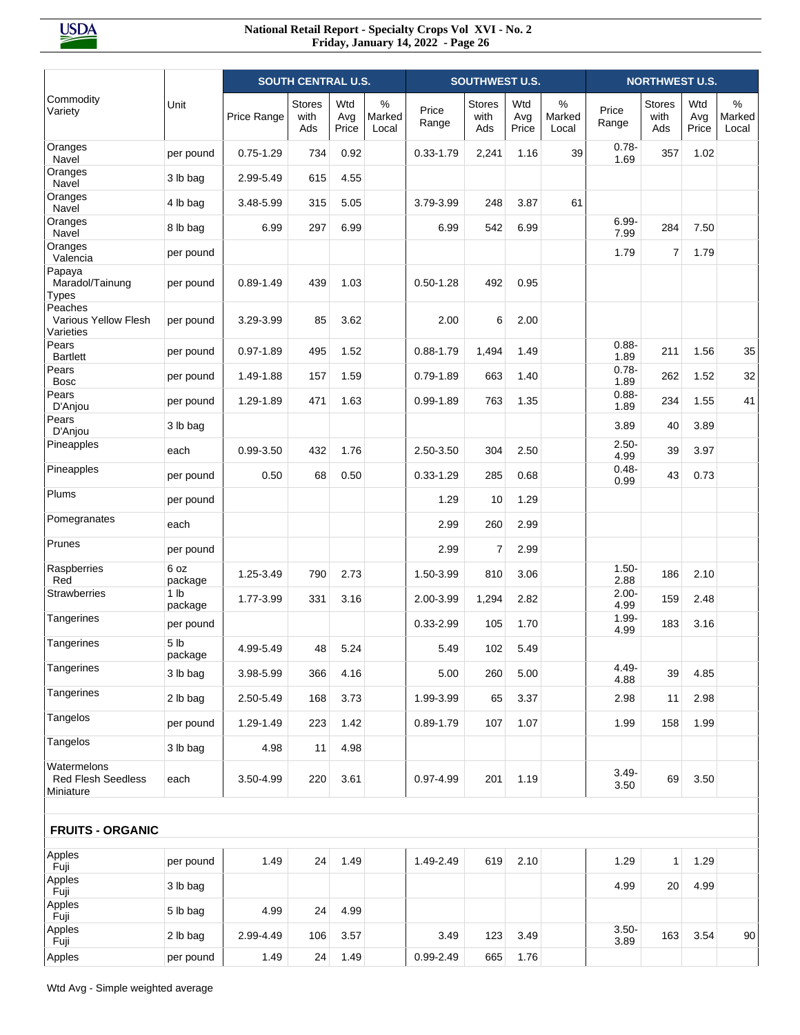| Commodity Variety | Unit | SOUTH CENTRAL U.S. | | | | SOUTHWEST U.S. | | | | NORTHWEST U.S. | | | |
|---|---|---|---|---|---|---|---|---|---|---|---|---|---|
| | | Price Range | Stores with Ads | Wtd Avg Price | % Marked Local | Price Range | Stores with Ads | Wtd Avg Price | % Marked Local | Price Range | Stores with Ads | Wtd Avg Price | % Marked Local |
| Oranges Navel | per pound | 0.75-1.29 | 734 | 0.92 | | 0.33-1.79 | 2,241 | 1.16 | 39 | 0.78-1.69 | 357 | 1.02 | |
| Oranges Navel | 3 lb bag | 2.99-5.49 | 615 | 4.55 | | | | | | | | | |
| Oranges Navel | 4 lb bag | 3.48-5.99 | 315 | 5.05 | | 3.79-3.99 | 248 | 3.87 | 61 | | | | |
| Oranges Navel | 8 lb bag | 6.99 | 297 | 6.99 | | 6.99 | 542 | 6.99 | | 6.99-7.99 | 284 | 7.50 | |
| Oranges Valencia | per pound | | | | | | | | | 1.79 | 7 | 1.79 | |
| Papaya Maradol/Tainung Types | per pound | 0.89-1.49 | 439 | 1.03 | | 0.50-1.28 | 492 | 0.95 | | | | | |
| Peaches Various Yellow Flesh Varieties | per pound | 3.29-3.99 | 85 | 3.62 | | 2.00 | 6 | 2.00 | | | | | |
| Pears Bartlett | per pound | 0.97-1.89 | 495 | 1.52 | | 0.88-1.79 | 1,494 | 1.49 | | 0.88-1.89 | 211 | 1.56 | 35 |
| Pears Bosc | per pound | 1.49-1.88 | 157 | 1.59 | | 0.79-1.89 | 663 | 1.40 | | 0.78-1.89 | 262 | 1.52 | 32 |
| Pears D'Anjou | per pound | 1.29-1.89 | 471 | 1.63 | | 0.99-1.89 | 763 | 1.35 | | 0.88-1.89 | 234 | 1.55 | 41 |
| Pears D'Anjou | 3 lb bag | | | | | | | | | 3.89 | 40 | 3.89 | |
| Pineapples | each | 0.99-3.50 | 432 | 1.76 | | 2.50-3.50 | 304 | 2.50 | | 2.50-4.99 | 39 | 3.97 | |
| Pineapples | per pound | 0.50 | 68 | 0.50 | | 0.33-1.29 | 285 | 0.68 | | 0.48-0.99 | 43 | 0.73 | |
| Plums | per pound | | | | | 1.29 | 10 | 1.29 | | | | | |
| Pomegranates | each | | | | | 2.99 | 260 | 2.99 | | | | | |
| Prunes | per pound | | | | | 2.99 | 7 | 2.99 | | | | | |
| Raspberries Red | 6 oz package | 1.25-3.49 | 790 | 2.73 | | 1.50-3.99 | 810 | 3.06 | | 1.50-2.88 | 186 | 2.10 | |
| Strawberries | 1 lb package | 1.77-3.99 | 331 | 3.16 | | 2.00-3.99 | 1,294 | 2.82 | | 2.00-4.99 | 159 | 2.48 | |
| Tangerines | per pound | | | | | 0.33-2.99 | 105 | 1.70 | | 1.99-4.99 | 183 | 3.16 | |
| Tangerines | 5 lb package | 4.99-5.49 | 48 | 5.24 | | 5.49 | 102 | 5.49 | | | | | |
| Tangerines | 3 lb bag | 3.98-5.99 | 366 | 4.16 | | 5.00 | 260 | 5.00 | | 4.49-4.88 | 39 | 4.85 | |
| Tangerines | 2 lb bag | 2.50-5.49 | 168 | 3.73 | | 1.99-3.99 | 65 | 3.37 | | 2.98 | 11 | 2.98 | |
| Tangelos | per pound | 1.29-1.49 | 223 | 1.42 | | 0.89-1.79 | 107 | 1.07 | | 1.99 | 158 | 1.99 | |
| Tangelos | 3 lb bag | 4.98 | 11 | 4.98 | | | | | | | | | |
| Watermelons Red Flesh Seedless Miniature | each | 3.50-4.99 | 220 | 3.61 | | 0.97-4.99 | 201 | 1.19 | | 3.49-3.50 | 69 | 3.50 | |
| **FRUITS - ORGANIC** | | | | | | | | | | | | | |
| Apples Fuji | per pound | 1.49 | 24 | 1.49 | | 1.49-2.49 | 619 | 2.10 | | 1.29 | 1 | 1.29 | |
| Apples Fuji | 3 lb bag | | | | | | | | | 4.99 | 20 | 4.99 | |
| Apples Fuji | 5 lb bag | 4.99 | 24 | 4.99 | | | | | | | | | |
| Apples Fuji | 2 lb bag | 2.99-4.49 | 106 | 3.57 | | 3.49 | 123 | 3.49 | | 3.50-3.89 | 163 | 3.54 | 90 |
| Apples | per pound | 1.49 | 24 | 1.49 | | 0.99-2.49 | 665 | 1.76 | | | | | |

Wtd Avg - Simple weighted average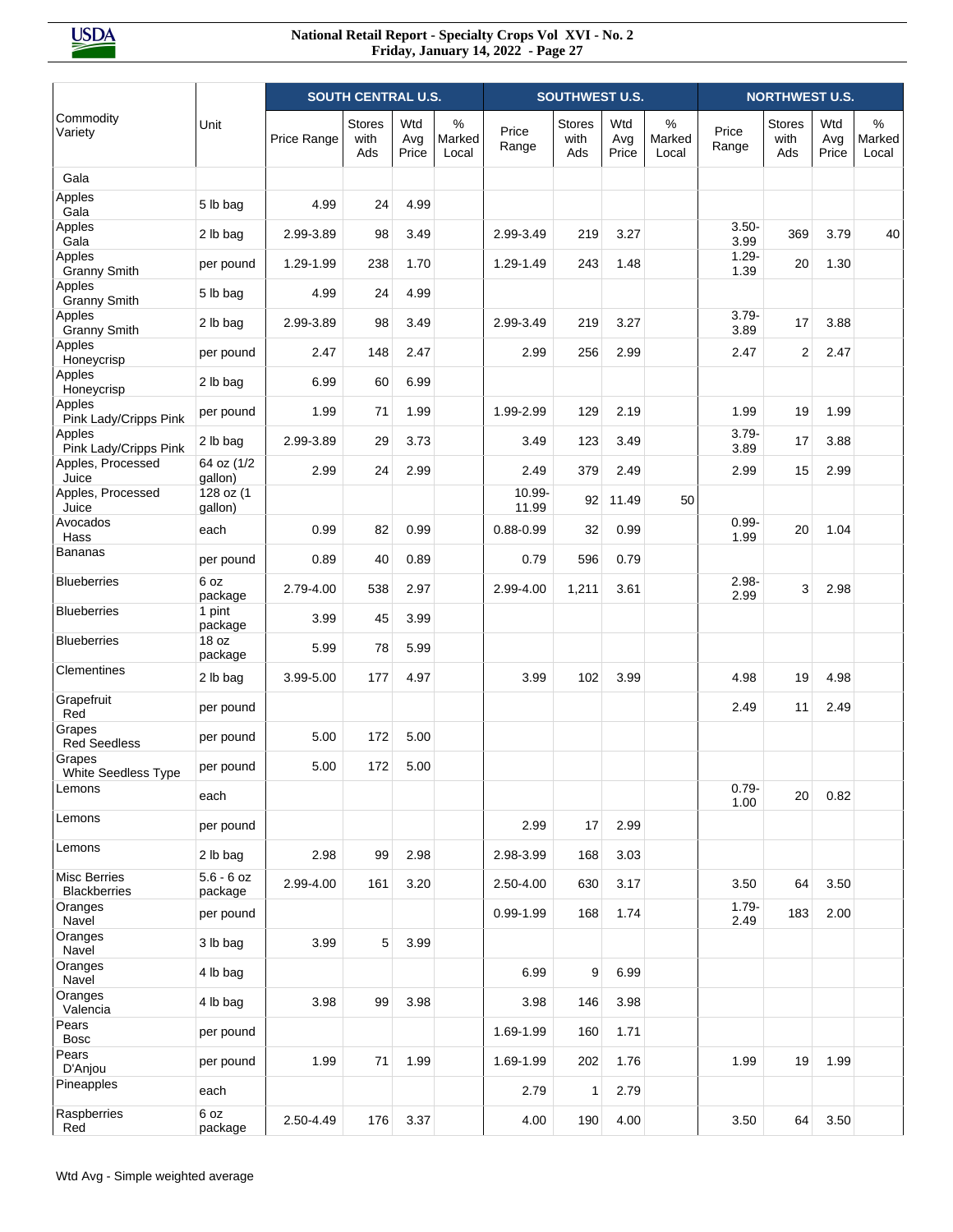| Commodity Variety | Unit | SOUTH CENTRAL U.S. | | | | SOUTHWEST U.S. | | | | NORTHWEST U.S. | | | |
|---|---|---|---|---|---|---|---|---|---|---|---|---|---|
| | | Price Range | Stores with Ads | Wtd Avg Price | % Marked Local | Price Range | Stores with Ads | Wtd Avg Price | % Marked Local | Price Range | Stores with Ads | Wtd Avg Price | % Marked Local |
| Gala | | | | | | | | | | | | | |
| Apples Gala | 5 lb bag | 4.99 | 24 | 4.99 | | | | | | | | | |
| Apples Gala | 2 lb bag | 2.99-3.89 | 98 | 3.49 | | 2.99-3.49 | 219 | 3.27 | | 3.50-3.99 | 369 | 3.79 | 40 |
| Apples Granny Smith | per pound | 1.29-1.99 | 238 | 1.70 | | 1.29-1.49 | 243 | 1.48 | | 1.29-1.39 | 20 | 1.30 | |
| Apples Granny Smith | 5 lb bag | 4.99 | 24 | 4.99 | | | | | | | | | |
| Apples Granny Smith | 2 lb bag | 2.99-3.89 | 98 | 3.49 | | 2.99-3.49 | 219 | 3.27 | | 3.79-3.89 | 17 | 3.88 | |
| Apples Honeycrisp | per pound | 2.47 | 148 | 2.47 | | 2.99 | 256 | 2.99 | | 2.47 | 2 | 2.47 | |
| Apples Honeycrisp | 2 lb bag | 6.99 | 60 | 6.99 | | | | | | | | | |
| Apples Pink Lady/Cripps Pink | per pound | 1.99 | 71 | 1.99 | | 1.99-2.99 | 129 | 2.19 | | 1.99 | 19 | 1.99 | |
| Apples Pink Lady/Cripps Pink | 2 lb bag | 2.99-3.89 | 29 | 3.73 | | 3.49 | 123 | 3.49 | | 3.79-3.89 | 17 | 3.88 | |
| Apples, Processed Juice | 64 oz (1/2 gallon) | 2.99 | 24 | 2.99 | | 2.49 | 379 | 2.49 | | 2.99 | 15 | 2.99 | |
| Apples, Processed Juice | 128 oz (1 gallon) | | | | | 10.99-11.99 | 92 | 11.49 | 50 | | | | |
| Avocados Hass | each | 0.99 | 82 | 0.99 | | 0.88-0.99 | 32 | 0.99 | | 0.99-1.99 | 20 | 1.04 | |
| Bananas | per pound | 0.89 | 40 | 0.89 | | 0.79 | 596 | 0.79 | | | | | |
| Blueberries | 6 oz package | 2.79-4.00 | 538 | 2.97 | | 2.99-4.00 | 1,211 | 3.61 | | 2.98-2.99 | 3 | 2.98 | |
| Blueberries | 1 pint package | 3.99 | 45 | 3.99 | | | | | | | | | |
| Blueberries | 18 oz package | 5.99 | 78 | 5.99 | | | | | | | | | |
| Clementines | 2 lb bag | 3.99-5.00 | 177 | 4.97 | | 3.99 | 102 | 3.99 | | 4.98 | 19 | 4.98 | |
| Grapefruit Red | per pound | | | | | | | | | 2.49 | 11 | 2.49 | |
| Grapes Red Seedless | per pound | 5.00 | 172 | 5.00 | | | | | | | | | |
| Grapes White Seedless Type | per pound | 5.00 | 172 | 5.00 | | | | | | | | | |
| Lemons | each | | | | | | | | | 0.79-1.00 | 20 | 0.82 | |
| Lemons | per pound | | | | | 2.99 | 17 | 2.99 | | | | | |
| Lemons | 2 lb bag | 2.98 | 99 | 2.98 | | 2.98-3.99 | 168 | 3.03 | | | | | |
| Misc Berries Blackberries | 5.6 - 6 oz package | 2.99-4.00 | 161 | 3.20 | | 2.50-4.00 | 630 | 3.17 | | 3.50 | 64 | 3.50 | |
| Oranges Navel | per pound | | | | | 0.99-1.99 | 168 | 1.74 | | 1.79-2.49 | 183 | 2.00 | |
| Oranges Navel | 3 lb bag | 3.99 | 5 | 3.99 | | | | | | | | | |
| Oranges Navel | 4 lb bag | | | | | 6.99 | 9 | 6.99 | | | | | |
| Oranges Valencia | 4 lb bag | 3.98 | 99 | 3.98 | | 3.98 | 146 | 3.98 | | | | | |
| Pears Bosc | per pound | | | | | 1.69-1.99 | 160 | 1.71 | | | | | |
| Pears D'Anjou | per pound | 1.99 | 71 | 1.99 | | 1.69-1.99 | 202 | 1.76 | | 1.99 | 19 | 1.99 | |
| Pineapples | each | | | | | 2.79 | 1 | 2.79 | | | | | |
| Raspberries Red | 6 oz package | 2.50-4.49 | 176 | 3.37 | | 4.00 | 190 | 4.00 | | 3.50 | 64 | 3.50 | |

Wtd Avg - Simple weighted average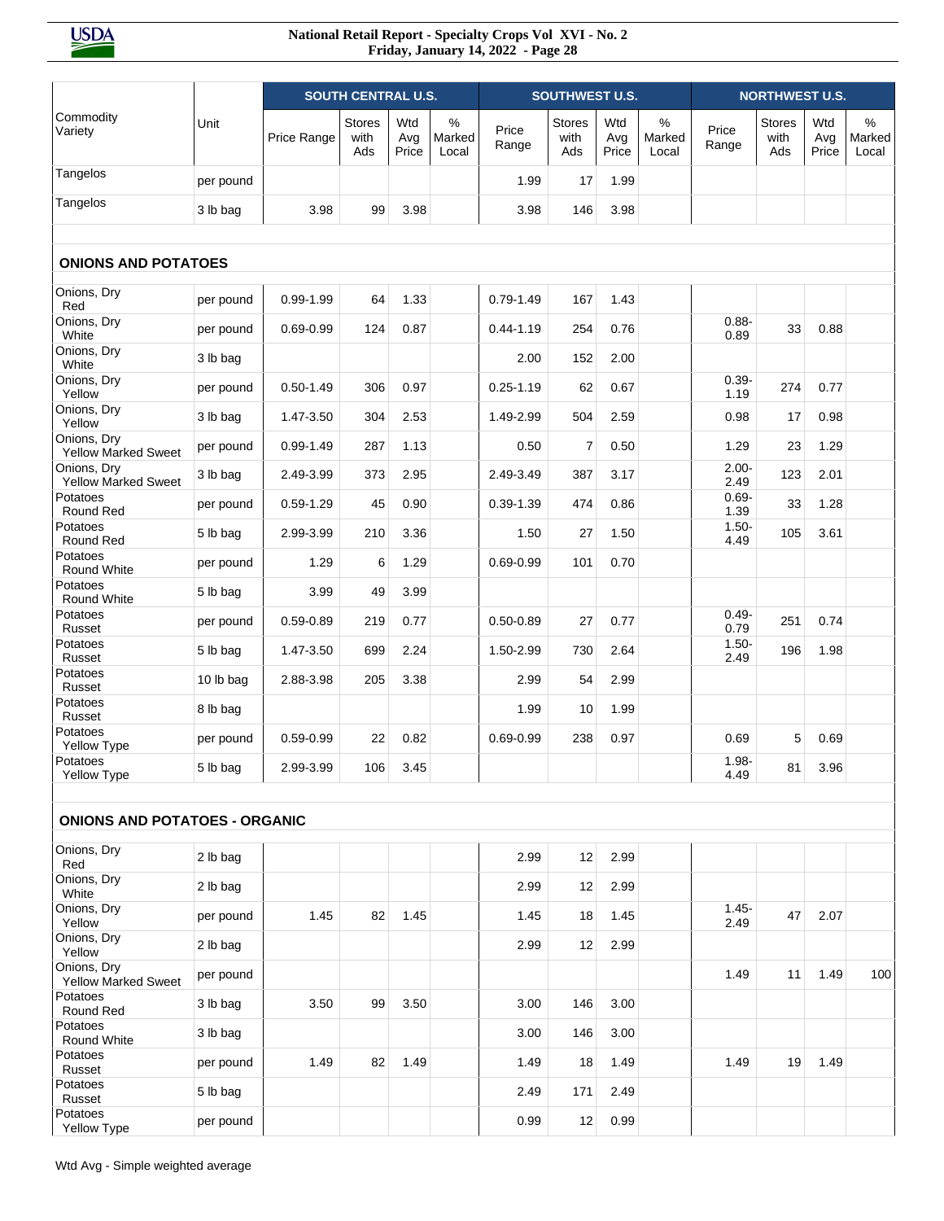| Commodity Variety | Unit | SOUTH CENTRAL U.S. | | | | SOUTHWEST U.S. | | | | NORTHWEST U.S. | | | |
|---|---|---|---|---|---|---|---|---|---|---|---|---|---|
| | | Price Range | Stores with Ads | Wtd Avg Price | % Marked Local | Price Range | Stores with Ads | Wtd Avg Price | % Marked Local | Price Range | Stores with Ads | Wtd Avg Price | % Marked Local |
| Tangelos | per pound | | | | | 1.99 | 17 | 1.99 | | | | | |
| Tangelos | 3 lb bag | 3.98 | 99 | 3.98 | | 3.98 | 146 | 3.98 | | | | | |
| **ONIONS AND POTATOES** | | | | | | | | | | | | | |
| Onions, Dry Red | per pound | 0.99-1.99 | 64 | 1.33 | | 0.79-1.49 | 167 | 1.43 | | | | | |
| Onions, Dry White | per pound | 0.69-0.99 | 124 | 0.87 | | 0.44-1.19 | 254 | 0.76 | | 0.88-0.89 | 33 | 0.88 | |
| Onions, Dry White | 3 lb bag | | | | | 2.00 | 152 | 2.00 | | | | | |
| Onions, Dry Yellow | per pound | 0.50-1.49 | 306 | 0.97 | | 0.25-1.19 | 62 | 0.67 | | 0.39-1.19 | 274 | 0.77 | |
| Onions, Dry Yellow | 3 lb bag | 1.47-3.50 | 304 | 2.53 | | 1.49-2.99 | 504 | 2.59 | | 0.98 | 17 | 0.98 | |
| Onions, Dry Yellow Marked Sweet | per pound | 0.99-1.49 | 287 | 1.13 | | 0.50 | 7 | 0.50 | | 1.29 | 23 | 1.29 | |
| Onions, Dry Yellow Marked Sweet | 3 lb bag | 2.49-3.99 | 373 | 2.95 | | 2.49-3.49 | 387 | 3.17 | | 2.00-2.49 | 123 | 2.01 | |
| Potatoes Round Red | per pound | 0.59-1.29 | 45 | 0.90 | | 0.39-1.39 | 474 | 0.86 | | 0.69-1.39 | 33 | 1.28 | |
| Potatoes Round Red | 5 lb bag | 2.99-3.99 | 210 | 3.36 | | 1.50 | 27 | 1.50 | | 1.50-4.49 | 105 | 3.61 | |
| Potatoes Round White | per pound | 1.29 | 6 | 1.29 | | 0.69-0.99 | 101 | 0.70 | | | | | |
| Potatoes Round White | 5 lb bag | 3.99 | 49 | 3.99 | | | | | | | | | |
| Potatoes Russet | per pound | 0.59-0.89 | 219 | 0.77 | | 0.50-0.89 | 27 | 0.77 | | 0.49-0.79 | 251 | 0.74 | |
| Potatoes Russet | 5 lb bag | 1.47-3.50 | 699 | 2.24 | | 1.50-2.99 | 730 | 2.64 | | 1.50-2.49 | 196 | 1.98 | |
| Potatoes Russet | 10 lb bag | 2.88-3.98 | 205 | 3.38 | | 2.99 | 54 | 2.99 | | | | | |
| Potatoes Russet | 8 lb bag | | | | | 1.99 | 10 | 1.99 | | | | | |
| Potatoes Yellow Type | per pound | 0.59-0.99 | 22 | 0.82 | | 0.69-0.99 | 238 | 0.97 | | 0.69 | 5 | 0.69 | |
| Potatoes Yellow Type | 5 lb bag | 2.99-3.99 | 106 | 3.45 | | | | | | 1.98-4.49 | 81 | 3.96 | |
| **ONIONS AND POTATOES - ORGANIC** | | | | | | | | | | | | | |
| Onions, Dry Red | 2 lb bag | | | | | 2.99 | 12 | 2.99 | | | | | |
| Onions, Dry White | 2 lb bag | | | | | 2.99 | 12 | 2.99 | | | | | |
| Onions, Dry Yellow | per pound | 1.45 | 82 | 1.45 | | 1.45 | 18 | 1.45 | | 1.45-2.49 | 47 | 2.07 | |
| Onions, Dry Yellow | 2 lb bag | | | | | 2.99 | 12 | 2.99 | | | | | |
| Onions, Dry Yellow Marked Sweet | per pound | | | | | | | | | 1.49 | 11 | 1.49 | 100 |
| Potatoes Round Red | 3 lb bag | 3.50 | 99 | 3.50 | | 3.00 | 146 | 3.00 | | | | | |
| Potatoes Round White | 3 lb bag | | | | | 3.00 | 146 | 3.00 | | | | | |
| Potatoes Russet | per pound | 1.49 | 82 | 1.49 | | 1.49 | 18 | 1.49 | | 1.49 | 19 | 1.49 | |
| Potatoes Russet | 5 lb bag | | | | | 2.49 | 171 | 2.49 | | | | | |
| Potatoes Yellow Type | per pound | | | | | 0.99 | 12 | 0.99 | | | | | |

Wtd Avg - Simple weighted average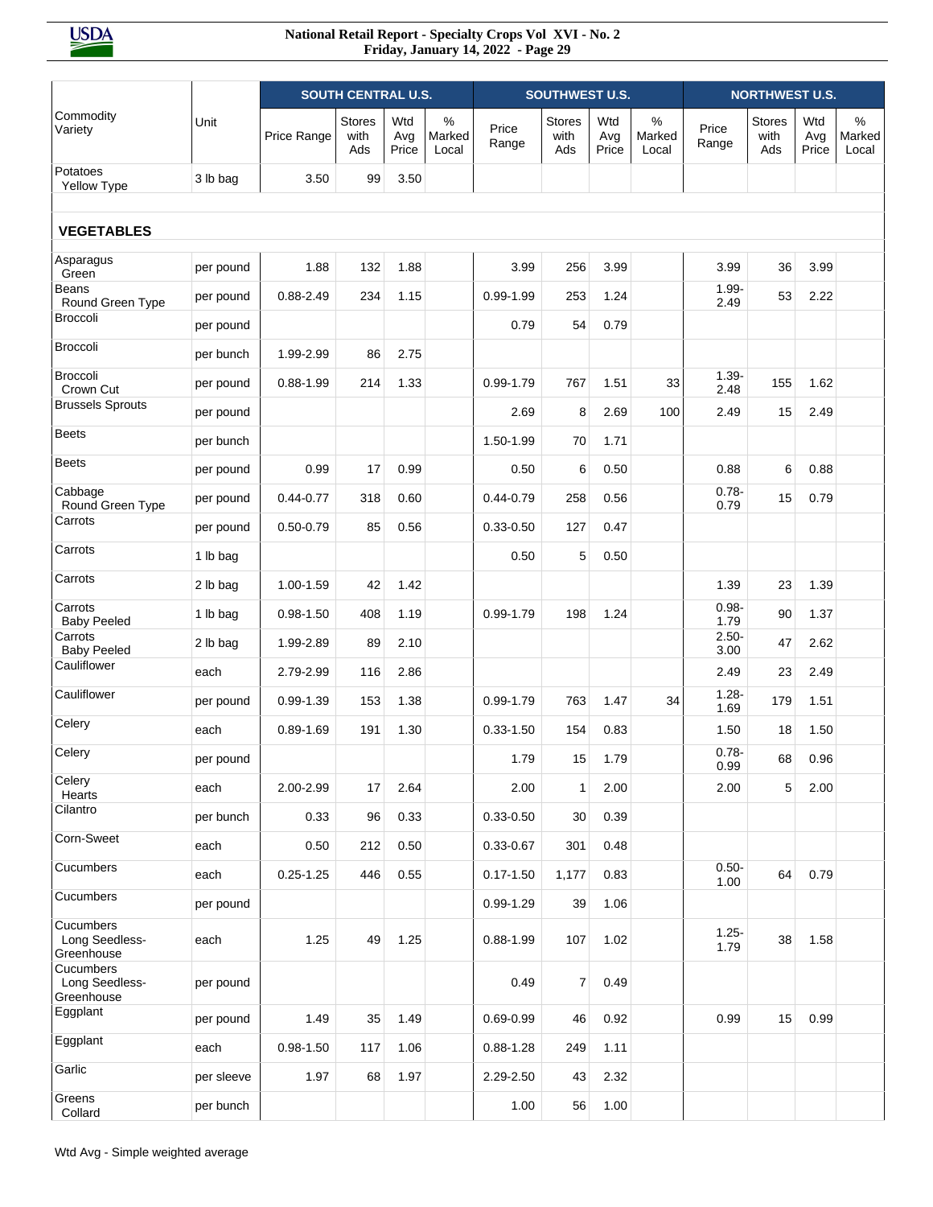| Commodity Variety | Unit | SOUTH CENTRAL U.S. | | | | SOUTHWEST U.S. | | | | NORTHWEST U.S. | | | |
|---|---|---|---|---|---|---|---|---|---|---|---|---|---|
| | | Price Range | Stores with Ads | Wtd Avg Price | % Marked Local | Price Range | Stores with Ads | Wtd Avg Price | % Marked Local | Price Range | Stores with Ads | Wtd Avg Price | % Marked Local |
| Potatoes Yellow Type | 3 lb bag | 3.50 | 99 | 3.50 | | | | | | | | | |
| **VEGETABLES** | | | | | | | | | | | | | |
| Asparagus Green | per pound | 1.88 | 132 | 1.88 | | 3.99 | 256 | 3.99 | | 3.99 | 36 | 3.99 | |
| Beans Round Green Type | per pound | 0.88-2.49 | 234 | 1.15 | | 0.99-1.99 | 253 | 1.24 | | 1.99-2.49 | 53 | 2.22 | |
| Broccoli | per pound | | | | | 0.79 | 54 | 0.79 | | | | | |
| Broccoli | per bunch | 1.99-2.99 | 86 | 2.75 | | | | | | | | | |
| Broccoli Crown Cut | per pound | 0.88-1.99 | 214 | 1.33 | | 0.99-1.79 | 767 | 1.51 | 33 | 1.39-2.48 | 155 | 1.62 | |
| Brussels Sprouts | per pound | | | | | 2.69 | 8 | 2.69 | 100 | 2.49 | 15 | 2.49 | |
| Beets | per bunch | | | | | 1.50-1.99 | 70 | 1.71 | | | | | |
| Beets | per pound | 0.99 | 17 | 0.99 | | 0.50 | 6 | 0.50 | | 0.88 | 6 | 0.88 | |
| Cabbage Round Green Type | per pound | 0.44-0.77 | 318 | 0.60 | | 0.44-0.79 | 258 | 0.56 | | 0.78-0.79 | 15 | 0.79 | |
| Carrots | per pound | 0.50-0.79 | 85 | 0.56 | | 0.33-0.50 | 127 | 0.47 | | | | | |
| Carrots | 1 lb bag | | | | | 0.50 | 5 | 0.50 | | | | | |
| Carrots | 2 lb bag | 1.00-1.59 | 42 | 1.42 | | | | | | 1.39 | 23 | 1.39 | |
| Carrots Baby Peeled | 1 lb bag | 0.98-1.50 | 408 | 1.19 | | 0.99-1.79 | 198 | 1.24 | | 0.98-1.79 | 90 | 1.37 | |
| Carrots Baby Peeled | 2 lb bag | 1.99-2.89 | 89 | 2.10 | | | | | | 2.50-3.00 | 47 | 2.62 | |
| Cauliflower | each | 2.79-2.99 | 116 | 2.86 | | | | | | 2.49 | 23 | 2.49 | |
| Cauliflower | per pound | 0.99-1.39 | 153 | 1.38 | | 0.99-1.79 | 763 | 1.47 | 34 | 1.28-1.69 | 179 | 1.51 | |
| Celery | each | 0.89-1.69 | 191 | 1.30 | | 0.33-1.50 | 154 | 0.83 | | 1.50 | 18 | 1.50 | |
| Celery | per pound | | | | | 1.79 | 15 | 1.79 | | 0.78-0.99 | 68 | 0.96 | |
| Celery Hearts | each | 2.00-2.99 | 17 | 2.64 | | 2.00 | 1 | 2.00 | | 2.00 | 5 | 2.00 | |
| Cilantro | per bunch | 0.33 | 96 | 0.33 | | 0.33-0.50 | 30 | 0.39 | | | | | |
| Corn-Sweet | each | 0.50 | 212 | 0.50 | | 0.33-0.67 | 301 | 0.48 | | | | | |
| Cucumbers | each | 0.25-1.25 | 446 | 0.55 | | 0.17-1.50 | 1,177 | 0.83 | | 0.50-1.00 | 64 | 0.79 | |
| Cucumbers | per pound | | | | | 0.99-1.29 | 39 | 1.06 | | | | | |
| Cucumbers Long Seedless-Greenhouse | each | 1.25 | 49 | 1.25 | | 0.88-1.99 | 107 | 1.02 | | 1.25-1.79 | 38 | 1.58 | |
| Cucumbers Long Seedless-Greenhouse | per pound | | | | | 0.49 | 7 | 0.49 | | | | | |
| Eggplant | per pound | 1.49 | 35 | 1.49 | | 0.69-0.99 | 46 | 0.92 | | 0.99 | 15 | 0.99 | |
| Eggplant | each | 0.98-1.50 | 117 | 1.06 | | 0.88-1.28 | 249 | 1.11 | | | | | |
| Garlic | per sleeve | 1.97 | 68 | 1.97 | | 2.29-2.50 | 43 | 2.32 | | | | | |
| Greens Collard | per bunch | | | | | 1.00 | 56 | 1.00 | | | | | |

Wtd Avg - Simple weighted average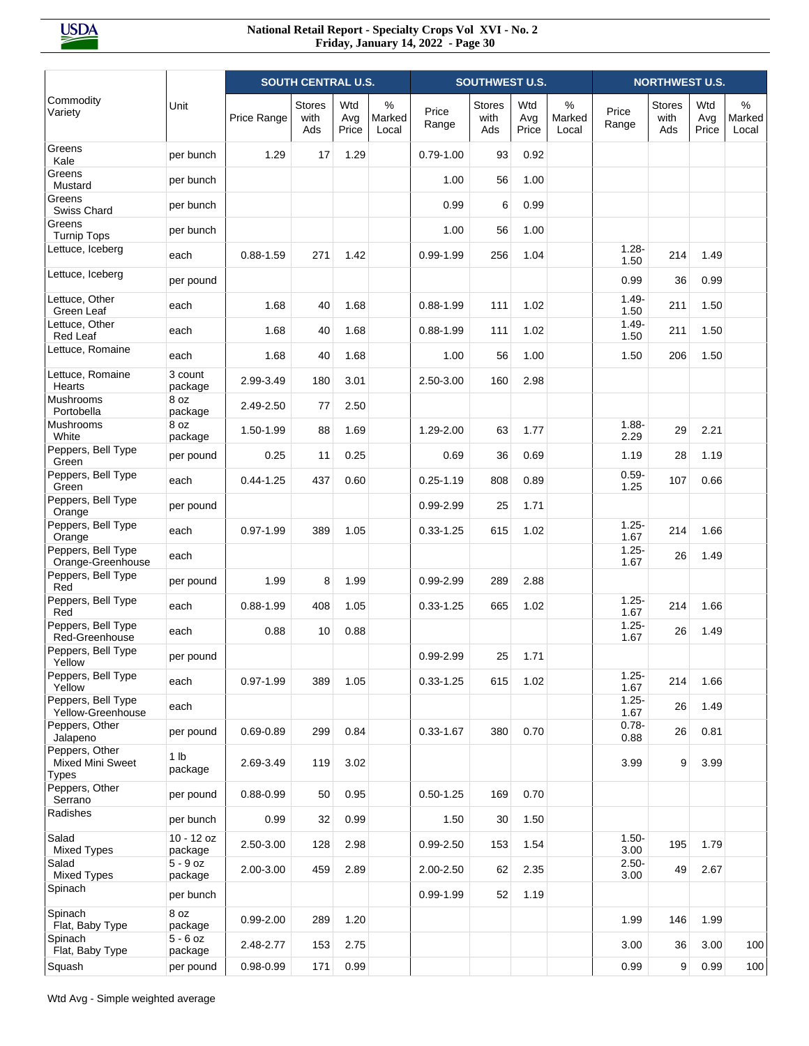| Commodity Variety | Unit | SOUTH CENTRAL U.S. | | | | SOUTHWEST U.S. | | | | NORTHWEST U.S. | | | |
|---|---|---|---|---|---|---|---|---|---|---|---|---|---|
| | | Price Range | Stores with Ads | Wtd Avg Price | % Marked Local | Price Range | Stores with Ads | Wtd Avg Price | % Marked Local | Price Range | Stores with Ads | Wtd Avg Price | % Marked Local |
| Greens Kale | per bunch | 1.29 | 17 | 1.29 | | 0.79-1.00 | 93 | 0.92 | | | | | |
| Greens Mustard | per bunch | | | | | 1.00 | 56 | 1.00 | | | | | |
| Greens Swiss Chard | per bunch | | | | | 0.99 | 6 | 0.99 | | | | | |
| Greens Turnip Tops | per bunch | | | | | 1.00 | 56 | 1.00 | | | | | |
| Lettuce, Iceberg | each | 0.88-1.59 | 271 | 1.42 | | 0.99-1.99 | 256 | 1.04 | | 1.28-1.50 | 214 | 1.49 | |
| Lettuce, Iceberg | per pound | | | | | | | | | 0.99 | 36 | 0.99 | |
| Lettuce, Other Green Leaf | each | 1.68 | 40 | 1.68 | | 0.88-1.99 | 111 | 1.02 | | 1.49-1.50 | 211 | 1.50 | |
| Lettuce, Other Red Leaf | each | 1.68 | 40 | 1.68 | | 0.88-1.99 | 111 | 1.02 | | 1.49-1.50 | 211 | 1.50 | |
| Lettuce, Romaine | each | 1.68 | 40 | 1.68 | | 1.00 | 56 | 1.00 | | 1.50 | 206 | 1.50 | |
| Lettuce, Romaine Hearts | 3 count package | 2.99-3.49 | 180 | 3.01 | | 2.50-3.00 | 160 | 2.98 | | | | | |
| Mushrooms Portobella | 8 oz package | 2.49-2.50 | 77 | 2.50 | | | | | | | | | |
| Mushrooms White | 8 oz package | 1.50-1.99 | 88 | 1.69 | | 1.29-2.00 | 63 | 1.77 | | 1.88-2.29 | 29 | 2.21 | |
| Peppers, Bell Type Green | per pound | 0.25 | 11 | 0.25 | | 0.69 | 36 | 0.69 | | 1.19 | 28 | 1.19 | |
| Peppers, Bell Type Green | each | 0.44-1.25 | 437 | 0.60 | | 0.25-1.19 | 808 | 0.89 | | 0.59-1.25 | 107 | 0.66 | |
| Peppers, Bell Type Orange | per pound | | | | | 0.99-2.99 | 25 | 1.71 | | | | | |
| Peppers, Bell Type Orange | each | 0.97-1.99 | 389 | 1.05 | | 0.33-1.25 | 615 | 1.02 | | 1.25-1.67 | 214 | 1.66 | |
| Peppers, Bell Type Orange-Greenhouse | each | | | | | | | | | 1.25-1.67 | 26 | 1.49 | |
| Peppers, Bell Type Red | per pound | 1.99 | 8 | 1.99 | | 0.99-2.99 | 289 | 2.88 | | | | | |
| Peppers, Bell Type Red | each | 0.88-1.99 | 408 | 1.05 | | 0.33-1.25 | 665 | 1.02 | | 1.25-1.67 | 214 | 1.66 | |
| Peppers, Bell Type Red-Greenhouse | each | 0.88 | 10 | 0.88 | | | | | | 1.25-1.67 | 26 | 1.49 | |
| Peppers, Bell Type Yellow | per pound | | | | | 0.99-2.99 | 25 | 1.71 | | | | | |
| Peppers, Bell Type Yellow | each | 0.97-1.99 | 389 | 1.05 | | 0.33-1.25 | 615 | 1.02 | | 1.25-1.67 | 214 | 1.66 | |
| Peppers, Bell Type Yellow-Greenhouse | each | | | | | | | | | 1.25-1.67 | 26 | 1.49 | |
| Peppers, Other Jalapeno | per pound | 0.69-0.89 | 299 | 0.84 | | 0.33-1.67 | 380 | 0.70 | | 0.78-0.88 | 26 | 0.81 | |
| Peppers, Other Mixed Mini Sweet Types | 1 lb package | 2.69-3.49 | 119 | 3.02 | | | | | | 3.99 | 9 | 3.99 | |
| Peppers, Other Serrano | per pound | 0.88-0.99 | 50 | 0.95 | | 0.50-1.25 | 169 | 0.70 | | | | | |
| Radishes | per bunch | 0.99 | 32 | 0.99 | | 1.50 | 30 | 1.50 | | | | | |
| Salad Mixed Types | 10 - 12 oz package | 2.50-3.00 | 128 | 2.98 | | 0.99-2.50 | 153 | 1.54 | | 1.50-3.00 | 195 | 1.79 | |
| Salad Mixed Types | 5 - 9 oz package | 2.00-3.00 | 459 | 2.89 | | 2.00-2.50 | 62 | 2.35 | | 2.50-3.00 | 49 | 2.67 | |
| Spinach | per bunch | | | | | 0.99-1.99 | 52 | 1.19 | | | | | |
| Spinach Flat, Baby Type | 8 oz package | 0.99-2.00 | 289 | 1.20 | | | | | | 1.99 | 146 | 1.99 | |
| Spinach Flat, Baby Type | 5 - 6 oz package | 2.48-2.77 | 153 | 2.75 | | | | | | 3.00 | 36 | 3.00 | 100 |
| Squash | per pound | 0.98-0.99 | 171 | 0.99 | | | | | | 0.99 | 9 | 0.99 | 100 |

Wtd Avg - Simple weighted average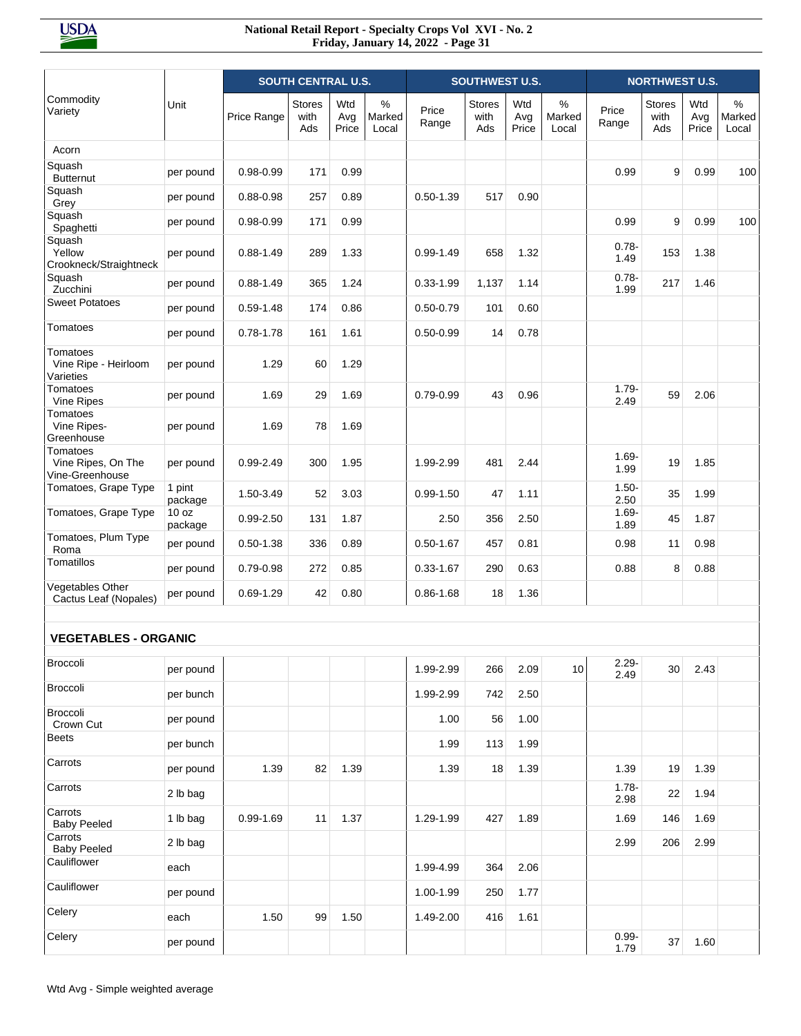| Commodity Variety | Unit | SOUTH CENTRAL U.S. | | | | SOUTHWEST U.S. | | | | NORTHWEST U.S. | | | |
|---|---|---|---|---|---|---|---|---|---|---|---|---|---|
| | | Price Range | Stores with Ads | Wtd Avg Price | % Marked Local | Price Range | Stores with Ads | Wtd Avg Price | % Marked Local | Price Range | Stores with Ads | Wtd Avg Price | % Marked Local |
| Acorn | | | | | | | | | | | | | |
| Squash Butternut | per pound | 0.98-0.99 | 171 | 0.99 | | | | | | 0.99 | 9 | 0.99 | 100 |
| Squash Grey | per pound | 0.88-0.98 | 257 | 0.89 | | 0.50-1.39 | 517 | 0.90 | | | | | |
| Squash Spaghetti | per pound | 0.98-0.99 | 171 | 0.99 | | | | | | 0.99 | 9 | 0.99 | 100 |
| Squash Yellow Crookneck/Straightneck | per pound | 0.88-1.49 | 289 | 1.33 | | 0.99-1.49 | 658 | 1.32 | | 0.78-1.49 | 153 | 1.38 | |
| Squash Zucchini | per pound | 0.88-1.49 | 365 | 1.24 | | 0.33-1.99 | 1,137 | 1.14 | | 0.78-1.99 | 217 | 1.46 | |
| Sweet Potatoes | per pound | 0.59-1.48 | 174 | 0.86 | | 0.50-0.79 | 101 | 0.60 | | | | | |
| Tomatoes | per pound | 0.78-1.78 | 161 | 1.61 | | 0.50-0.99 | 14 | 0.78 | | | | | |
| Tomatoes Vine Ripe - Heirloom Varieties | per pound | 1.29 | 60 | 1.29 | | | | | | | | | |
| Tomatoes Vine Ripes | per pound | 1.69 | 29 | 1.69 | | 0.79-0.99 | 43 | 0.96 | | 1.79-2.49 | 59 | 2.06 | |
| Tomatoes Vine Ripes-Greenhouse | per pound | 1.69 | 78 | 1.69 | | | | | | | | | |
| Tomatoes Vine Ripes, On The Vine-Greenhouse | per pound | 0.99-2.49 | 300 | 1.95 | | 1.99-2.99 | 481 | 2.44 | | 1.69-1.99 | 19 | 1.85 | |
| Tomatoes, Grape Type | 1 pint package | 1.50-3.49 | 52 | 3.03 | | 0.99-1.50 | 47 | 1.11 | | 1.50-2.50 | 35 | 1.99 | |
| Tomatoes, Grape Type | 10 oz package | 0.99-2.50 | 131 | 1.87 | | 2.50 | 356 | 2.50 | | 1.69-1.89 | 45 | 1.87 | |
| Tomatoes, Plum Type Roma | per pound | 0.50-1.38 | 336 | 0.89 | | 0.50-1.67 | 457 | 0.81 | | 0.98 | 11 | 0.98 | |
| Tomatillos | per pound | 0.79-0.98 | 272 | 0.85 | | 0.33-1.67 | 290 | 0.63 | | 0.88 | 8 | 0.88 | |
| Vegetables Other Cactus Leaf (Nopales) | per pound | 0.69-1.29 | 42 | 0.80 | | 0.86-1.68 | 18 | 1.36 | | | | | |
| **VEGETABLES - ORGANIC** | | | | | | | | | | | | | |
| Broccoli | per pound | | | | | 1.99-2.99 | 266 | 2.09 | 10 | 2.29-2.49 | 30 | 2.43 | |
| Broccoli | per bunch | | | | | 1.99-2.99 | 742 | 2.50 | | | | | |
| Broccoli Crown Cut | per pound | | | | | 1.00 | 56 | 1.00 | | | | | |
| Beets | per bunch | | | | | 1.99 | 113 | 1.99 | | | | | |
| Carrots | per pound | 1.39 | 82 | 1.39 | | 1.39 | 18 | 1.39 | | 1.39 | 19 | 1.39 | |
| Carrots | 2 lb bag | | | | | | | | | 1.78-2.98 | 22 | 1.94 | |
| Carrots Baby Peeled | 1 lb bag | 0.99-1.69 | 11 | 1.37 | | 1.29-1.99 | 427 | 1.89 | | 1.69 | 146 | 1.69 | |
| Carrots Baby Peeled | 2 lb bag | | | | | | | | | 2.99 | 206 | 2.99 | |
| Cauliflower | each | | | | | 1.99-4.99 | 364 | 2.06 | | | | | |
| Cauliflower | per pound | | | | | 1.00-1.99 | 250 | 1.77 | | | | | |
| Celery | each | 1.50 | 99 | 1.50 | | 1.49-2.00 | 416 | 1.61 | | | | | |
| Celery | per pound | | | | | | | | | 0.99-1.79 | 37 | 1.60 | |

Wtd Avg - Simple weighted average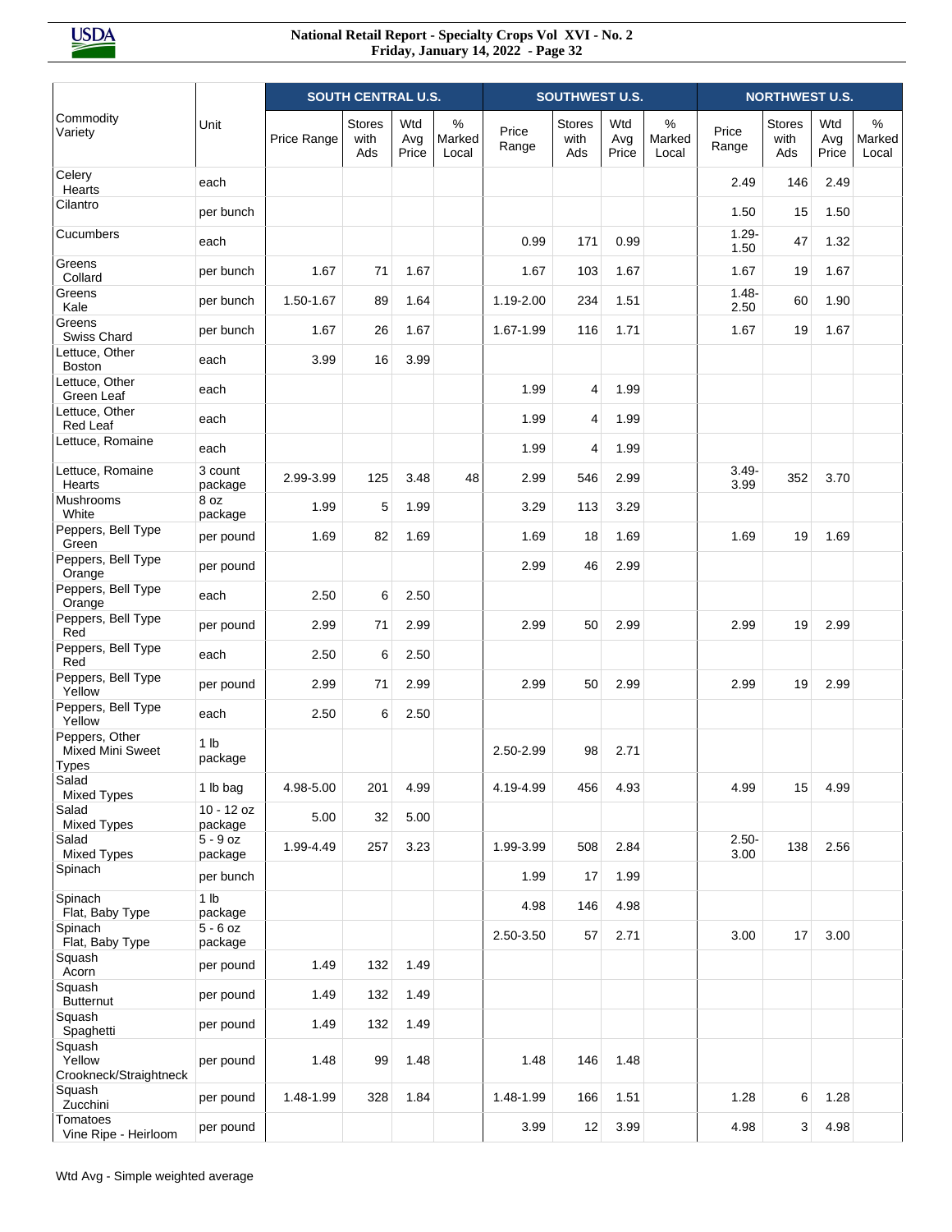| Commodity Variety | Unit | SOUTH CENTRAL U.S. | | | | SOUTHWEST U.S. | | | | NORTHWEST U.S. | | | |
|---|---|---|---|---|---|---|---|---|---|---|---|---|---|
| | | Price Range | Stores with Ads | Wtd Avg Price | % Marked Local | Price Range | Stores with Ads | Wtd Avg Price | % Marked Local | Price Range | Stores with Ads | Wtd Avg Price | % Marked Local |
| Celery Hearts | each | | | | | | | | | 2.49 | 146 | 2.49 | |
| Cilantro | per bunch | | | | | | | | | 1.50 | 15 | 1.50 | |
| Cucumbers | each | | | | | 0.99 | 171 | 0.99 | | 1.29-1.50 | 47 | 1.32 | |
| Greens Collard | per bunch | 1.67 | 71 | 1.67 | | 1.67 | 103 | 1.67 | | 1.67 | 19 | 1.67 | |
| Greens Kale | per bunch | 1.50-1.67 | 89 | 1.64 | | 1.19-2.00 | 234 | 1.51 | | 1.48-2.50 | 60 | 1.90 | |
| Greens Swiss Chard | per bunch | 1.67 | 26 | 1.67 | | 1.67-1.99 | 116 | 1.71 | | 1.67 | 19 | 1.67 | |
| Lettuce, Other Boston | each | 3.99 | 16 | 3.99 | | | | | | | | | |
| Lettuce, Other Green Leaf | each | | | | | 1.99 | 4 | 1.99 | | | | | |
| Lettuce, Other Red Leaf | each | | | | | 1.99 | 4 | 1.99 | | | | | |
| Lettuce, Romaine | each | | | | | 1.99 | 4 | 1.99 | | | | | |
| Lettuce, Romaine Hearts | 3 count package | 2.99-3.99 | 125 | 3.48 | 48 | 2.99 | 546 | 2.99 | | 3.49-3.99 | 352 | 3.70 | |
| Mushrooms White | 8 oz package | 1.99 | 5 | 1.99 | | 3.29 | 113 | 3.29 | | | | | |
| Peppers, Bell Type Green | per pound | 1.69 | 82 | 1.69 | | 1.69 | 18 | 1.69 | | 1.69 | 19 | 1.69 | |
| Peppers, Bell Type Orange | per pound | | | | | 2.99 | 46 | 2.99 | | | | | |
| Peppers, Bell Type Orange | each | 2.50 | 6 | 2.50 | | | | | | | | | |
| Peppers, Bell Type Red | per pound | 2.99 | 71 | 2.99 | | 2.99 | 50 | 2.99 | | 2.99 | 19 | 2.99 | |
| Peppers, Bell Type Red | each | 2.50 | 6 | 2.50 | | | | | | | | | |
| Peppers, Bell Type Yellow | per pound | 2.99 | 71 | 2.99 | | 2.99 | 50 | 2.99 | | 2.99 | 19 | 2.99 | |
| Peppers, Bell Type Yellow | each | 2.50 | 6 | 2.50 | | | | | | | | | |
| Peppers, Other Mixed Mini Sweet Types | 1 lb package | | | | | 2.50-2.99 | 98 | 2.71 | | | | | |
| Salad Mixed Types | 1 lb bag | 4.98-5.00 | 201 | 4.99 | | 4.19-4.99 | 456 | 4.93 | | 4.99 | 15 | 4.99 | |
| Salad Mixed Types | 10 - 12 oz package | 5.00 | 32 | 5.00 | | | | | | | | | |
| Salad Mixed Types | 5 - 9 oz package | 1.99-4.49 | 257 | 3.23 | | 1.99-3.99 | 508 | 2.84 | | 2.50-3.00 | 138 | 2.56 | |
| Spinach | per bunch | | | | | 1.99 | 17 | 1.99 | | | | | |
| Spinach Flat, Baby Type | 1 lb package | | | | | 4.98 | 146 | 4.98 | | | | | |
| Spinach Flat, Baby Type | 5 - 6 oz package | | | | | 2.50-3.50 | 57 | 2.71 | | 3.00 | 17 | 3.00 | |
| Squash Acorn | per pound | 1.49 | 132 | 1.49 | | | | | | | | | |
| Squash Butternut | per pound | 1.49 | 132 | 1.49 | | | | | | | | | |
| Squash Spaghetti | per pound | 1.49 | 132 | 1.49 | | | | | | | | | |
| Squash Yellow Crookneck/Straightneck | per pound | 1.48 | 99 | 1.48 | | 1.48 | 146 | 1.48 | | | | | |
| Squash Zucchini | per pound | 1.48-1.99 | 328 | 1.84 | | 1.48-1.99 | 166 | 1.51 | | 1.28 | 6 | 1.28 | |
| Tomatoes Vine Ripe - Heirloom | per pound | | | | | 3.99 | 12 | 3.99 | | 4.98 | 3 | 4.98 | |

Wtd Avg - Simple weighted average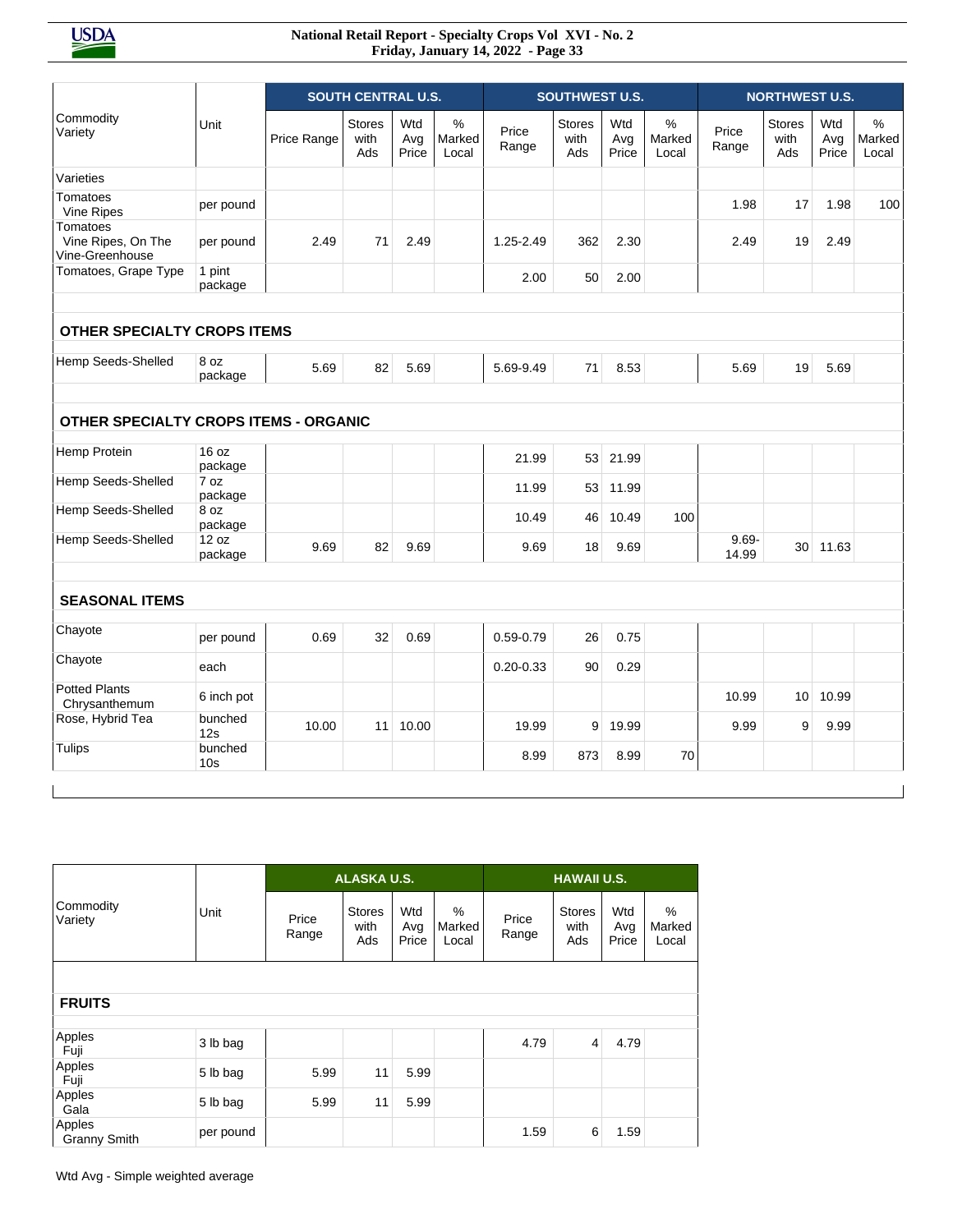| Commodity Variety | Unit | SOUTH CENTRAL U.S. | | | | SOUTHWEST U.S. | | | | NORTHWEST U.S. | | | |
|---|---|---|---|---|---|---|---|---|---|---|---|---|---|
| | | Price Range | Stores with Ads | Wtd Avg Price | % Marked Local | Price Range | Stores with Ads | Wtd Avg Price | % Marked Local | Price Range | Stores with Ads | Wtd Avg Price | % Marked Local |
| Varieties | | | | | | | | | | | | | |
| Tomatoes Vine Ripes | per pound | | | | | | | | | 1.98 | 17 | 1.98 | 100 |
| Tomatoes Vine Ripes, On The Vine-Greenhouse | per pound | 2.49 | 71 | 2.49 | | 1.25-2.49 | 362 | 2.30 | | 2.49 | 19 | 2.49 | |
| Tomatoes, Grape Type | 1 pint package | | | | | 2.00 | 50 | 2.00 | | | | | |
| **OTHER SPECIALTY CROPS ITEMS** | | | | | | | | | | | | | |
| Hemp Seeds-Shelled | 8 oz package | 5.69 | 82 | 5.69 | | 5.69-9.49 | 71 | 8.53 | | 5.69 | 19 | 5.69 | |
| **OTHER SPECIALTY CROPS ITEMS - ORGANIC** | | | | | | | | | | | | | |
| Hemp Protein | 16 oz package | | | | | 21.99 | 53 | 21.99 | | | | | |
| Hemp Seeds-Shelled | 7 oz package | | | | | 11.99 | 53 | 11.99 | | | | | |
| Hemp Seeds-Shelled | 8 oz package | | | | | 10.49 | 46 | 10.49 | 100 | | | | |
| Hemp Seeds-Shelled | 12 oz package | 9.69 | 82 | 9.69 | | 9.69 | 18 | 9.69 | | 9.69-14.99 | 30 | 11.63 | |
| **SEASONAL ITEMS** | | | | | | | | | | | | | |
| Chayote | per pound | 0.69 | 32 | 0.69 | | 0.59-0.79 | 26 | 0.75 | | | | | |
| Chayote | each | | | | | 0.20-0.33 | 90 | 0.29 | | | | | |
| Potted Plants Chrysanthemum | 6 inch pot | | | | | | | | | 10.99 | 10 | 10.99 | |
| Rose, Hybrid Tea | bunched 12s | 10.00 | 11 | 10.00 | | 19.99 | 9 | 19.99 | | 9.99 | 9 | 9.99 | |
| Tulips | bunched 10s | | | | | 8.99 | 873 | 8.99 | 70 | | | | |

| Commodity Variety | Unit | ALASKA U.S. | | | | HAWAII U.S. | | | |
|---|---|---|---|---|---|---|---|---|---|
| | | Price Range | Stores with Ads | Wtd Avg Price | % Marked Local | Price Range | Stores with Ads | Wtd Avg Price | % Marked Local |
| **FRUITS** | | | | | | | | | |
| Apples Fuji | 3 lb bag | | | | | 4.79 | 4 | 4.79 | |
| Apples Fuji | 5 lb bag | 5.99 | 11 | 5.99 | | | | | |
| Apples Gala | 5 lb bag | 5.99 | 11 | 5.99 | | | | | |
| Apples Granny Smith | per pound | | | | | 1.59 | 6 | 1.59 | |

Wtd Avg - Simple weighted average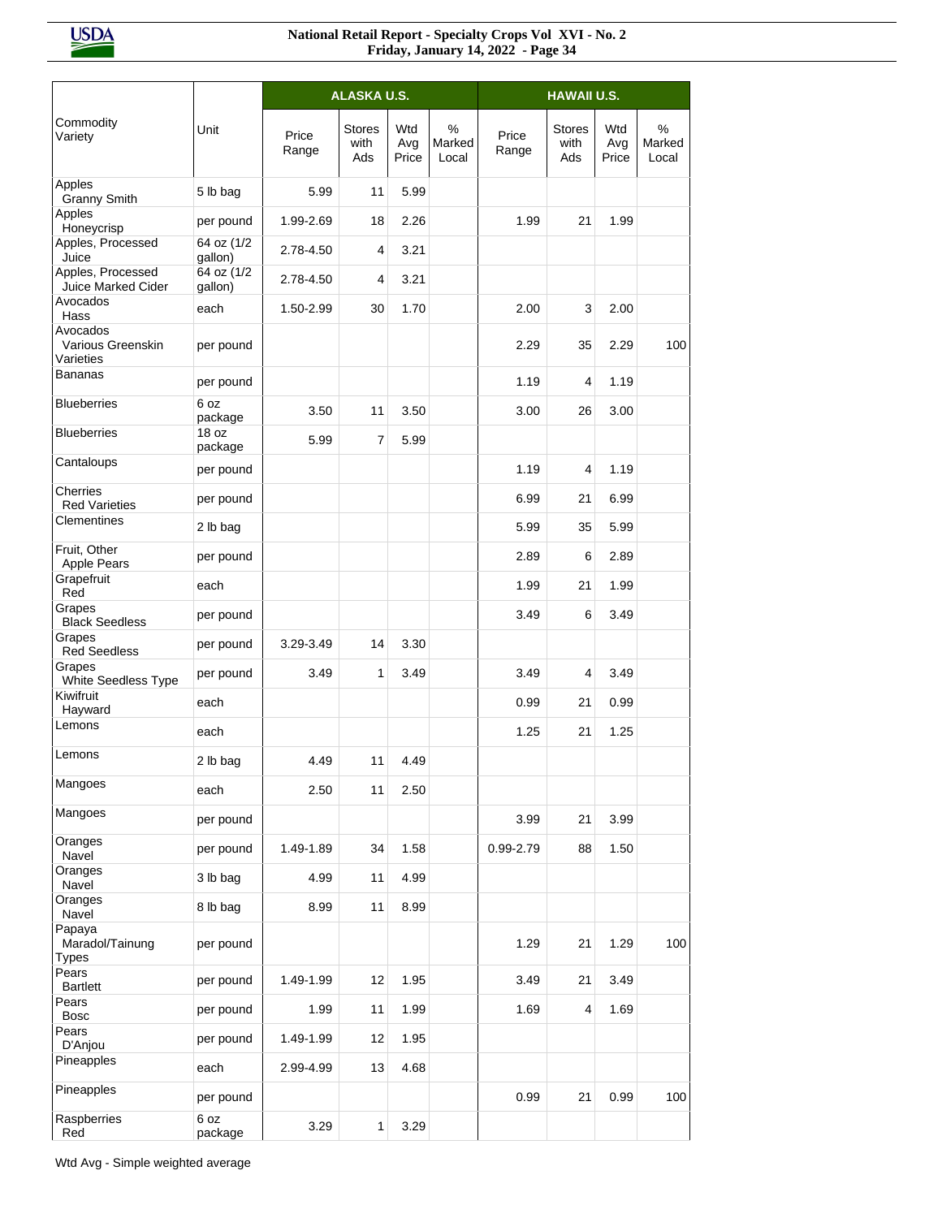| Commodity Variety | Unit | ALASKA U.S. | | | | HAWAII U.S. | | | |
|---|---|---|---|---|---|---|---|---|---|
| | | Price Range | Stores with Ads | Wtd Avg Price | % Marked Local | Price Range | Stores with Ads | Wtd Avg Price | % Marked Local |
| Apples Granny Smith | 5 lb bag | 5.99 | 11 | 5.99 | | | | | |
| Apples Honeycrisp | per pound | 1.99-2.69 | 18 | 2.26 | | 1.99 | 21 | 1.99 | |
| Apples, Processed Juice | 64 oz (1/2 gallon) | 2.78-4.50 | 4 | 3.21 | | | | | |
| Apples, Processed Juice Marked Cider | 64 oz (1/2 gallon) | 2.78-4.50 | 4 | 3.21 | | | | | |
| Avocados Hass | each | 1.50-2.99 | 30 | 1.70 | | 2.00 | 3 | 2.00 | |
| Avocados Various Greenskin Varieties | per pound | | | | | 2.29 | 35 | 2.29 | 100 |
| Bananas | per pound | | | | | 1.19 | 4 | 1.19 | |
| Blueberries | 6 oz package | 3.50 | 11 | 3.50 | | 3.00 | 26 | 3.00 | |
| Blueberries | 18 oz package | 5.99 | 7 | 5.99 | | | | | |
| Cantaloups | per pound | | | | | 1.19 | 4 | 1.19 | |
| Cherries Red Varieties | per pound | | | | | 6.99 | 21 | 6.99 | |
| Clementines | 2 lb bag | | | | | 5.99 | 35 | 5.99 | |
| Fruit, Other Apple Pears | per pound | | | | | 2.89 | 6 | 2.89 | |
| Grapefruit Red | each | | | | | 1.99 | 21 | 1.99 | |
| Grapes Black Seedless | per pound | | | | | 3.49 | 6 | 3.49 | |
| Grapes Red Seedless | per pound | 3.29-3.49 | 14 | 3.30 | | | | | |
| Grapes White Seedless Type | per pound | 3.49 | 1 | 3.49 | | 3.49 | 4 | 3.49 | |
| Kiwifruit Hayward | each | | | | | 0.99 | 21 | 0.99 | |
| Lemons | each | | | | | 1.25 | 21 | 1.25 | |
| Lemons | 2 lb bag | 4.49 | 11 | 4.49 | | | | | |
| Mangoes | each | 2.50 | 11 | 2.50 | | | | | |
| Mangoes | per pound | | | | | 3.99 | 21 | 3.99 | |
| Oranges Navel | per pound | 1.49-1.89 | 34 | 1.58 | | 0.99-2.79 | 88 | 1.50 | |
| Oranges Navel | 3 lb bag | 4.99 | 11 | 4.99 | | | | | |
| Oranges Navel | 8 lb bag | 8.99 | 11 | 8.99 | | | | | |
| Papaya Maradol/Tainung Types | per pound | | | | | 1.29 | 21 | 1.29 | 100 |
| Pears Bartlett | per pound | 1.49-1.99 | 12 | 1.95 | | 3.49 | 21 | 3.49 | |
| Pears Bosc | per pound | 1.99 | 11 | 1.99 | | 1.69 | 4 | 1.69 | |
| Pears D'Anjou | per pound | 1.49-1.99 | 12 | 1.95 | | | | | |
| Pineapples | each | 2.99-4.99 | 13 | 4.68 | | | | | |
| Pineapples | per pound | | | | | 0.99 | 21 | 0.99 | 100 |
| Raspberries Red | 6 oz package | 3.29 | 1 | 3.29 | | | | | |

Wtd Avg - Simple weighted average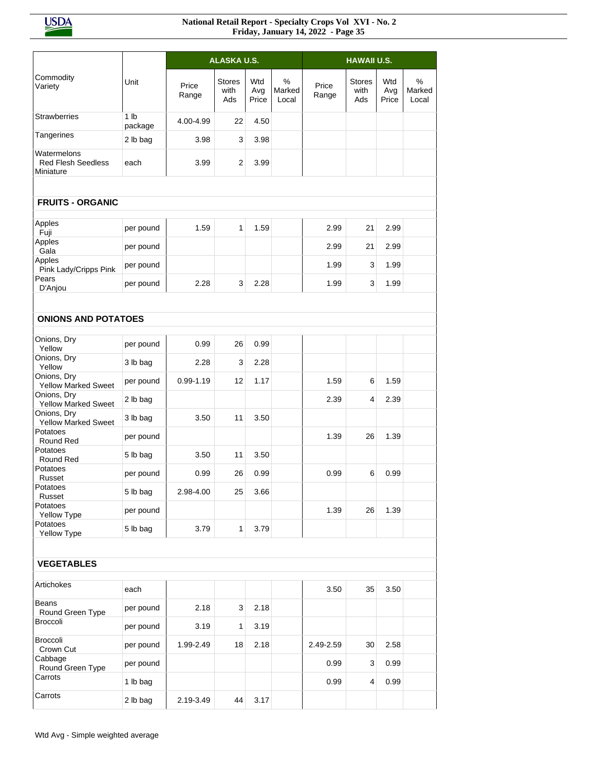| Commodity Variety | Unit | ALASKA U.S. Price Range | Stores with Ads | Wtd Avg Price | % Marked Local | HAWAII U.S. Price Range | Stores with Ads | Wtd Avg Price | % Marked Local |
|---|---|---|---|---|---|---|---|---|---|
| Strawberries | 1 lb package | 4.00-4.99 | 22 | 4.50 | | | | | |
| Tangerines | 2 lb bag | 3.98 | 3 | 3.98 | | | | | |
| Watermelons Red Flesh Seedless Miniature | each | 3.99 | 2 | 3.99 | | | | | |
| **FRUITS - ORGANIC** | | | | | | | | | |
| Apples Fuji | per pound | 1.59 | 1 | 1.59 | | 2.99 | 21 | 2.99 | |
| Apples Gala | per pound | | | | | 2.99 | 21 | 2.99 | |
| Apples Pink Lady/Cripps Pink | per pound | | | | | 1.99 | 3 | 1.99 | |
| Pears D'Anjou | per pound | 2.28 | 3 | 2.28 | | 1.99 | 3 | 1.99 | |
| **ONIONS AND POTATOES** | | | | | | | | | |
| Onions, Dry Yellow | per pound | 0.99 | 26 | 0.99 | | | | | |
| Onions, Dry Yellow | 3 lb bag | 2.28 | 3 | 2.28 | | | | | |
| Onions, Dry Yellow Marked Sweet | per pound | 0.99-1.19 | 12 | 1.17 | | 1.59 | 6 | 1.59 | |
| Onions, Dry Yellow Marked Sweet | 2 lb bag | | | | | 2.39 | 4 | 2.39 | |
| Onions, Dry Yellow Marked Sweet | 3 lb bag | 3.50 | 11 | 3.50 | | | | | |
| Potatoes Round Red | per pound | | | | | 1.39 | 26 | 1.39 | |
| Potatoes Round Red | 5 lb bag | 3.50 | 11 | 3.50 | | | | | |
| Potatoes Russet | per pound | 0.99 | 26 | 0.99 | | 0.99 | 6 | 0.99 | |
| Potatoes Russet | 5 lb bag | 2.98-4.00 | 25 | 3.66 | | | | | |
| Potatoes Yellow Type | per pound | | | | | 1.39 | 26 | 1.39 | |
| Potatoes Yellow Type | 5 lb bag | 3.79 | 1 | 3.79 | | | | | |
| **VEGETABLES** | | | | | | | | | |
| Artichokes | each | | | | | 3.50 | 35 | 3.50 | |
| Beans Round Green Type | per pound | 2.18 | 3 | 2.18 | | | | | |
| Broccoli | per pound | 3.19 | 1 | 3.19 | | | | | |
| Broccoli Crown Cut | per pound | 1.99-2.49 | 18 | 2.18 | | 2.49-2.59 | 30 | 2.58 | |
| Cabbage Round Green Type | per pound | | | | | 0.99 | 3 | 0.99 | |
| Carrots | 1 lb bag | | | | | 0.99 | 4 | 0.99 | |
| Carrots | 2 lb bag | 2.19-3.49 | 44 | 3.17 | | | | | |

Wtd Avg - Simple weighted average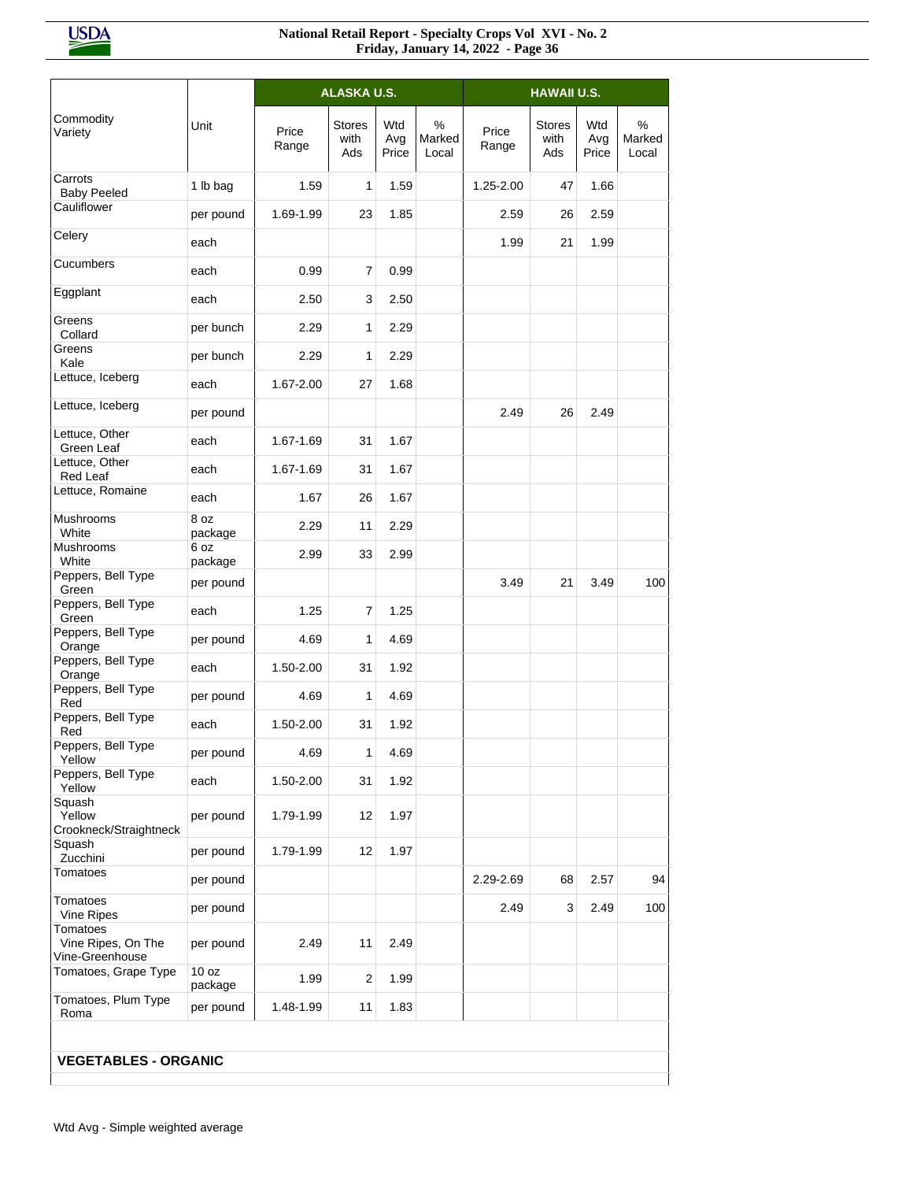| Commodity Variety | Unit | ALASKA U.S. Price Range | Stores with Ads | Wtd Avg Price | % Marked Local | HAWAII U.S. Price Range | Stores with Ads | Wtd Avg Price | % Marked Local |
|---|---|---|---|---|---|---|---|---|---|
| Carrots Baby Peeled | 1 lb bag | 1.59 | 1 | 1.59 | | 1.25-2.00 | 47 | 1.66 | |
| Cauliflower | per pound | 1.69-1.99 | 23 | 1.85 | | 2.59 | 26 | 2.59 | |
| Celery | each | | | | | 1.99 | 21 | 1.99 | |
| Cucumbers | each | 0.99 | 7 | 0.99 | | | | | |
| Eggplant | each | 2.50 | 3 | 2.50 | | | | | |
| Greens Collard | per bunch | 2.29 | 1 | 2.29 | | | | | |
| Greens Kale | per bunch | 2.29 | 1 | 2.29 | | | | | |
| Lettuce, Iceberg | each | 1.67-2.00 | 27 | 1.68 | | | | | |
| Lettuce, Iceberg | per pound | | | | | 2.49 | 26 | 2.49 | |
| Lettuce, Other Green Leaf | each | 1.67-1.69 | 31 | 1.67 | | | | | |
| Lettuce, Other Red Leaf | each | 1.67-1.69 | 31 | 1.67 | | | | | |
| Lettuce, Romaine | each | 1.67 | 26 | 1.67 | | | | | |
| Mushrooms White | 8 oz package | 2.29 | 11 | 2.29 | | | | | |
| Mushrooms White | 6 oz package | 2.99 | 33 | 2.99 | | | | | |
| Peppers, Bell Type Green | per pound | | | | | 3.49 | 21 | 3.49 | 100 |
| Peppers, Bell Type Green | each | 1.25 | 7 | 1.25 | | | | | |
| Peppers, Bell Type Orange | per pound | 4.69 | 1 | 4.69 | | | | | |
| Peppers, Bell Type Orange | each | 1.50-2.00 | 31 | 1.92 | | | | | |
| Peppers, Bell Type Red | per pound | 4.69 | 1 | 4.69 | | | | | |
| Peppers, Bell Type Red | each | 1.50-2.00 | 31 | 1.92 | | | | | |
| Peppers, Bell Type Yellow | per pound | 4.69 | 1 | 4.69 | | | | | |
| Peppers, Bell Type Yellow | each | 1.50-2.00 | 31 | 1.92 | | | | | |
| Squash Yellow Crookneck/Straightneck | per pound | 1.79-1.99 | 12 | 1.97 | | | | | |
| Squash Zucchini | per pound | 1.79-1.99 | 12 | 1.97 | | | | | |
| Tomatoes | per pound | | | | | 2.29-2.69 | 68 | 2.57 | 94 |
| Tomatoes Vine Ripes | per pound | | | | | 2.49 | 3 | 2.49 | 100 |
| Tomatoes Vine Ripes, On The Vine-Greenhouse | per pound | 2.49 | 11 | 2.49 | | | | | |
| Tomatoes, Grape Type | 10 oz package | 1.99 | 2 | 1.99 | | | | | |
| Tomatoes, Plum Type Roma | per pound | 1.48-1.99 | 11 | 1.83 | | | | | |

**VEGETABLES - ORGANIC**

Wtd Avg - Simple weighted average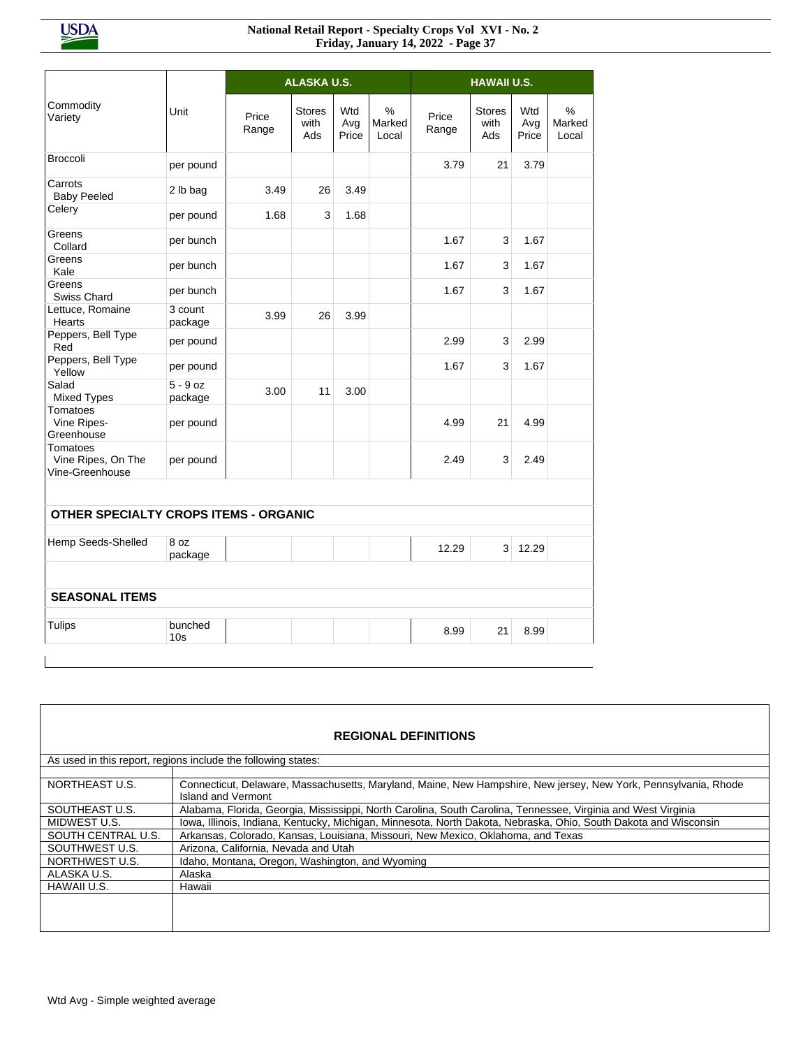| Commodity Variety | Unit | ALASKA U.S. | | | | HAWAII U.S. | | | |
|---|---|---|---|---|---|---|---|---|---|
| | | Price Range | Stores with Ads | Wtd Avg Price | % Marked Local | Price Range | Stores with Ads | Wtd Avg Price | % Marked Local |
| Broccoli | per pound | | | | | 3.79 | 21 | 3.79 | |
| Carrots Baby Peeled | 2 lb bag | 3.49 | 26 | 3.49 | | | | | |
| Celery | per pound | 1.68 | 3 | 1.68 | | | | | |
| Greens Collard | per bunch | | | | | 1.67 | 3 | 1.67 | |
| Greens Kale | per bunch | | | | | 1.67 | 3 | 1.67 | |
| Greens Swiss Chard | per bunch | | | | | 1.67 | 3 | 1.67 | |
| Lettuce, Romaine Hearts | 3 count package | 3.99 | 26 | 3.99 | | | | | |
| Peppers, Bell Type Red | per pound | | | | | 2.99 | 3 | 2.99 | |
| Peppers, Bell Type Yellow | per pound | | | | | 1.67 | 3 | 1.67 | |
| Salad Mixed Types | 5 - 9 oz package | 3.00 | 11 | 3.00 | | | | | |
| Tomatoes Vine Ripes-Greenhouse | per pound | | | | | 4.99 | 21 | 4.99 | |
| Tomatoes Vine Ripes, On The Vine-Greenhouse | per pound | | | | | 2.49 | 3 | 2.49 | |
| **OTHER SPECIALTY CROPS ITEMS - ORGANIC** | | | | | | | | | |
| Hemp Seeds-Shelled | 8 oz package | | | | | 12.29 | 3 | 12.29 | |
| **SEASONAL ITEMS** | | | | | | | | | |
| Tulips | bunched 10s | | | | | 8.99 | 21 | 8.99 | |

## REGIONAL DEFINITIONS

As used in this report, regions include the following states:

| | |
|---|---|
| NORTHEAST U.S. | Connecticut, Delaware, Massachusetts, Maryland, Maine, New Hampshire, New jersey, New York, Pennsylvania, Rhode Island and Vermont |
| SOUTHEAST U.S. | Alabama, Florida, Georgia, Mississippi, North Carolina, South Carolina, Tennessee, Virginia and West Virginia |
| MIDWEST U.S. | Iowa, Illinois, Indiana, Kentucky, Michigan, Minnesota, North Dakota, Nebraska, Ohio, South Dakota and Wisconsin |
| SOUTH CENTRAL U.S. | Arkansas, Colorado, Kansas, Louisiana, Missouri, New Mexico, Oklahoma, and Texas |
| SOUTHWEST U.S. | Arizona, California, Nevada and Utah |
| NORTHWEST U.S. | Idaho, Montana, Oregon, Washington, and Wyoming |
| ALASKA U.S. | Alaska |
| HAWAII U.S. | Hawaii |

Wtd Avg - Simple weighted average